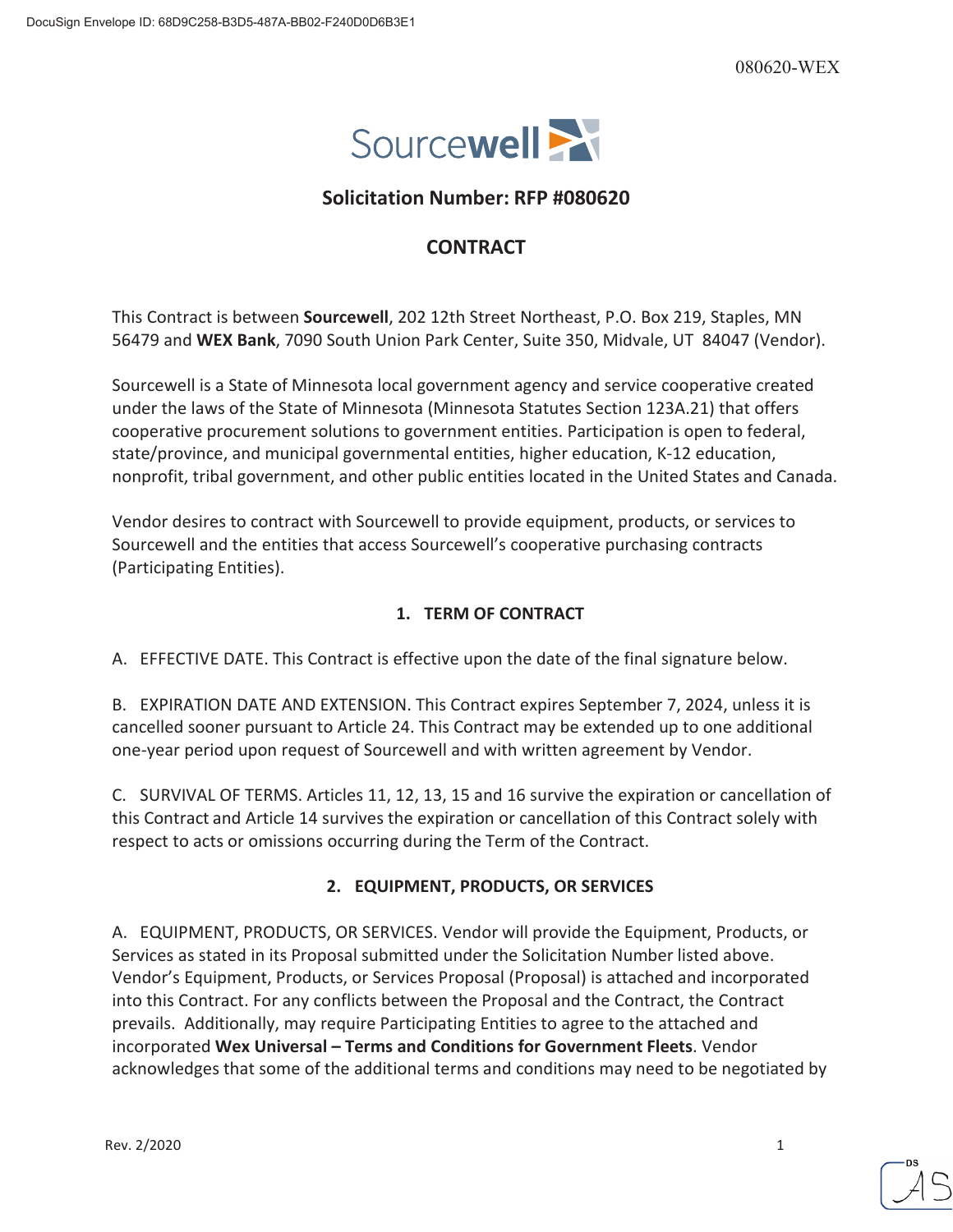080620-WEX

Sourcewell

## Solicitation Number: RFP #080620

## CONTRACT

This Contract is between **Sourcewell**, 202 12th Street Northeast, P.O. Box 219, Staples, MN 56479 and **WEX Bank**, 7090 South Union Park Center, Suite 350, Midvale, UT 84047 (Vendor).

Sourcewell is a State of Minnesota local government agency and service cooperative created under the laws of the State of Minnesota (Minnesota Statutes Section 123A.21) that offers cooperative procurement solutions to government entities. Participation is open to federal, state/province, and municipal governmental entities, higher education, K-12 education, nonprofit, tribal government, and other public entities located in the United States and Canada.

Vendor desires to contract with Sourcewell to provide equipment, products, or services to Sourcewell and the entities that access Sourcewell's cooperative purchasing contracts (Participating Entities).

### 1. TERM OF CONTRACT

A. EFFECTIVE DATE. This Contract is effective upon the date of the final signature below.

B. EXPIRATION DATE AND EXTENSION. This Contract expires September 7, 2024, unless it is cancelled sooner pursuant to Article 24. This Contract may be extended up to one additional one-year period upon request of Sourcewell and with written agreement by Vendor.

C. SURVIVAL OF TERMS. Articles 11, 12, 13, 15 and 16 survive the expiration or cancellation of this Contract and Article 14 survives the expiration or cancellation of this Contract solely with respect to acts or omissions occurring during the Term of the Contract.

### 2. EQUIPMENT, PRODUCTS, OR SERVICES

A. EQUIPMENT, PRODUCTS, OR SERVICES. Vendor will provide the Equipment, Products, or Services as stated in its Proposal submitted under the Solicitation Number listed above. Vendor's Equipment, Products, or Services Proposal (Proposal) is attached and incorporated into this Contract. For any conflicts between the Proposal and the Contract, the Contract prevails. Additionally, may require Participating Entities to agree to the attached and incorporated **Wex Universal – Terms and Conditions for Government Fleets**. Vendor acknowledges that some of the additional terms and conditions may need to be negotiated by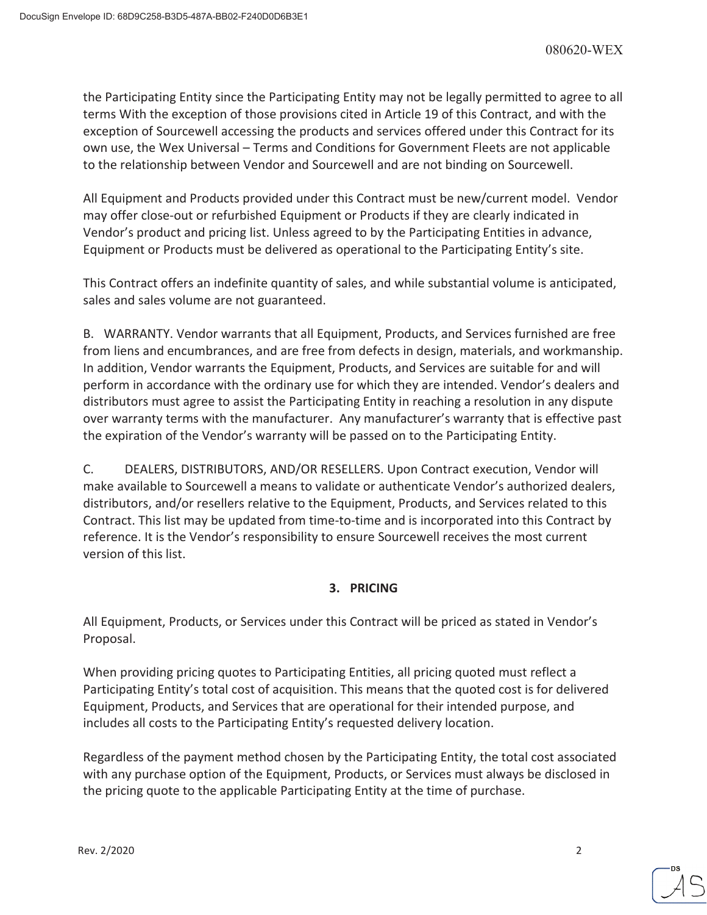the Participating Entity since the Participating Entity may not be legally permitted to agree to all terms With the exception of those provisions cited in Article 19 of this Contract, and with the exception of Sourcewell accessing the products and services offered under this Contract for its own use, the Wex Universal – Terms and Conditions for Government Fleets are not applicable to the relationship between Vendor and Sourcewell and are not binding on Sourcewell.

All Equipment and Products provided under this Contract must be new/current model. Vendor may offer close-out or refurbished Equipment or Products if they are clearly indicated in Vendor's product and pricing list. Unless agreed to by the Participating Entities in advance, Equipment or Products must be delivered as operational to the Participating Entity's site.

This Contract offers an indefinite quantity of sales, and while substantial volume is anticipated, sales and sales volume are not guaranteed.

B. WARRANTY. Vendor warrants that all Equipment, Products, and Services furnished are free from liens and encumbrances, and are free from defects in design, materials, and workmanship. In addition, Vendor warrants the Equipment, Products, and Services are suitable for and will perform in accordance with the ordinary use for which they are intended. Vendor's dealers and distributors must agree to assist the Participating Entity in reaching a resolution in any dispute over warranty terms with the manufacturer. Any manufacturer's warranty that is effective past the expiration of the Vendor's warranty will be passed on to the Participating Entity.

C. DEALERS, DISTRIBUTORS, AND/OR RESELLERS. Upon Contract execution, Vendor will make available to Sourcewell a means to validate or authenticate Vendor's authorized dealers, distributors, and/or resellers relative to the Equipment, Products, and Services related to this Contract. This list may be updated from time-to-time and is incorporated into this Contract by reference. It is the Vendor's responsibility to ensure Sourcewell receives the most current version of this list.

## 3. PRICING

All Equipment, Products, or Services under this Contract will be priced as stated in Vendor's Proposal.

When providing pricing quotes to Participating Entities, all pricing quoted must reflect a Participating Entity's total cost of acquisition. This means that the quoted cost is for delivered Equipment, Products, and Services that are operational for their intended purpose, and includes all costs to the Participating Entity's requested delivery location.

Regardless of the payment method chosen by the Participating Entity, the total cost associated with any purchase option of the Equipment, Products, or Services must always be disclosed in the pricing quote to the applicable Participating Entity at the time of purchase.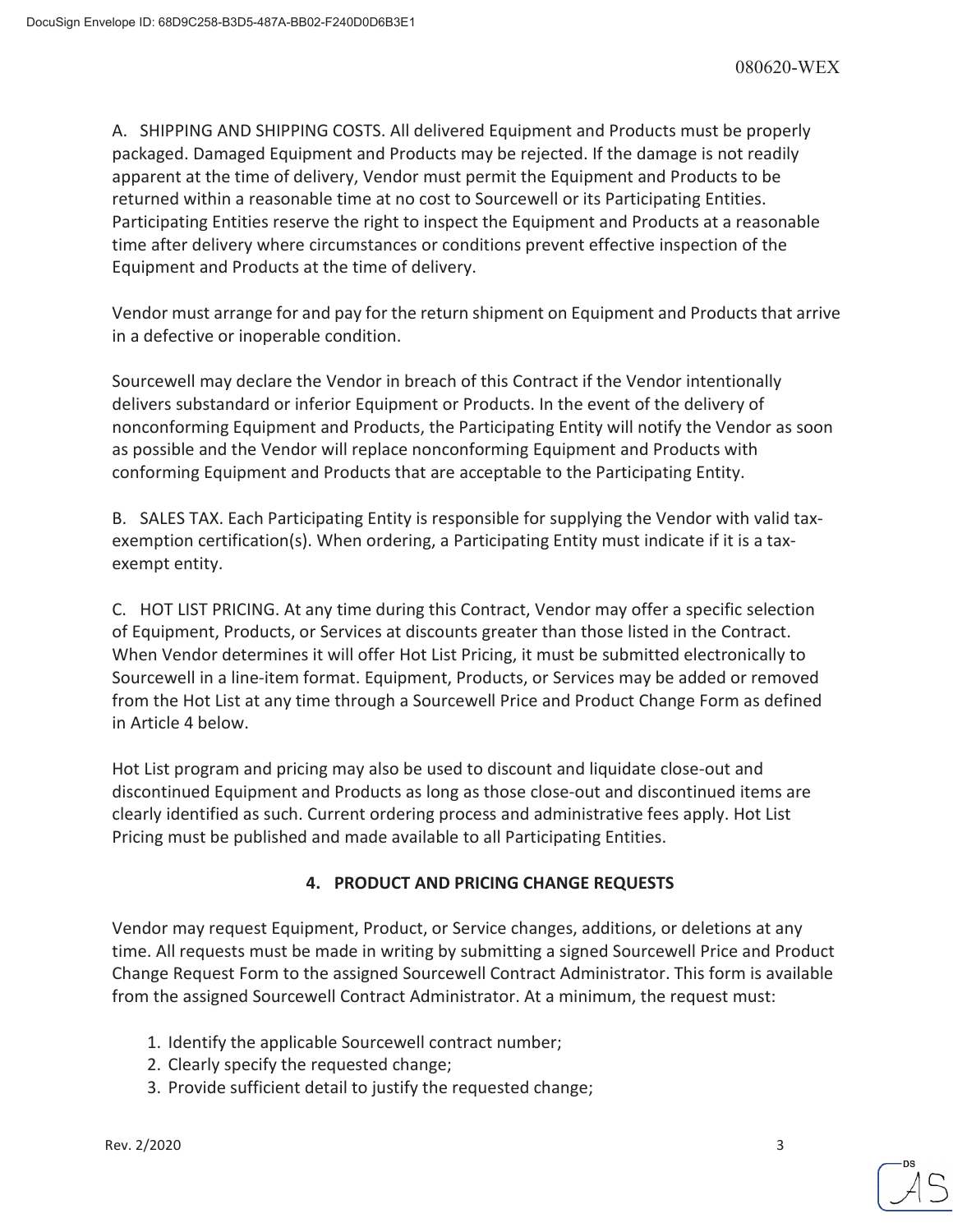A. SHIPPING AND SHIPPING COSTS. All delivered Equipment and Products must be properly packaged. Damaged Equipment and Products may be rejected. If the damage is not readily apparent at the time of delivery, Vendor must permit the Equipment and Products to be returned within a reasonable time at no cost to Sourcewell or its Participating Entities. Participating Entities reserve the right to inspect the Equipment and Products at a reasonable time after delivery where circumstances or conditions prevent effective inspection of the Equipment and Products at the time of delivery.

Vendor must arrange for and pay for the return shipment on Equipment and Products that arrive in a defective or inoperable condition.

Sourcewell may declare the Vendor in breach of this Contract if the Vendor intentionally delivers substandard or inferior Equipment or Products. In the event of the delivery of nonconforming Equipment and Products, the Participating Entity will notify the Vendor as soon as possible and the Vendor will replace nonconforming Equipment and Products with conforming Equipment and Products that are acceptable to the Participating Entity.

B. SALES TAX. Each Participating Entity is responsible for supplying the Vendor with valid tax-exemption certification(s). When ordering, a Participating Entity must indicate if it is a tax-exempt entity.

C. HOT LIST PRICING. At any time during this Contract, Vendor may offer a specific selection of Equipment, Products, or Services at discounts greater than those listed in the Contract. When Vendor determines it will offer Hot List Pricing, it must be submitted electronically to Sourcewell in a line-item format. Equipment, Products, or Services may be added or removed from the Hot List at any time through a Sourcewell Price and Product Change Form as defined in Article 4 below.

Hot List program and pricing may also be used to discount and liquidate close-out and discontinued Equipment and Products as long as those close-out and discontinued items are clearly identified as such. Current ordering process and administrative fees apply. Hot List Pricing must be published and made available to all Participating Entities.

## 4. PRODUCT AND PRICING CHANGE REQUESTS

Vendor may request Equipment, Product, or Service changes, additions, or deletions at any time. All requests must be made in writing by submitting a signed Sourcewell Price and Product Change Request Form to the assigned Sourcewell Contract Administrator. This form is available from the assigned Sourcewell Contract Administrator. At a minimum, the request must:

1. Identify the applicable Sourcewell contract number;
2. Clearly specify the requested change;
3. Provide sufficient detail to justify the requested change;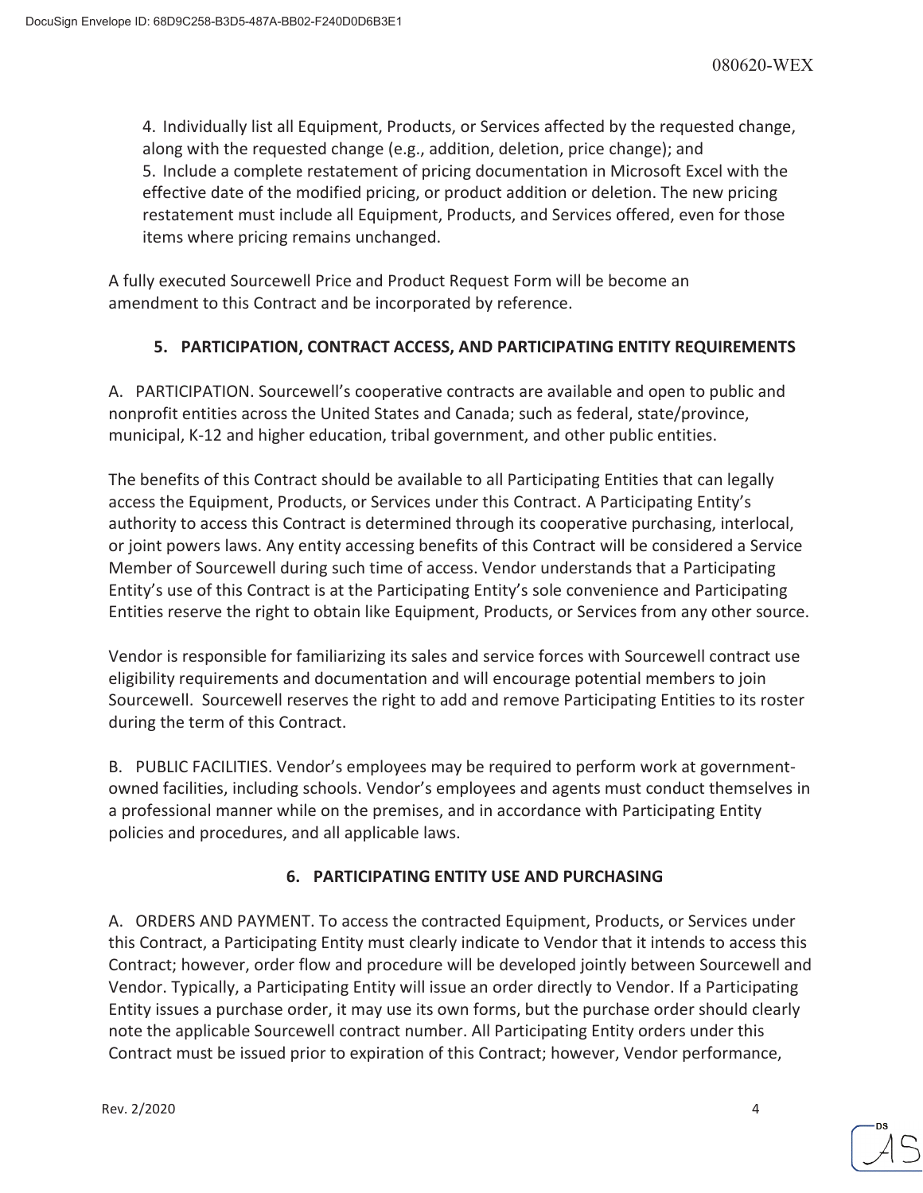4. Individually list all Equipment, Products, or Services affected by the requested change, along with the requested change (e.g., addition, deletion, price change); and
5. Include a complete restatement of pricing documentation in Microsoft Excel with the effective date of the modified pricing, or product addition or deletion. The new pricing restatement must include all Equipment, Products, and Services offered, even for those items where pricing remains unchanged.

A fully executed Sourcewell Price and Product Request Form will be become an amendment to this Contract and be incorporated by reference.

## 5. PARTICIPATION, CONTRACT ACCESS, AND PARTICIPATING ENTITY REQUIREMENTS

A. PARTICIPATION. Sourcewell's cooperative contracts are available and open to public and nonprofit entities across the United States and Canada; such as federal, state/province, municipal, K-12 and higher education, tribal government, and other public entities.

The benefits of this Contract should be available to all Participating Entities that can legally access the Equipment, Products, or Services under this Contract. A Participating Entity's authority to access this Contract is determined through its cooperative purchasing, interlocal, or joint powers laws. Any entity accessing benefits of this Contract will be considered a Service Member of Sourcewell during such time of access. Vendor understands that a Participating Entity's use of this Contract is at the Participating Entity's sole convenience and Participating Entities reserve the right to obtain like Equipment, Products, or Services from any other source.

Vendor is responsible for familiarizing its sales and service forces with Sourcewell contract use eligibility requirements and documentation and will encourage potential members to join Sourcewell. Sourcewell reserves the right to add and remove Participating Entities to its roster during the term of this Contract.

B. PUBLIC FACILITIES. Vendor's employees may be required to perform work at government-owned facilities, including schools. Vendor's employees and agents must conduct themselves in a professional manner while on the premises, and in accordance with Participating Entity policies and procedures, and all applicable laws.

## 6. PARTICIPATING ENTITY USE AND PURCHASING

A. ORDERS AND PAYMENT. To access the contracted Equipment, Products, or Services under this Contract, a Participating Entity must clearly indicate to Vendor that it intends to access this Contract; however, order flow and procedure will be developed jointly between Sourcewell and Vendor. Typically, a Participating Entity will issue an order directly to Vendor. If a Participating Entity issues a purchase order, it may use its own forms, but the purchase order should clearly note the applicable Sourcewell contract number. All Participating Entity orders under this Contract must be issued prior to expiration of this Contract; however, Vendor performance,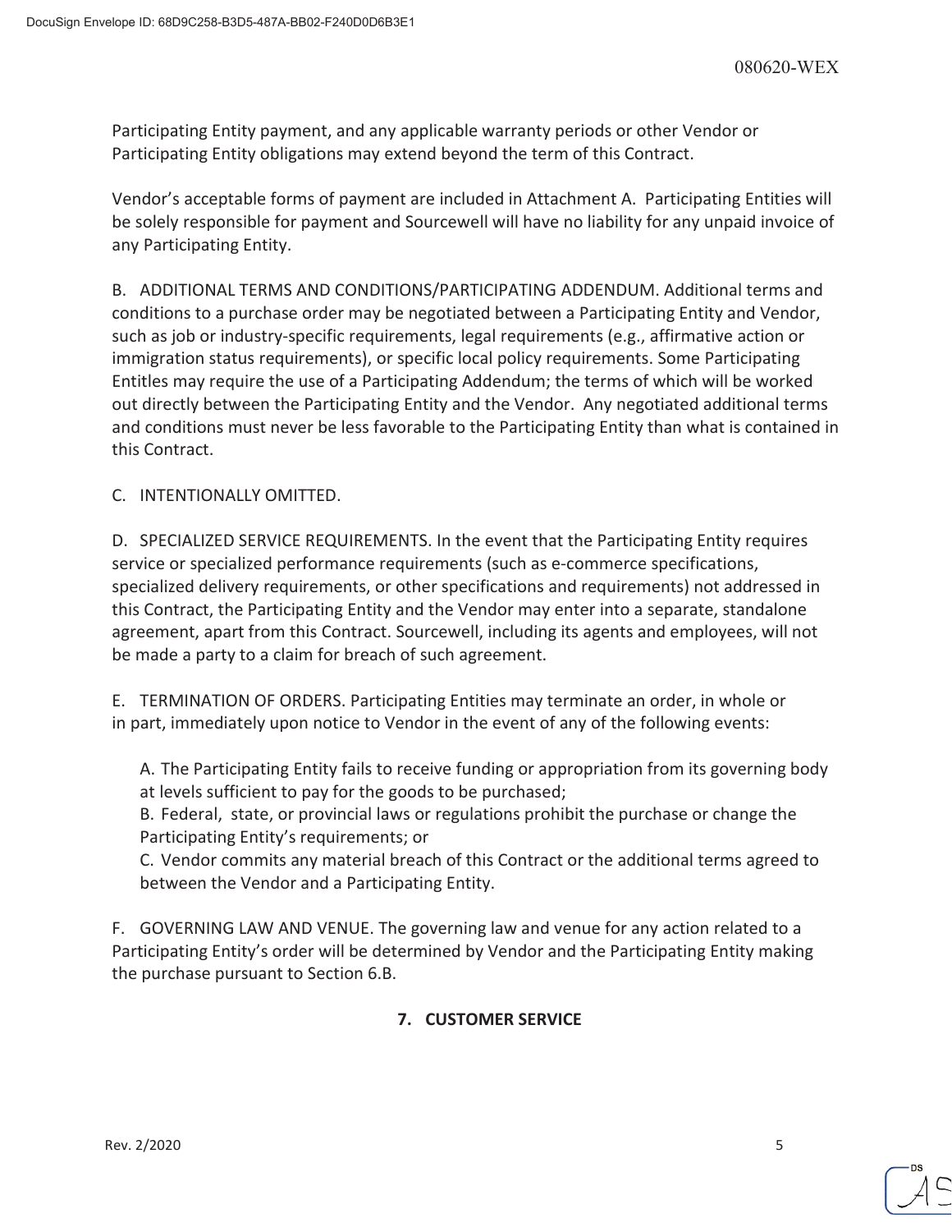Participating Entity payment, and any applicable warranty periods or other Vendor or Participating Entity obligations may extend beyond the term of this Contract.

Vendor's acceptable forms of payment are included in Attachment A. Participating Entities will be solely responsible for payment and Sourcewell will have no liability for any unpaid invoice of any Participating Entity.

B. ADDITIONAL TERMS AND CONDITIONS/PARTICIPATING ADDENDUM. Additional terms and conditions to a purchase order may be negotiated between a Participating Entity and Vendor, such as job or industry-specific requirements, legal requirements (e.g., affirmative action or immigration status requirements), or specific local policy requirements. Some Participating Entitles may require the use of a Participating Addendum; the terms of which will be worked out directly between the Participating Entity and the Vendor. Any negotiated additional terms and conditions must never be less favorable to the Participating Entity than what is contained in this Contract.

C. INTENTIONALLY OMITTED.

D. SPECIALIZED SERVICE REQUIREMENTS. In the event that the Participating Entity requires service or specialized performance requirements (such as e-commerce specifications, specialized delivery requirements, or other specifications and requirements) not addressed in this Contract, the Participating Entity and the Vendor may enter into a separate, standalone agreement, apart from this Contract. Sourcewell, including its agents and employees, will not be made a party to a claim for breach of such agreement.

E. TERMINATION OF ORDERS. Participating Entities may terminate an order, in whole or in part, immediately upon notice to Vendor in the event of any of the following events:

A. The Participating Entity fails to receive funding or appropriation from its governing body at levels sufficient to pay for the goods to be purchased;
B. Federal, state, or provincial laws or regulations prohibit the purchase or change the Participating Entity's requirements; or
C. Vendor commits any material breach of this Contract or the additional terms agreed to between the Vendor and a Participating Entity.

F. GOVERNING LAW AND VENUE. The governing law and venue for any action related to a Participating Entity's order will be determined by Vendor and the Participating Entity making the purchase pursuant to Section 6.B.

## 7. CUSTOMER SERVICE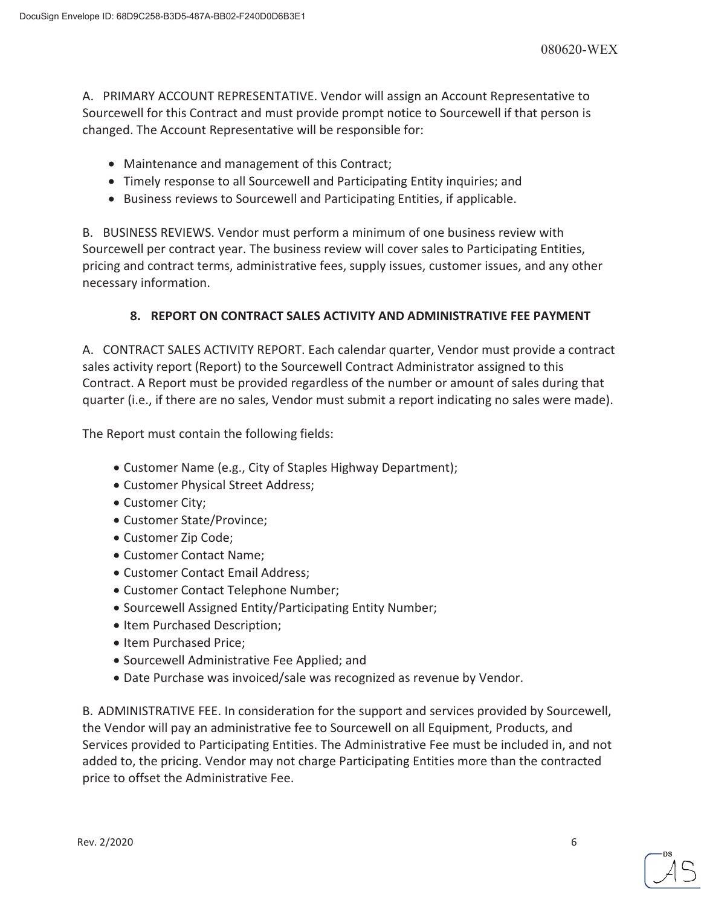A. PRIMARY ACCOUNT REPRESENTATIVE. Vendor will assign an Account Representative to Sourcewell for this Contract and must provide prompt notice to Sourcewell if that person is changed. The Account Representative will be responsible for:

- Maintenance and management of this Contract;
- Timely response to all Sourcewell and Participating Entity inquiries; and
- Business reviews to Sourcewell and Participating Entities, if applicable.

B. BUSINESS REVIEWS. Vendor must perform a minimum of one business review with Sourcewell per contract year. The business review will cover sales to Participating Entities, pricing and contract terms, administrative fees, supply issues, customer issues, and any other necessary information.

## 8. REPORT ON CONTRACT SALES ACTIVITY AND ADMINISTRATIVE FEE PAYMENT

A. CONTRACT SALES ACTIVITY REPORT. Each calendar quarter, Vendor must provide a contract sales activity report (Report) to the Sourcewell Contract Administrator assigned to this Contract. A Report must be provided regardless of the number or amount of sales during that quarter (i.e., if there are no sales, Vendor must submit a report indicating no sales were made).

The Report must contain the following fields:

- Customer Name (e.g., City of Staples Highway Department);
- Customer Physical Street Address;
- Customer City;
- Customer State/Province;
- Customer Zip Code;
- Customer Contact Name;
- Customer Contact Email Address;
- Customer Contact Telephone Number;
- Sourcewell Assigned Entity/Participating Entity Number;
- Item Purchased Description;
- Item Purchased Price;
- Sourcewell Administrative Fee Applied; and
- Date Purchase was invoiced/sale was recognized as revenue by Vendor.

B. ADMINISTRATIVE FEE. In consideration for the support and services provided by Sourcewell, the Vendor will pay an administrative fee to Sourcewell on all Equipment, Products, and Services provided to Participating Entities. The Administrative Fee must be included in, and not added to, the pricing. Vendor may not charge Participating Entities more than the contracted price to offset the Administrative Fee.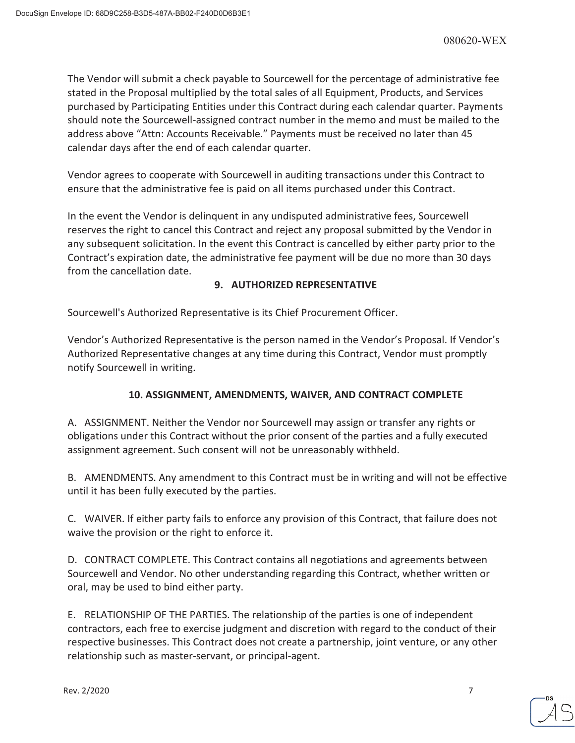The Vendor will submit a check payable to Sourcewell for the percentage of administrative fee stated in the Proposal multiplied by the total sales of all Equipment, Products, and Services purchased by Participating Entities under this Contract during each calendar quarter. Payments should note the Sourcewell-assigned contract number in the memo and must be mailed to the address above "Attn: Accounts Receivable." Payments must be received no later than 45 calendar days after the end of each calendar quarter.

Vendor agrees to cooperate with Sourcewell in auditing transactions under this Contract to ensure that the administrative fee is paid on all items purchased under this Contract.

In the event the Vendor is delinquent in any undisputed administrative fees, Sourcewell reserves the right to cancel this Contract and reject any proposal submitted by the Vendor in any subsequent solicitation. In the event this Contract is cancelled by either party prior to the Contract's expiration date, the administrative fee payment will be due no more than 30 days from the cancellation date.

## 9. AUTHORIZED REPRESENTATIVE

Sourcewell's Authorized Representative is its Chief Procurement Officer.

Vendor's Authorized Representative is the person named in the Vendor's Proposal. If Vendor's Authorized Representative changes at any time during this Contract, Vendor must promptly notify Sourcewell in writing.

## 10. ASSIGNMENT, AMENDMENTS, WAIVER, AND CONTRACT COMPLETE

A. ASSIGNMENT. Neither the Vendor nor Sourcewell may assign or transfer any rights or obligations under this Contract without the prior consent of the parties and a fully executed assignment agreement. Such consent will not be unreasonably withheld.

B. AMENDMENTS. Any amendment to this Contract must be in writing and will not be effective until it has been fully executed by the parties.

C. WAIVER. If either party fails to enforce any provision of this Contract, that failure does not waive the provision or the right to enforce it.

D. CONTRACT COMPLETE. This Contract contains all negotiations and agreements between Sourcewell and Vendor. No other understanding regarding this Contract, whether written or oral, may be used to bind either party.

E. RELATIONSHIP OF THE PARTIES. The relationship of the parties is one of independent contractors, each free to exercise judgment and discretion with regard to the conduct of their respective businesses. This Contract does not create a partnership, joint venture, or any other relationship such as master-servant, or principal-agent.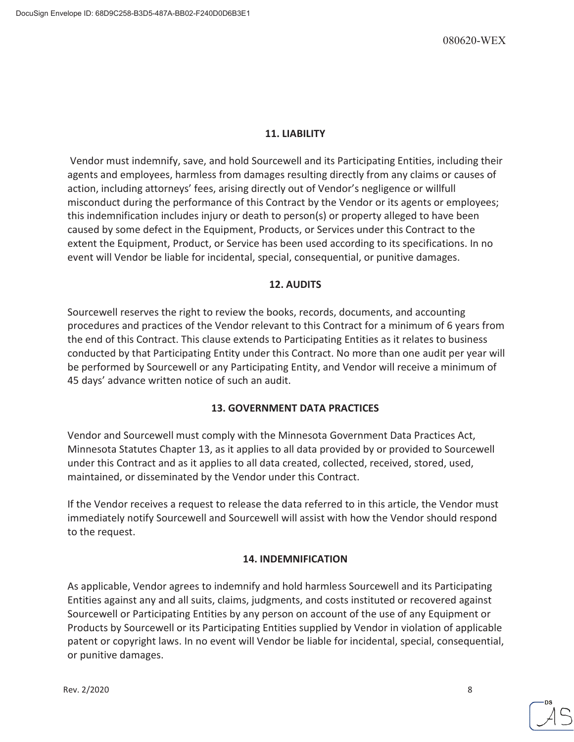## 11. LIABILITY

Vendor must indemnify, save, and hold Sourcewell and its Participating Entities, including their agents and employees, harmless from damages resulting directly from any claims or causes of action, including attorneys' fees, arising directly out of Vendor's negligence or willfull misconduct during the performance of this Contract by the Vendor or its agents or employees; this indemnification includes injury or death to person(s) or property alleged to have been caused by some defect in the Equipment, Products, or Services under this Contract to the extent the Equipment, Product, or Service has been used according to its specifications. In no event will Vendor be liable for incidental, special, consequential, or punitive damages.

## 12. AUDITS

Sourcewell reserves the right to review the books, records, documents, and accounting procedures and practices of the Vendor relevant to this Contract for a minimum of 6 years from the end of this Contract. This clause extends to Participating Entities as it relates to business conducted by that Participating Entity under this Contract. No more than one audit per year will be performed by Sourcewell or any Participating Entity, and Vendor will receive a minimum of 45 days' advance written notice of such an audit.

## 13. GOVERNMENT DATA PRACTICES

Vendor and Sourcewell must comply with the Minnesota Government Data Practices Act, Minnesota Statutes Chapter 13, as it applies to all data provided by or provided to Sourcewell under this Contract and as it applies to all data created, collected, received, stored, used, maintained, or disseminated by the Vendor under this Contract.

If the Vendor receives a request to release the data referred to in this article, the Vendor must immediately notify Sourcewell and Sourcewell will assist with how the Vendor should respond to the request.

## 14. INDEMNIFICATION

As applicable, Vendor agrees to indemnify and hold harmless Sourcewell and its Participating Entities against any and all suits, claims, judgments, and costs instituted or recovered against Sourcewell or Participating Entities by any person on account of the use of any Equipment or Products by Sourcewell or its Participating Entities supplied by Vendor in violation of applicable patent or copyright laws. In no event will Vendor be liable for incidental, special, consequential, or punitive damages.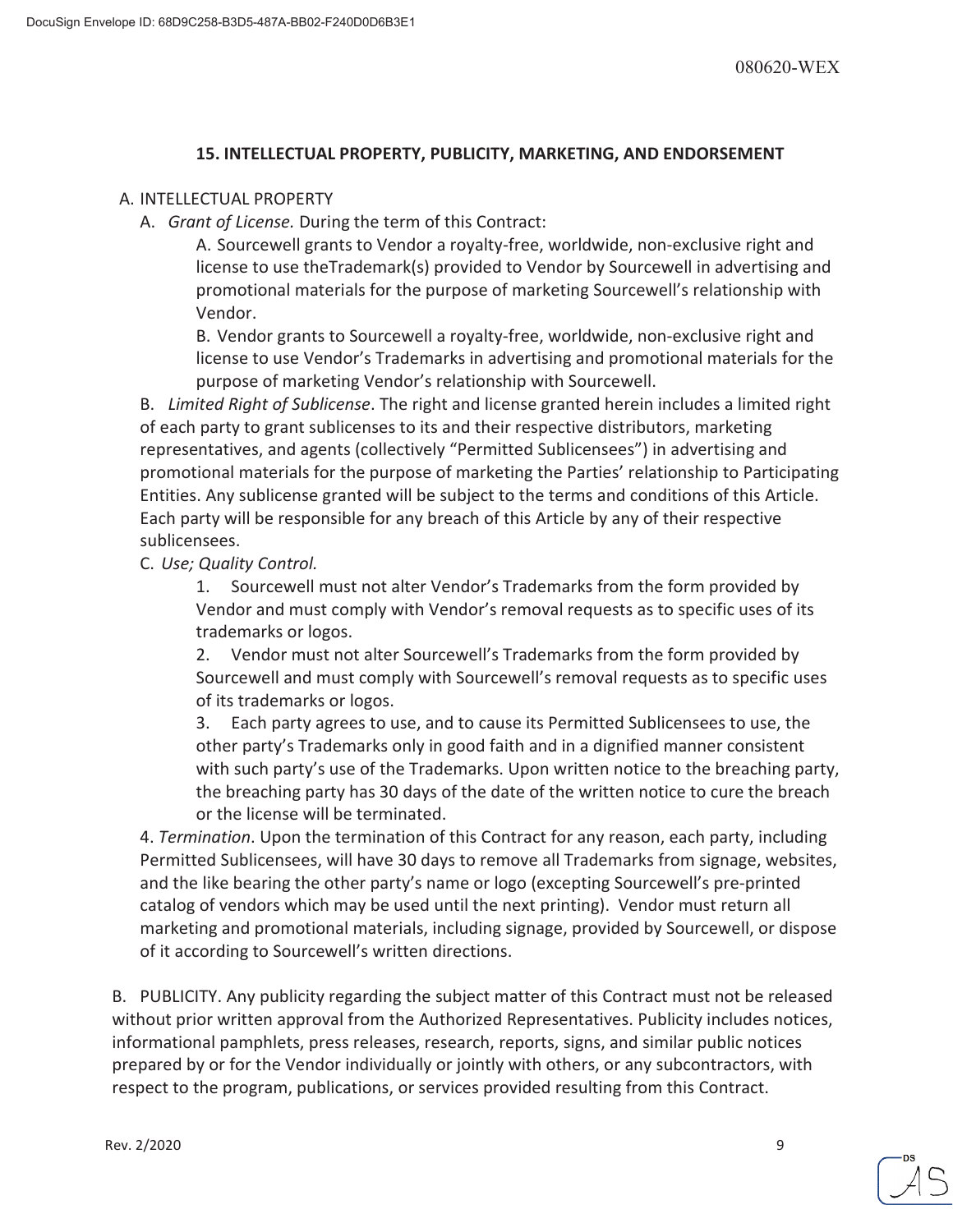## 15. INTELLECTUAL PROPERTY, PUBLICITY, MARKETING, AND ENDORSEMENT

A. INTELLECTUAL PROPERTY

A. *Grant of License.* During the term of this Contract:

A. Sourcewell grants to Vendor a royalty-free, worldwide, non-exclusive right and license to use theTrademark(s) provided to Vendor by Sourcewell in advertising and promotional materials for the purpose of marketing Sourcewell's relationship with Vendor.

B. Vendor grants to Sourcewell a royalty-free, worldwide, non-exclusive right and license to use Vendor's Trademarks in advertising and promotional materials for the purpose of marketing Vendor's relationship with Sourcewell.

B. *Limited Right of Sublicense*. The right and license granted herein includes a limited right of each party to grant sublicenses to its and their respective distributors, marketing representatives, and agents (collectively "Permitted Sublicensees") in advertising and promotional materials for the purpose of marketing the Parties' relationship to Participating Entities. Any sublicense granted will be subject to the terms and conditions of this Article. Each party will be responsible for any breach of this Article by any of their respective sublicensees.

C. *Use; Quality Control.*

1. Sourcewell must not alter Vendor's Trademarks from the form provided by Vendor and must comply with Vendor's removal requests as to specific uses of its trademarks or logos.
2. Vendor must not alter Sourcewell's Trademarks from the form provided by Sourcewell and must comply with Sourcewell's removal requests as to specific uses of its trademarks or logos.
3. Each party agrees to use, and to cause its Permitted Sublicensees to use, the other party's Trademarks only in good faith and in a dignified manner consistent with such party's use of the Trademarks. Upon written notice to the breaching party, the breaching party has 30 days of the date of the written notice to cure the breach or the license will be terminated.

4. *Termination*. Upon the termination of this Contract for any reason, each party, including Permitted Sublicensees, will have 30 days to remove all Trademarks from signage, websites, and the like bearing the other party's name or logo (excepting Sourcewell's pre-printed catalog of vendors which may be used until the next printing). Vendor must return all marketing and promotional materials, including signage, provided by Sourcewell, or dispose of it according to Sourcewell's written directions.

B. PUBLICITY. Any publicity regarding the subject matter of this Contract must not be released without prior written approval from the Authorized Representatives. Publicity includes notices, informational pamphlets, press releases, research, reports, signs, and similar public notices prepared by or for the Vendor individually or jointly with others, or any subcontractors, with respect to the program, publications, or services provided resulting from this Contract.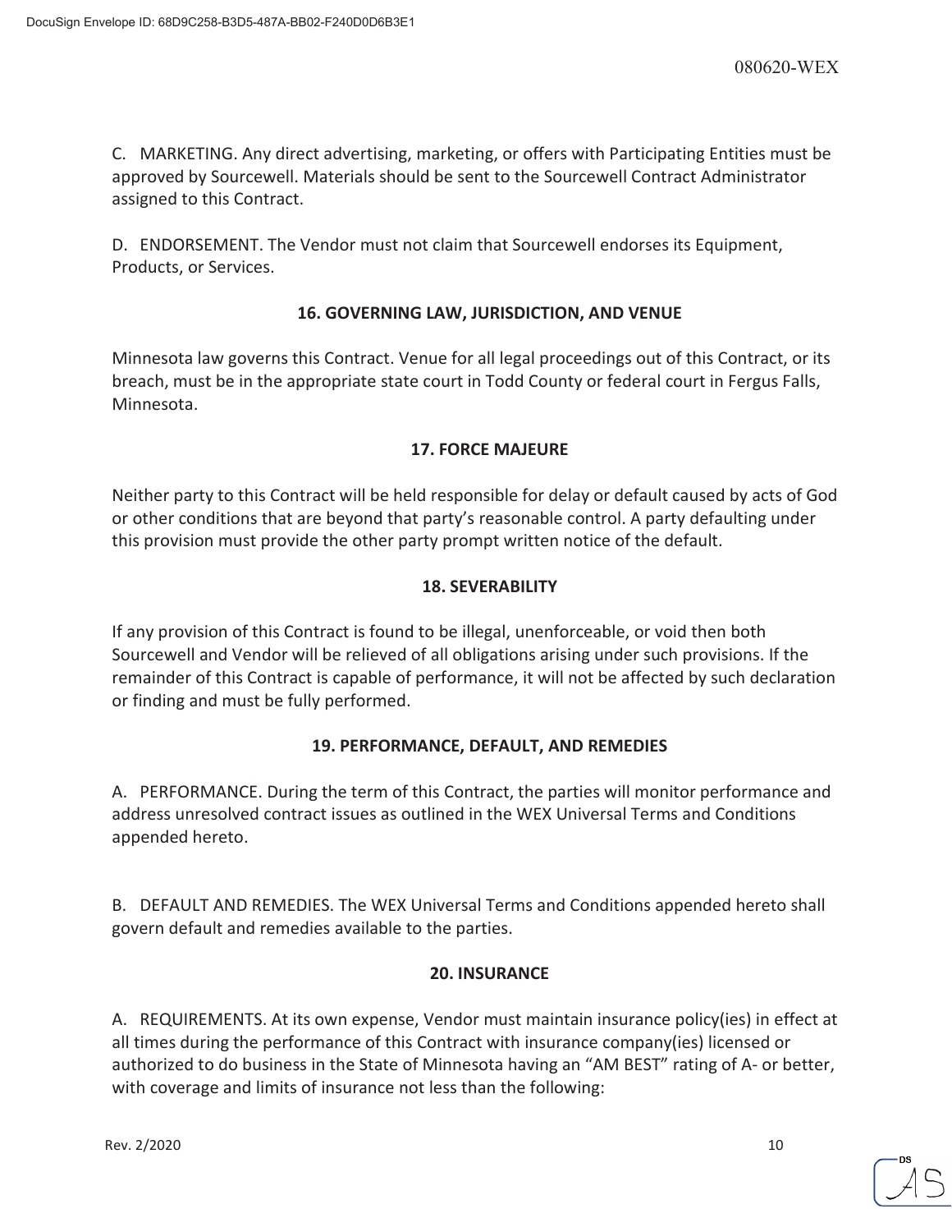C. MARKETING. Any direct advertising, marketing, or offers with Participating Entities must be approved by Sourcewell. Materials should be sent to the Sourcewell Contract Administrator assigned to this Contract.

D. ENDORSEMENT. The Vendor must not claim that Sourcewell endorses its Equipment, Products, or Services.

## 16. GOVERNING LAW, JURISDICTION, AND VENUE

Minnesota law governs this Contract. Venue for all legal proceedings out of this Contract, or its breach, must be in the appropriate state court in Todd County or federal court in Fergus Falls, Minnesota.

## 17. FORCE MAJEURE

Neither party to this Contract will be held responsible for delay or default caused by acts of God or other conditions that are beyond that party's reasonable control. A party defaulting under this provision must provide the other party prompt written notice of the default.

## 18. SEVERABILITY

If any provision of this Contract is found to be illegal, unenforceable, or void then both Sourcewell and Vendor will be relieved of all obligations arising under such provisions. If the remainder of this Contract is capable of performance, it will not be affected by such declaration or finding and must be fully performed.

## 19. PERFORMANCE, DEFAULT, AND REMEDIES

A. PERFORMANCE. During the term of this Contract, the parties will monitor performance and address unresolved contract issues as outlined in the WEX Universal Terms and Conditions appended hereto.

B. DEFAULT AND REMEDIES. The WEX Universal Terms and Conditions appended hereto shall govern default and remedies available to the parties.

## 20. INSURANCE

A. REQUIREMENTS. At its own expense, Vendor must maintain insurance policy(ies) in effect at all times during the performance of this Contract with insurance company(ies) licensed or authorized to do business in the State of Minnesota having an "AM BEST" rating of A- or better, with coverage and limits of insurance not less than the following: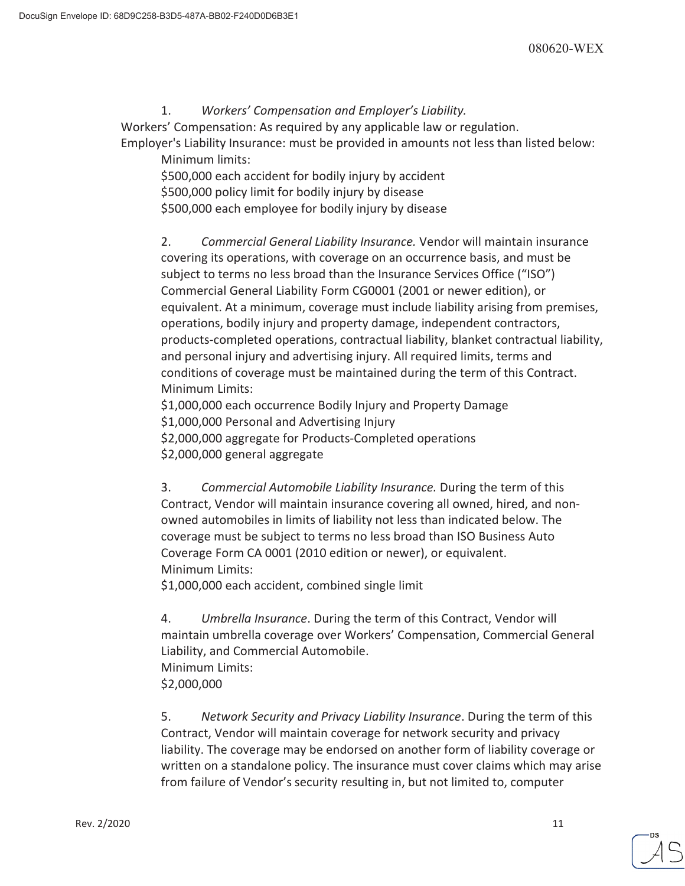1. *Workers' Compensation and Employer's Liability.*

Workers' Compensation: As required by any applicable law or regulation.

Employer's Liability Insurance: must be provided in amounts not less than listed below:

Minimum limits:

$500,000 each accident for bodily injury by accident
$500,000 policy limit for bodily injury by disease
$500,000 each employee for bodily injury by disease

2. *Commercial General Liability Insurance.* Vendor will maintain insurance covering its operations, with coverage on an occurrence basis, and must be subject to terms no less broad than the Insurance Services Office ("ISO") Commercial General Liability Form CG0001 (2001 or newer edition), or equivalent. At a minimum, coverage must include liability arising from premises, operations, bodily injury and property damage, independent contractors, products-completed operations, contractual liability, blanket contractual liability, and personal injury and advertising injury. All required limits, terms and conditions of coverage must be maintained during the term of this Contract.

Minimum Limits:

$1,000,000 each occurrence Bodily Injury and Property Damage
$1,000,000 Personal and Advertising Injury
$2,000,000 aggregate for Products-Completed operations
$2,000,000 general aggregate

3. *Commercial Automobile Liability Insurance.* During the term of this Contract, Vendor will maintain insurance covering all owned, hired, and non-owned automobiles in limits of liability not less than indicated below. The coverage must be subject to terms no less broad than ISO Business Auto Coverage Form CA 0001 (2010 edition or newer), or equivalent.

Minimum Limits:

$1,000,000 each accident, combined single limit

4. *Umbrella Insurance*. During the term of this Contract, Vendor will maintain umbrella coverage over Workers' Compensation, Commercial General Liability, and Commercial Automobile.

Minimum Limits:

$2,000,000

5. *Network Security and Privacy Liability Insurance*. During the term of this Contract, Vendor will maintain coverage for network security and privacy liability. The coverage may be endorsed on another form of liability coverage or written on a standalone policy. The insurance must cover claims which may arise from failure of Vendor's security resulting in, but not limited to, computer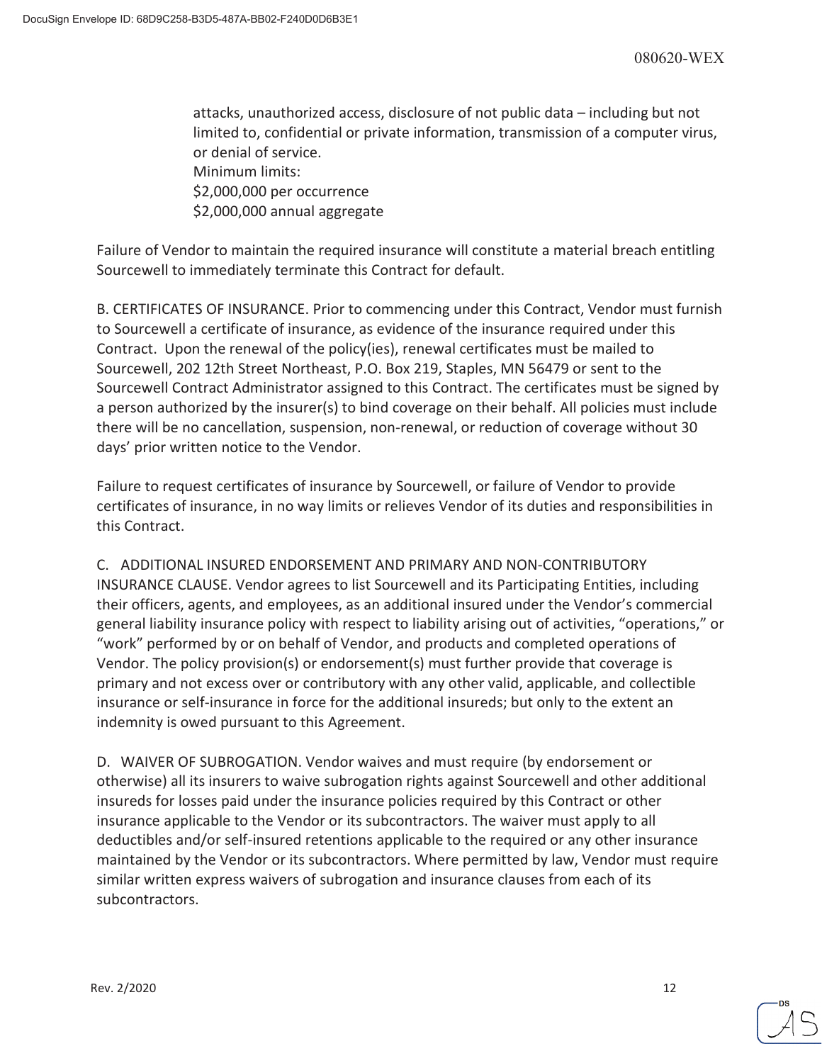attacks, unauthorized access, disclosure of not public data – including but not limited to, confidential or private information, transmission of a computer virus, or denial of service.
Minimum limits:
$2,000,000 per occurrence
$2,000,000 annual aggregate

Failure of Vendor to maintain the required insurance will constitute a material breach entitling Sourcewell to immediately terminate this Contract for default.

B. CERTIFICATES OF INSURANCE. Prior to commencing under this Contract, Vendor must furnish to Sourcewell a certificate of insurance, as evidence of the insurance required under this Contract. Upon the renewal of the policy(ies), renewal certificates must be mailed to Sourcewell, 202 12th Street Northeast, P.O. Box 219, Staples, MN 56479 or sent to the Sourcewell Contract Administrator assigned to this Contract. The certificates must be signed by a person authorized by the insurer(s) to bind coverage on their behalf. All policies must include there will be no cancellation, suspension, non-renewal, or reduction of coverage without 30 days' prior written notice to the Vendor.

Failure to request certificates of insurance by Sourcewell, or failure of Vendor to provide certificates of insurance, in no way limits or relieves Vendor of its duties and responsibilities in this Contract.

C. ADDITIONAL INSURED ENDORSEMENT AND PRIMARY AND NON-CONTRIBUTORY INSURANCE CLAUSE. Vendor agrees to list Sourcewell and its Participating Entities, including their officers, agents, and employees, as an additional insured under the Vendor's commercial general liability insurance policy with respect to liability arising out of activities, "operations," or "work" performed by or on behalf of Vendor, and products and completed operations of Vendor. The policy provision(s) or endorsement(s) must further provide that coverage is primary and not excess over or contributory with any other valid, applicable, and collectible insurance or self-insurance in force for the additional insureds; but only to the extent an indemnity is owed pursuant to this Agreement.

D. WAIVER OF SUBROGATION. Vendor waives and must require (by endorsement or otherwise) all its insurers to waive subrogation rights against Sourcewell and other additional insureds for losses paid under the insurance policies required by this Contract or other insurance applicable to the Vendor or its subcontractors. The waiver must apply to all deductibles and/or self-insured retentions applicable to the required or any other insurance maintained by the Vendor or its subcontractors. Where permitted by law, Vendor must require similar written express waivers of subrogation and insurance clauses from each of its subcontractors.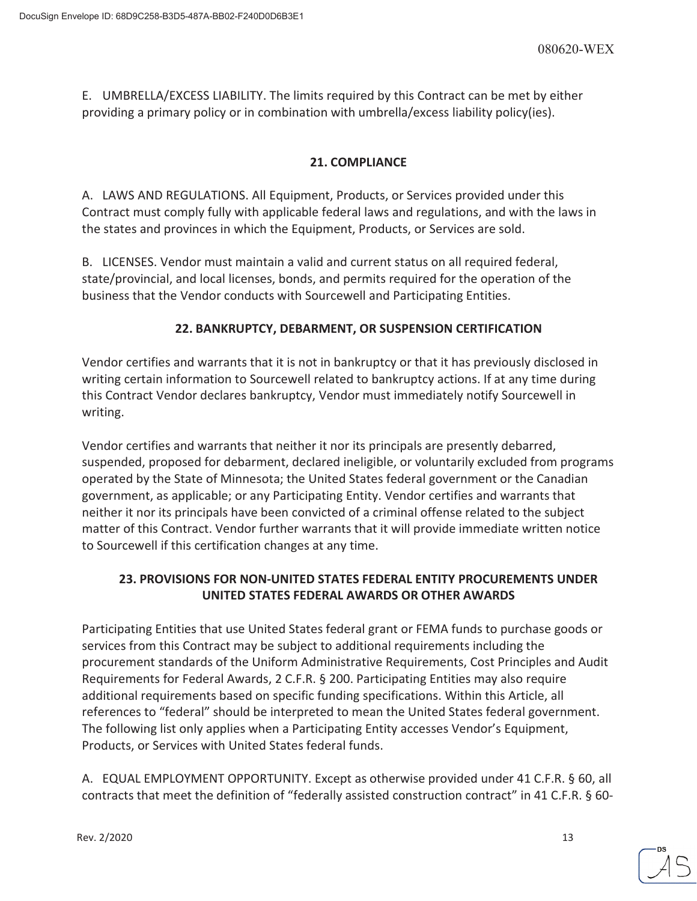E. UMBRELLA/EXCESS LIABILITY. The limits required by this Contract can be met by either providing a primary policy or in combination with umbrella/excess liability policy(ies).

## 21. COMPLIANCE

A. LAWS AND REGULATIONS. All Equipment, Products, or Services provided under this Contract must comply fully with applicable federal laws and regulations, and with the laws in the states and provinces in which the Equipment, Products, or Services are sold.

B. LICENSES. Vendor must maintain a valid and current status on all required federal, state/provincial, and local licenses, bonds, and permits required for the operation of the business that the Vendor conducts with Sourcewell and Participating Entities.

## 22. BANKRUPTCY, DEBARMENT, OR SUSPENSION CERTIFICATION

Vendor certifies and warrants that it is not in bankruptcy or that it has previously disclosed in writing certain information to Sourcewell related to bankruptcy actions. If at any time during this Contract Vendor declares bankruptcy, Vendor must immediately notify Sourcewell in writing.

Vendor certifies and warrants that neither it nor its principals are presently debarred, suspended, proposed for debarment, declared ineligible, or voluntarily excluded from programs operated by the State of Minnesota; the United States federal government or the Canadian government, as applicable; or any Participating Entity. Vendor certifies and warrants that neither it nor its principals have been convicted of a criminal offense related to the subject matter of this Contract. Vendor further warrants that it will provide immediate written notice to Sourcewell if this certification changes at any time.

## 23. PROVISIONS FOR NON-UNITED STATES FEDERAL ENTITY PROCUREMENTS UNDER UNITED STATES FEDERAL AWARDS OR OTHER AWARDS

Participating Entities that use United States federal grant or FEMA funds to purchase goods or services from this Contract may be subject to additional requirements including the procurement standards of the Uniform Administrative Requirements, Cost Principles and Audit Requirements for Federal Awards, 2 C.F.R. § 200. Participating Entities may also require additional requirements based on specific funding specifications. Within this Article, all references to "federal" should be interpreted to mean the United States federal government. The following list only applies when a Participating Entity accesses Vendor's Equipment, Products, or Services with United States federal funds.

A. EQUAL EMPLOYMENT OPPORTUNITY. Except as otherwise provided under 41 C.F.R. § 60, all contracts that meet the definition of "federally assisted construction contract" in 41 C.F.R. § 60-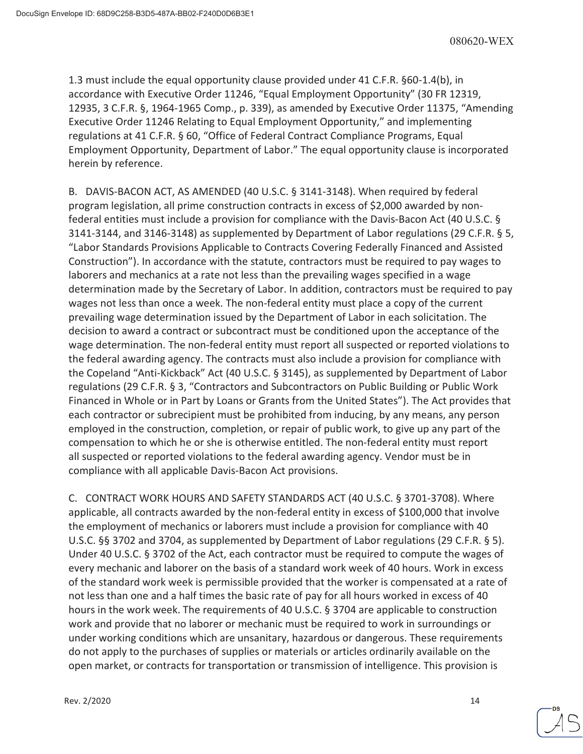1.3 must include the equal opportunity clause provided under 41 C.F.R. §60-1.4(b), in accordance with Executive Order 11246, "Equal Employment Opportunity" (30 FR 12319, 12935, 3 C.F.R. §, 1964-1965 Comp., p. 339), as amended by Executive Order 11375, "Amending Executive Order 11246 Relating to Equal Employment Opportunity," and implementing regulations at 41 C.F.R. § 60, "Office of Federal Contract Compliance Programs, Equal Employment Opportunity, Department of Labor." The equal opportunity clause is incorporated herein by reference.

B. DAVIS-BACON ACT, AS AMENDED (40 U.S.C. § 3141-3148). When required by federal program legislation, all prime construction contracts in excess of $2,000 awarded by non-federal entities must include a provision for compliance with the Davis-Bacon Act (40 U.S.C. § 3141-3144, and 3146-3148) as supplemented by Department of Labor regulations (29 C.F.R. § 5, "Labor Standards Provisions Applicable to Contracts Covering Federally Financed and Assisted Construction"). In accordance with the statute, contractors must be required to pay wages to laborers and mechanics at a rate not less than the prevailing wages specified in a wage determination made by the Secretary of Labor. In addition, contractors must be required to pay wages not less than once a week. The non-federal entity must place a copy of the current prevailing wage determination issued by the Department of Labor in each solicitation. The decision to award a contract or subcontract must be conditioned upon the acceptance of the wage determination. The non-federal entity must report all suspected or reported violations to the federal awarding agency. The contracts must also include a provision for compliance with the Copeland "Anti-Kickback" Act (40 U.S.C. § 3145), as supplemented by Department of Labor regulations (29 C.F.R. § 3, "Contractors and Subcontractors on Public Building or Public Work Financed in Whole or in Part by Loans or Grants from the United States"). The Act provides that each contractor or subrecipient must be prohibited from inducing, by any means, any person employed in the construction, completion, or repair of public work, to give up any part of the compensation to which he or she is otherwise entitled. The non-federal entity must report all suspected or reported violations to the federal awarding agency. Vendor must be in compliance with all applicable Davis-Bacon Act provisions.

C. CONTRACT WORK HOURS AND SAFETY STANDARDS ACT (40 U.S.C. § 3701-3708). Where applicable, all contracts awarded by the non-federal entity in excess of $100,000 that involve the employment of mechanics or laborers must include a provision for compliance with 40 U.S.C. §§ 3702 and 3704, as supplemented by Department of Labor regulations (29 C.F.R. § 5). Under 40 U.S.C. § 3702 of the Act, each contractor must be required to compute the wages of every mechanic and laborer on the basis of a standard work week of 40 hours. Work in excess of the standard work week is permissible provided that the worker is compensated at a rate of not less than one and a half times the basic rate of pay for all hours worked in excess of 40 hours in the work week. The requirements of 40 U.S.C. § 3704 are applicable to construction work and provide that no laborer or mechanic must be required to work in surroundings or under working conditions which are unsanitary, hazardous or dangerous. These requirements do not apply to the purchases of supplies or materials or articles ordinarily available on the open market, or contracts for transportation or transmission of intelligence. This provision is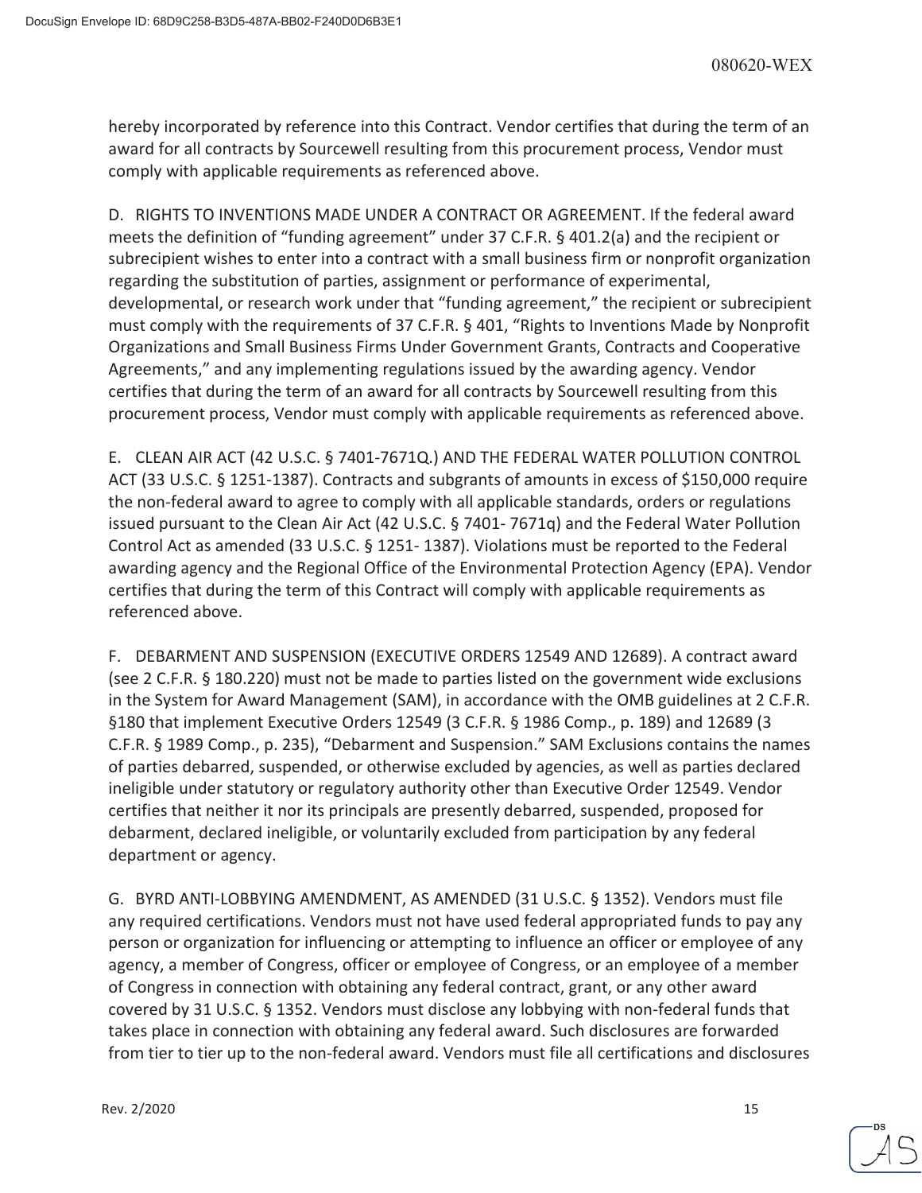hereby incorporated by reference into this Contract. Vendor certifies that during the term of an award for all contracts by Sourcewell resulting from this procurement process, Vendor must comply with applicable requirements as referenced above.

D. RIGHTS TO INVENTIONS MADE UNDER A CONTRACT OR AGREEMENT. If the federal award meets the definition of "funding agreement" under 37 C.F.R. § 401.2(a) and the recipient or subrecipient wishes to enter into a contract with a small business firm or nonprofit organization regarding the substitution of parties, assignment or performance of experimental, developmental, or research work under that "funding agreement," the recipient or subrecipient must comply with the requirements of 37 C.F.R. § 401, "Rights to Inventions Made by Nonprofit Organizations and Small Business Firms Under Government Grants, Contracts and Cooperative Agreements," and any implementing regulations issued by the awarding agency. Vendor certifies that during the term of an award for all contracts by Sourcewell resulting from this procurement process, Vendor must comply with applicable requirements as referenced above.

E. CLEAN AIR ACT (42 U.S.C. § 7401-7671Q.) AND THE FEDERAL WATER POLLUTION CONTROL ACT (33 U.S.C. § 1251-1387). Contracts and subgrants of amounts in excess of $150,000 require the non-federal award to agree to comply with all applicable standards, orders or regulations issued pursuant to the Clean Air Act (42 U.S.C. § 7401- 7671q) and the Federal Water Pollution Control Act as amended (33 U.S.C. § 1251- 1387). Violations must be reported to the Federal awarding agency and the Regional Office of the Environmental Protection Agency (EPA). Vendor certifies that during the term of this Contract will comply with applicable requirements as referenced above.

F. DEBARMENT AND SUSPENSION (EXECUTIVE ORDERS 12549 AND 12689). A contract award (see 2 C.F.R. § 180.220) must not be made to parties listed on the government wide exclusions in the System for Award Management (SAM), in accordance with the OMB guidelines at 2 C.F.R. §180 that implement Executive Orders 12549 (3 C.F.R. § 1986 Comp., p. 189) and 12689 (3 C.F.R. § 1989 Comp., p. 235), "Debarment and Suspension." SAM Exclusions contains the names of parties debarred, suspended, or otherwise excluded by agencies, as well as parties declared ineligible under statutory or regulatory authority other than Executive Order 12549. Vendor certifies that neither it nor its principals are presently debarred, suspended, proposed for debarment, declared ineligible, or voluntarily excluded from participation by any federal department or agency.

G. BYRD ANTI-LOBBYING AMENDMENT, AS AMENDED (31 U.S.C. § 1352). Vendors must file any required certifications. Vendors must not have used federal appropriated funds to pay any person or organization for influencing or attempting to influence an officer or employee of any agency, a member of Congress, officer or employee of Congress, or an employee of a member of Congress in connection with obtaining any federal contract, grant, or any other award covered by 31 U.S.C. § 1352. Vendors must disclose any lobbying with non-federal funds that takes place in connection with obtaining any federal award. Such disclosures are forwarded from tier to tier up to the non-federal award. Vendors must file all certifications and disclosures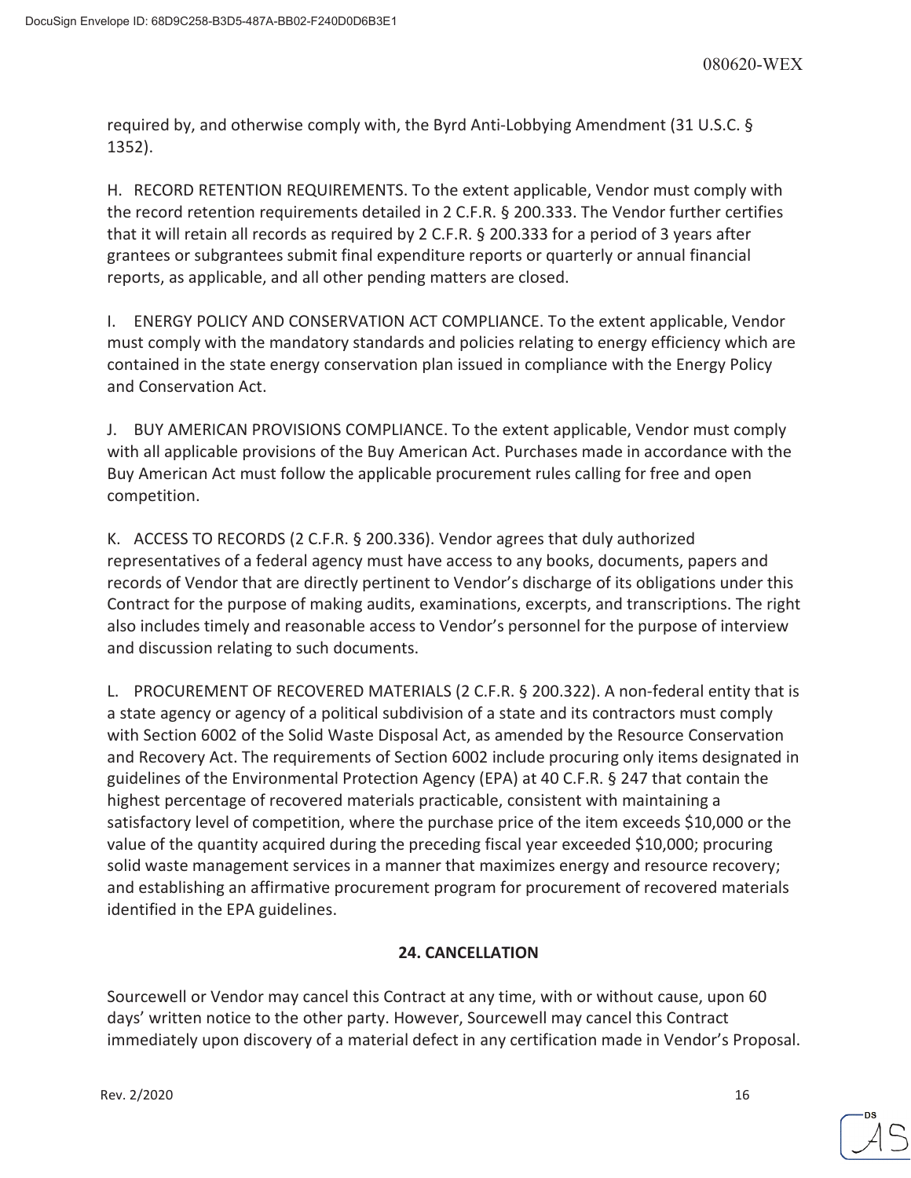required by, and otherwise comply with, the Byrd Anti-Lobbying Amendment (31 U.S.C. § 1352).

H. RECORD RETENTION REQUIREMENTS. To the extent applicable, Vendor must comply with the record retention requirements detailed in 2 C.F.R. § 200.333. The Vendor further certifies that it will retain all records as required by 2 C.F.R. § 200.333 for a period of 3 years after grantees or subgrantees submit final expenditure reports or quarterly or annual financial reports, as applicable, and all other pending matters are closed.

I. ENERGY POLICY AND CONSERVATION ACT COMPLIANCE. To the extent applicable, Vendor must comply with the mandatory standards and policies relating to energy efficiency which are contained in the state energy conservation plan issued in compliance with the Energy Policy and Conservation Act.

J. BUY AMERICAN PROVISIONS COMPLIANCE. To the extent applicable, Vendor must comply with all applicable provisions of the Buy American Act. Purchases made in accordance with the Buy American Act must follow the applicable procurement rules calling for free and open competition.

K. ACCESS TO RECORDS (2 C.F.R. § 200.336). Vendor agrees that duly authorized representatives of a federal agency must have access to any books, documents, papers and records of Vendor that are directly pertinent to Vendor's discharge of its obligations under this Contract for the purpose of making audits, examinations, excerpts, and transcriptions. The right also includes timely and reasonable access to Vendor's personnel for the purpose of interview and discussion relating to such documents.

L. PROCUREMENT OF RECOVERED MATERIALS (2 C.F.R. § 200.322). A non-federal entity that is a state agency or agency of a political subdivision of a state and its contractors must comply with Section 6002 of the Solid Waste Disposal Act, as amended by the Resource Conservation and Recovery Act. The requirements of Section 6002 include procuring only items designated in guidelines of the Environmental Protection Agency (EPA) at 40 C.F.R. § 247 that contain the highest percentage of recovered materials practicable, consistent with maintaining a satisfactory level of competition, where the purchase price of the item exceeds $10,000 or the value of the quantity acquired during the preceding fiscal year exceeded $10,000; procuring solid waste management services in a manner that maximizes energy and resource recovery; and establishing an affirmative procurement program for procurement of recovered materials identified in the EPA guidelines.

## 24. CANCELLATION

Sourcewell or Vendor may cancel this Contract at any time, with or without cause, upon 60 days' written notice to the other party. However, Sourcewell may cancel this Contract immediately upon discovery of a material defect in any certification made in Vendor's Proposal.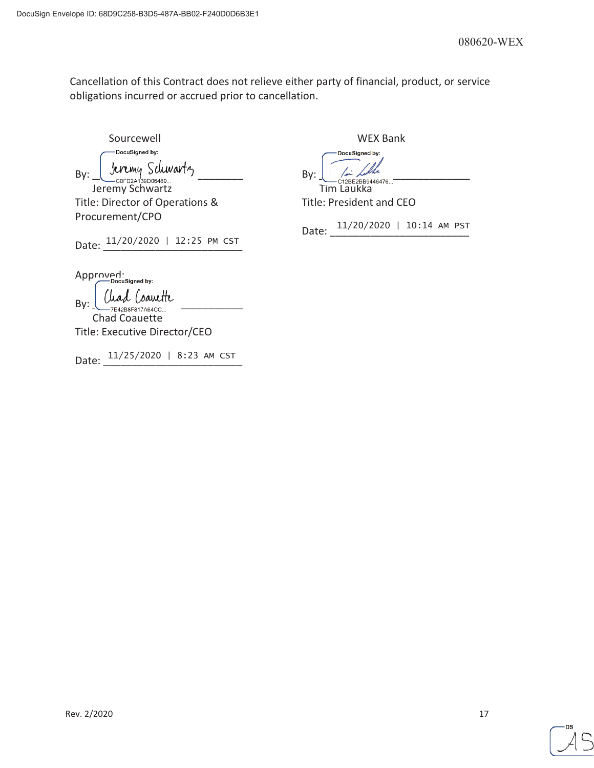Cancellation of this Contract does not relieve either party of financial, product, or service obligations incurred or accrued prior to cancellation.

Sourcewell

By: Jeremy Schwartz
Jeremy Schwartz
Title: Director of Operations & Procurement/CPO

Date: 11/20/2020 | 12:25 PM CST

Approved:

By: Chad Coauette
Chad Coauette
Title: Executive Director/CEO

Date: 11/25/2020 | 8:23 AM CST

WEX Bank

By:
Tim Laukka
Title: President and CEO

Date: 11/20/2020 | 10:14 AM PST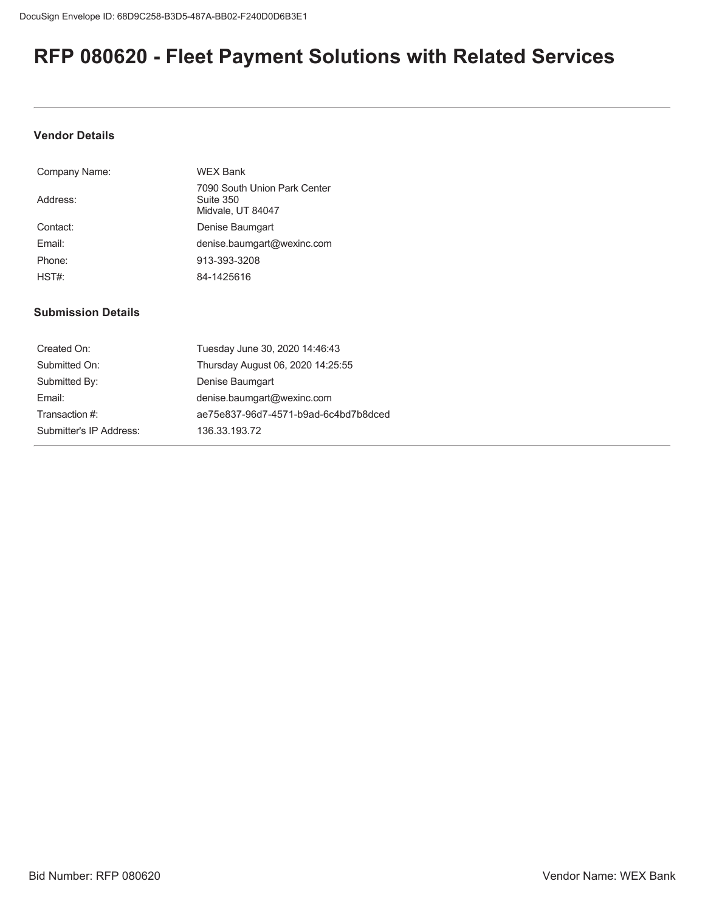# RFP 080620 - Fleet Payment Solutions with Related Services

---

### Vendor Details

| | |
|---|---|
| Company Name: | WEX Bank |
| Address: | 7090 South Union Park Center<br>Suite 350<br>Midvale, UT 84047 |
| Contact: | Denise Baumgart |
| Email: | denise.baumgart@wexinc.com |
| Phone: | 913-393-3208 |
| HST#: | 84-1425616 |

### Submission Details

| | |
|---|---|
| Created On: | Tuesday June 30, 2020 14:46:43 |
| Submitted On: | Thursday August 06, 2020 14:25:55 |
| Submitted By: | Denise Baumgart |
| Email: | denise.baumgart@wexinc.com |
| Transaction #: | ae75e837-96d7-4571-b9ad-6c4bd7b8dced |
| Submitter's IP Address: | 136.33.193.72 |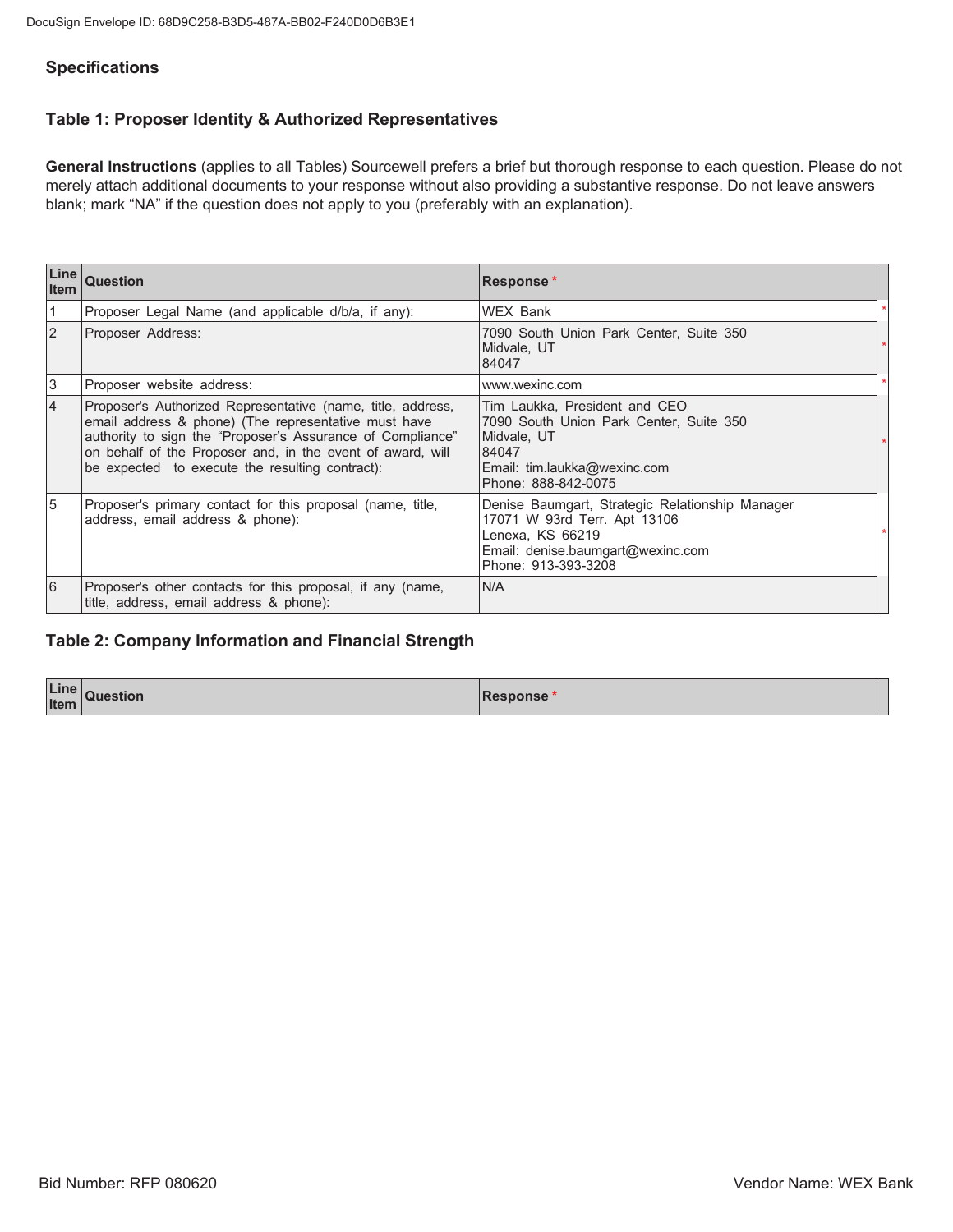## Specifications

### Table 1: Proposer Identity & Authorized Representatives

**General Instructions** (applies to all Tables) Sourcewell prefers a brief but thorough response to each question. Please do not merely attach additional documents to your response without also providing a substantive response. Do not leave answers blank; mark "NA" if the question does not apply to you (preferably with an explanation).

| Line Item | Question | Response * |
|---|---|---|
| 1 | Proposer Legal Name (and applicable d/b/a, if any): | WEX Bank |
| 2 | Proposer Address: | 7090 South Union Park Center, Suite 350<br>Midvale, UT<br>84047 |
| 3 | Proposer website address: | www.wexinc.com |
| 4 | Proposer's Authorized Representative (name, title, address, email address & phone) (The representative must have authority to sign the "Proposer's Assurance of Compliance" on behalf of the Proposer and, in the event of award, will be expected to execute the resulting contract): | Tim Laukka, President and CEO<br>7090 South Union Park Center, Suite 350<br>Midvale, UT<br>84047<br>Email: tim.laukka@wexinc.com<br>Phone: 888-842-0075 |
| 5 | Proposer's primary contact for this proposal (name, title, address, email address & phone): | Denise Baumgart, Strategic Relationship Manager<br>17071 W 93rd Terr. Apt 13106<br>Lenexa, KS 66219<br>Email: denise.baumgart@wexinc.com<br>Phone: 913-393-3208 |
| 6 | Proposer's other contacts for this proposal, if any (name, title, address, email address & phone): | N/A |

### Table 2: Company Information and Financial Strength

| Line Item | Question | Response * |
|---|---|---|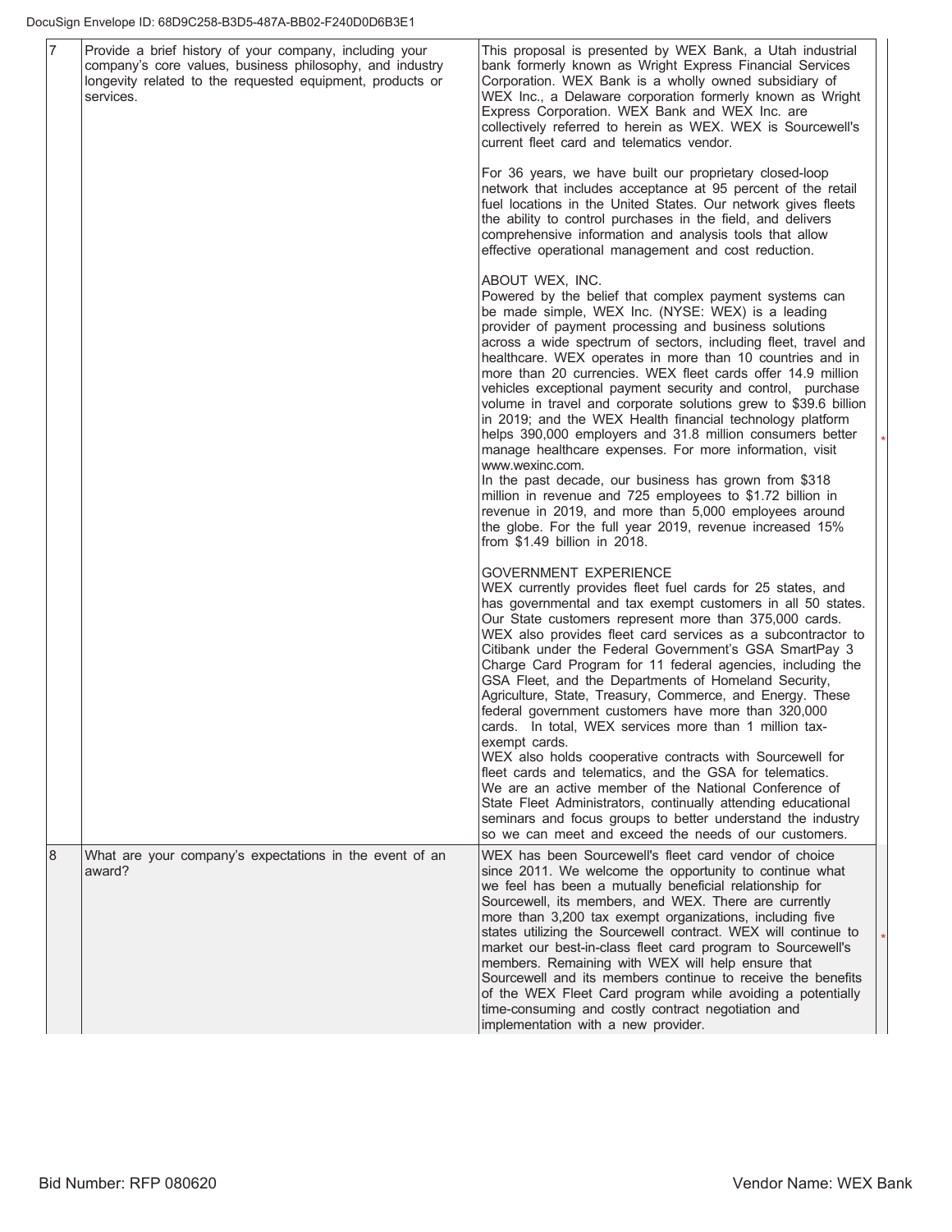| | | |
|---|---|---|
| 7 | Provide a brief history of your company, including your company's core values, business philosophy, and industry longevity related to the requested equipment, products or services. | This proposal is presented by WEX Bank, a Utah industrial bank formerly known as Wright Express Financial Services Corporation. WEX Bank is a wholly owned subsidiary of WEX Inc., a Delaware corporation formerly known as Wright Express Corporation. WEX Bank and WEX Inc. are collectively referred to herein as WEX. WEX is Sourcewell's current fleet card and telematics vendor.<br><br>For 36 years, we have built our proprietary closed-loop network that includes acceptance at 95 percent of the retail fuel locations in the United States. Our network gives fleets the ability to control purchases in the field, and delivers comprehensive information and analysis tools that allow effective operational management and cost reduction.<br><br>ABOUT WEX, INC.<br>Powered by the belief that complex payment systems can be made simple, WEX Inc. (NYSE: WEX) is a leading provider of payment processing and business solutions across a wide spectrum of sectors, including fleet, travel and healthcare. WEX operates in more than 10 countries and in more than 20 currencies. WEX fleet cards offer 14.9 million vehicles exceptional payment security and control, purchase volume in travel and corporate solutions grew to $39.6 billion in 2019; and the WEX Health financial technology platform helps 390,000 employers and 31.8 million consumers better manage healthcare expenses. For more information, visit www.wexinc.com.<br>In the past decade, our business has grown from $318 million in revenue and 725 employees to $1.72 billion in revenue in 2019, and more than 5,000 employees around the globe. For the full year 2019, revenue increased 15% from $1.49 billion in 2018.<br><br>GOVERNMENT EXPERIENCE<br>WEX currently provides fleet fuel cards for 25 states, and has governmental and tax exempt customers in all 50 states. Our State customers represent more than 375,000 cards. WEX also provides fleet card services as a subcontractor to Citibank under the Federal Government's GSA SmartPay 3 Charge Card Program for 11 federal agencies, including the GSA Fleet, and the Departments of Homeland Security, Agriculture, State, Treasury, Commerce, and Energy. These federal government customers have more than 320,000 cards. In total, WEX services more than 1 million tax-exempt cards.<br>WEX also holds cooperative contracts with Sourcewell for fleet cards and telematics, and the GSA for telematics.<br>We are an active member of the National Conference of State Fleet Administrators, continually attending educational seminars and focus groups to better understand the industry so we can meet and exceed the needs of our customers. |
| 8 | What are your company's expectations in the event of an award? | WEX has been Sourcewell's fleet card vendor of choice since 2011. We welcome the opportunity to continue what we feel has been a mutually beneficial relationship for Sourcewell, its members, and WEX. There are currently more than 3,200 tax exempt organizations, including five states utilizing the Sourcewell contract. WEX will continue to market our best-in-class fleet card program to Sourcewell's members. Remaining with WEX will help ensure that Sourcewell and its members continue to receive the benefits of the WEX Fleet Card program while avoiding a potentially time-consuming and costly contract negotiation and implementation with a new provider. |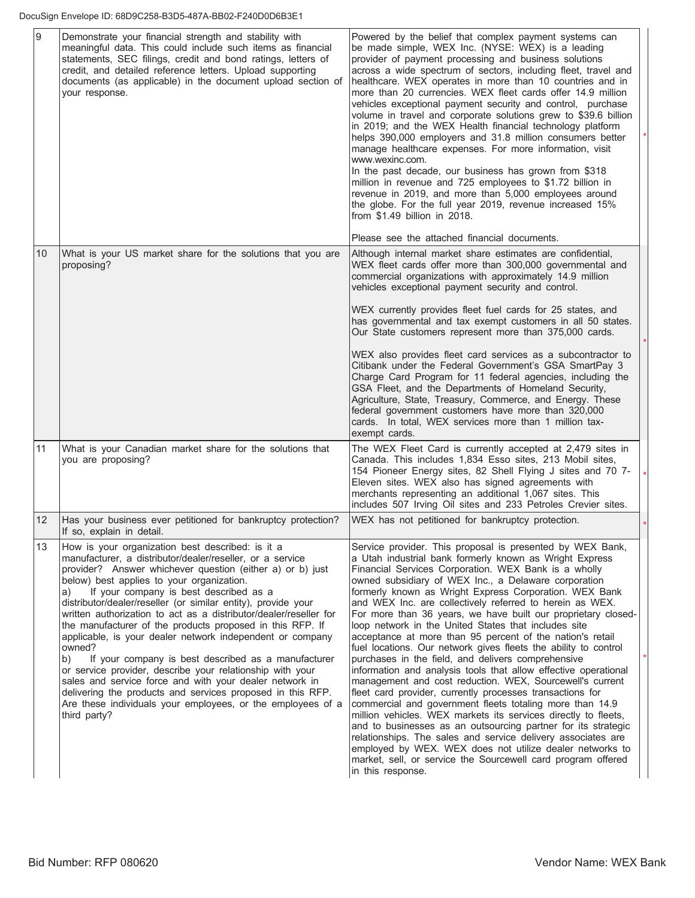| | | | |
|---|---|---|---|
| 9 | Demonstrate your financial strength and stability with meaningful data. This could include such items as financial statements, SEC filings, credit and bond ratings, letters of credit, and detailed reference letters. Upload supporting documents (as applicable) in the document upload section of your response. | Powered by the belief that complex payment systems can be made simple, WEX Inc. (NYSE: WEX) is a leading provider of payment processing and business solutions across a wide spectrum of sectors, including fleet, travel and healthcare. WEX operates in more than 10 countries and in more than 20 currencies. WEX fleet cards offer 14.9 million vehicles exceptional payment security and control, purchase volume in travel and corporate solutions grew to $39.6 billion in 2019; and the WEX Health financial technology platform helps 390,000 employers and 31.8 million consumers better manage healthcare expenses. For more information, visit www.wexinc.com.<br>In the past decade, our business has grown from $318 million in revenue and 725 employees to $1.72 billion in revenue in 2019, and more than 5,000 employees around the globe. For the full year 2019, revenue increased 15% from $1.49 billion in 2018.<br><br>Please see the attached financial documents. | * |
| 10 | What is your US market share for the solutions that you are proposing? | Although internal market share estimates are confidential, WEX fleet cards offer more than 300,000 governmental and commercial organizations with approximately 14.9 million vehicles exceptional payment security and control.<br><br>WEX currently provides fleet fuel cards for 25 states, and has governmental and tax exempt customers in all 50 states. Our State customers represent more than 375,000 cards.<br><br>WEX also provides fleet card services as a subcontractor to Citibank under the Federal Government's GSA SmartPay 3 Charge Card Program for 11 federal agencies, including the GSA Fleet, and the Departments of Homeland Security, Agriculture, State, Treasury, Commerce, and Energy. These federal government customers have more than 320,000 cards. In total, WEX services more than 1 million tax-exempt cards. | * |
| 11 | What is your Canadian market share for the solutions that you are proposing? | The WEX Fleet Card is currently accepted at 2,479 sites in Canada. This includes 1,834 Esso sites, 213 Mobil sites, 154 Pioneer Energy sites, 82 Shell Flying J sites and 70 7-Eleven sites. WEX also has signed agreements with merchants representing an additional 1,067 sites. This includes 507 Irving Oil sites and 233 Petroles Crevier sites. | * |
| 12 | Has your business ever petitioned for bankruptcy protection? If so, explain in detail. | WEX has not petitioned for bankruptcy protection. | * |
| 13 | How is your organization best described: is it a manufacturer, a distributor/dealer/reseller, or a service provider? Answer whichever question (either a) or b) just below) best applies to your organization.<br>a) If your company is best described as a distributor/dealer/reseller (or similar entity), provide your written authorization to act as a distributor/dealer/reseller for the manufacturer of the products proposed in this RFP. If applicable, is your dealer network independent or company owned?<br>b) If your company is best described as a manufacturer or service provider, describe your relationship with your sales and service force and with your dealer network in delivering the products and services proposed in this RFP. Are these individuals your employees, or the employees of a third party? | Service provider. This proposal is presented by WEX Bank, a Utah industrial bank formerly known as Wright Express Financial Services Corporation. WEX Bank is a wholly owned subsidiary of WEX Inc., a Delaware corporation formerly known as Wright Express Corporation. WEX Bank and WEX Inc. are collectively referred to herein as WEX. For more than 36 years, we have built our proprietary closed-loop network in the United States that includes site acceptance at more than 95 percent of the nation's retail fuel locations. Our network gives fleets the ability to control purchases in the field, and delivers comprehensive information and analysis tools that allow effective operational management and cost reduction. WEX, Sourcewell's current fleet card provider, currently processes transactions for commercial and government fleets totaling more than 14.9 million vehicles. WEX markets its services directly to fleets, and to businesses as an outsourcing partner for its strategic relationships. The sales and service delivery associates are employed by WEX. WEX does not utilize dealer networks to market, sell, or service the Sourcewell card program offered in this response. | * |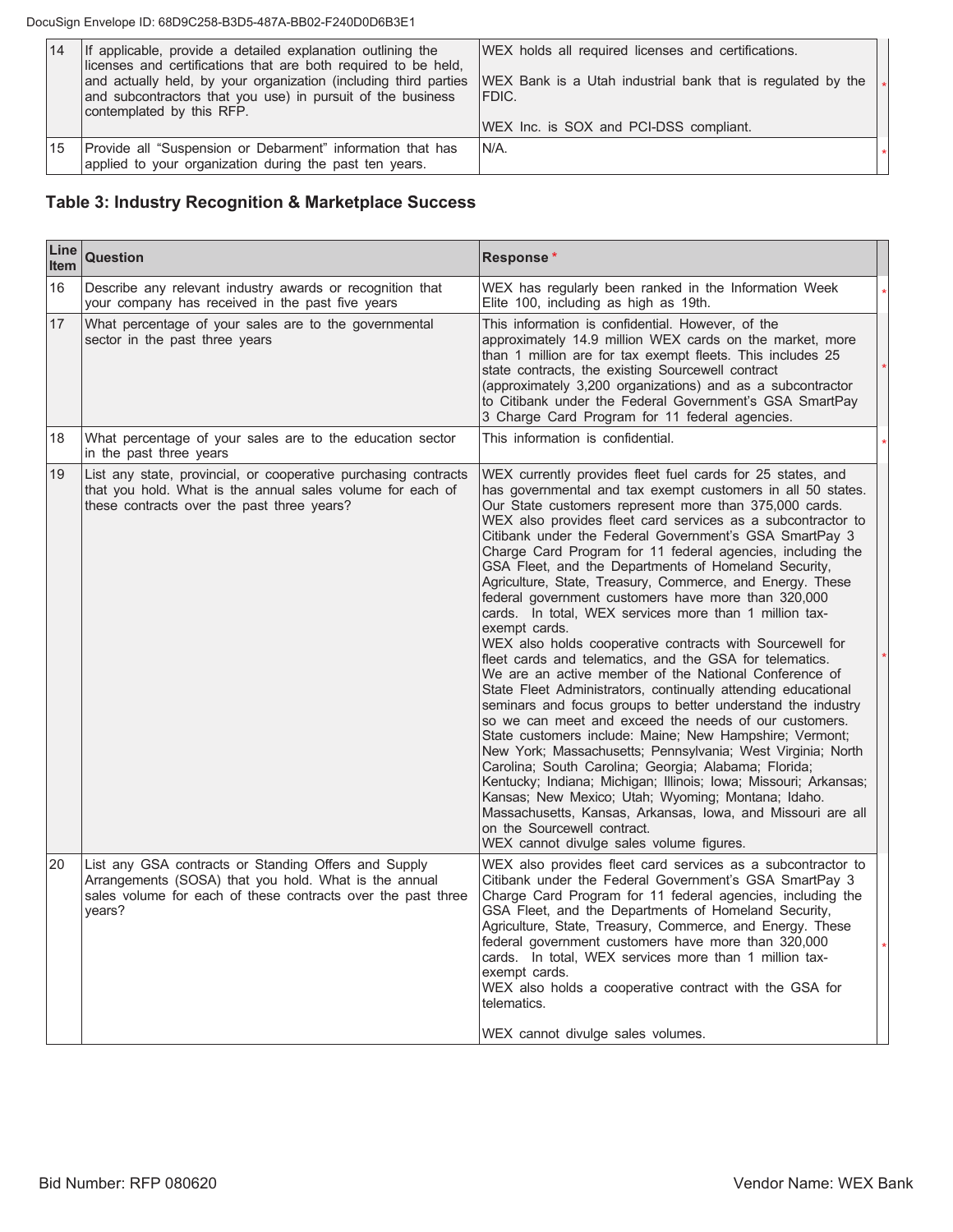| 14 | If applicable, provide a detailed explanation outlining the licenses and certifications that are both required to be held, and actually held, by your organization (including third parties and subcontractors that you use) in pursuit of the business contemplated by this RFP. | WEX holds all required licenses and certifications.<br><br>WEX Bank is a Utah industrial bank that is regulated by the FDIC.<br><br>WEX Inc. is SOX and PCI-DSS compliant. | * |
|---|---|---|---|
| 15 | Provide all "Suspension or Debarment" information that has applied to your organization during the past ten years. | N/A. | * |

## Table 3: Industry Recognition & Marketplace Success

| Line Item | Question | Response * | |
|---|---|---|---|
| 16 | Describe any relevant industry awards or recognition that your company has received in the past five years | WEX has regularly been ranked in the Information Week Elite 100, including as high as 19th. | * |
| 17 | What percentage of your sales are to the governmental sector in the past three years | This information is confidential. However, of the approximately 14.9 million WEX cards on the market, more than 1 million are for tax exempt fleets. This includes 25 state contracts, the existing Sourcewell contract (approximately 3,200 organizations) and as a subcontractor to Citibank under the Federal Government's GSA SmartPay 3 Charge Card Program for 11 federal agencies. | * |
| 18 | What percentage of your sales are to the education sector in the past three years | This information is confidential. | * |
| 19 | List any state, provincial, or cooperative purchasing contracts that you hold. What is the annual sales volume for each of these contracts over the past three years? | WEX currently provides fleet fuel cards for 25 states, and has governmental and tax exempt customers in all 50 states. Our State customers represent more than 375,000 cards. WEX also provides fleet card services as a subcontractor to Citibank under the Federal Government's GSA SmartPay 3 Charge Card Program for 11 federal agencies, including the GSA Fleet, and the Departments of Homeland Security, Agriculture, State, Treasury, Commerce, and Energy. These federal government customers have more than 320,000 cards. In total, WEX services more than 1 million tax-exempt cards.<br>WEX also holds cooperative contracts with Sourcewell for fleet cards and telematics, and the GSA for telematics.<br>We are an active member of the National Conference of State Fleet Administrators, continually attending educational seminars and focus groups to better understand the industry so we can meet and exceed the needs of our customers.<br>State customers include: Maine; New Hampshire; Vermont; New York; Massachusetts; Pennsylvania; West Virginia; North Carolina; South Carolina; Georgia; Alabama; Florida; Kentucky; Indiana; Michigan; Illinois; Iowa; Missouri; Arkansas; Kansas; New Mexico; Utah; Wyoming; Montana; Idaho.<br>Massachusetts, Kansas, Arkansas, Iowa, and Missouri are all on the Sourcewell contract.<br>WEX cannot divulge sales volume figures. | * |
| 20 | List any GSA contracts or Standing Offers and Supply Arrangements (SOSA) that you hold. What is the annual sales volume for each of these contracts over the past three years? | WEX also provides fleet card services as a subcontractor to Citibank under the Federal Government's GSA SmartPay 3 Charge Card Program for 11 federal agencies, including the GSA Fleet, and the Departments of Homeland Security, Agriculture, State, Treasury, Commerce, and Energy. These federal government customers have more than 320,000 cards. In total, WEX services more than 1 million tax-exempt cards.<br>WEX also holds a cooperative contract with the GSA for telematics.<br><br>WEX cannot divulge sales volumes. | * |

Bid Number: RFP 080620 Vendor Name: WEX Bank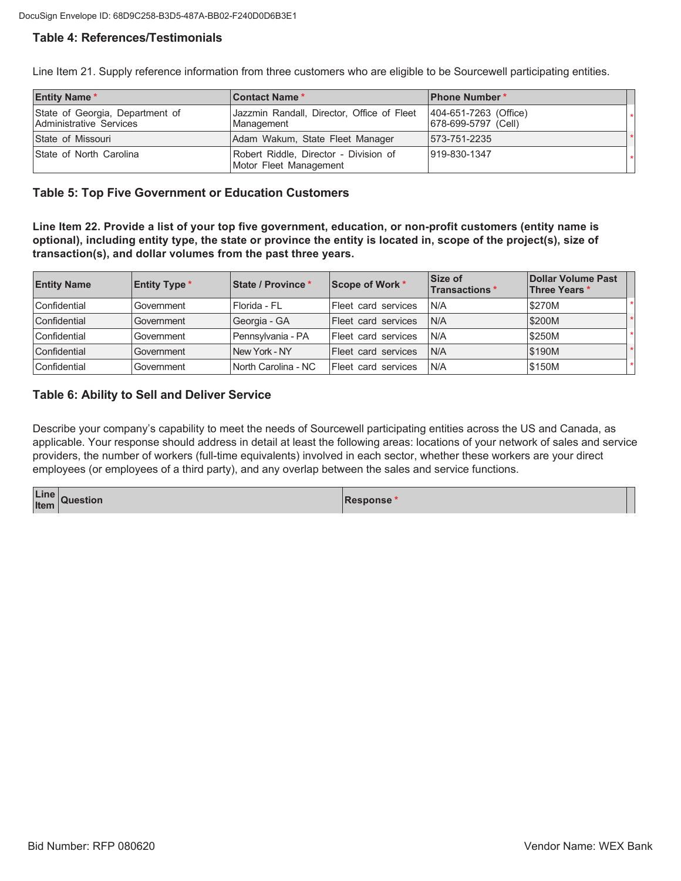## Table 4: References/Testimonials

Line Item 21. Supply reference information from three customers who are eligible to be Sourcewell participating entities.

| Entity Name * | Contact Name * | Phone Number * |
|---|---|---|
| State of Georgia, Department of Administrative Services | Jazzmin Randall, Director, Office of Fleet Management | 404-651-7263 (Office) 678-699-5797 (Cell) |
| State of Missouri | Adam Wakum, State Fleet Manager | 573-751-2235 |
| State of North Carolina | Robert Riddle, Director - Division of Motor Fleet Management | 919-830-1347 |

## Table 5: Top Five Government or Education Customers

**Line Item 22. Provide a list of your top five government, education, or non-profit customers (entity name is optional), including entity type, the state or province the entity is located in, scope of the project(s), size of transaction(s), and dollar volumes from the past three years.**

| Entity Name | Entity Type * | State / Province * | Scope of Work * | Size of Transactions * | Dollar Volume Past Three Years * |
|---|---|---|---|---|---|
| Confidential | Government | Florida - FL | Fleet card services | N/A | $270M |
| Confidential | Government | Georgia - GA | Fleet card services | N/A | $200M |
| Confidential | Government | Pennsylvania - PA | Fleet card services | N/A | $250M |
| Confidential | Government | New York - NY | Fleet card services | N/A | $190M |
| Confidential | Government | North Carolina - NC | Fleet card services | N/A | $150M |

## Table 6: Ability to Sell and Deliver Service

Describe your company's capability to meet the needs of Sourcewell participating entities across the US and Canada, as applicable. Your response should address in detail at least the following areas: locations of your network of sales and service providers, the number of workers (full-time equivalents) involved in each sector, whether these workers are your direct employees (or employees of a third party), and any overlap between the sales and service functions.

| Line Item | Question | Response * |
|---|---|---|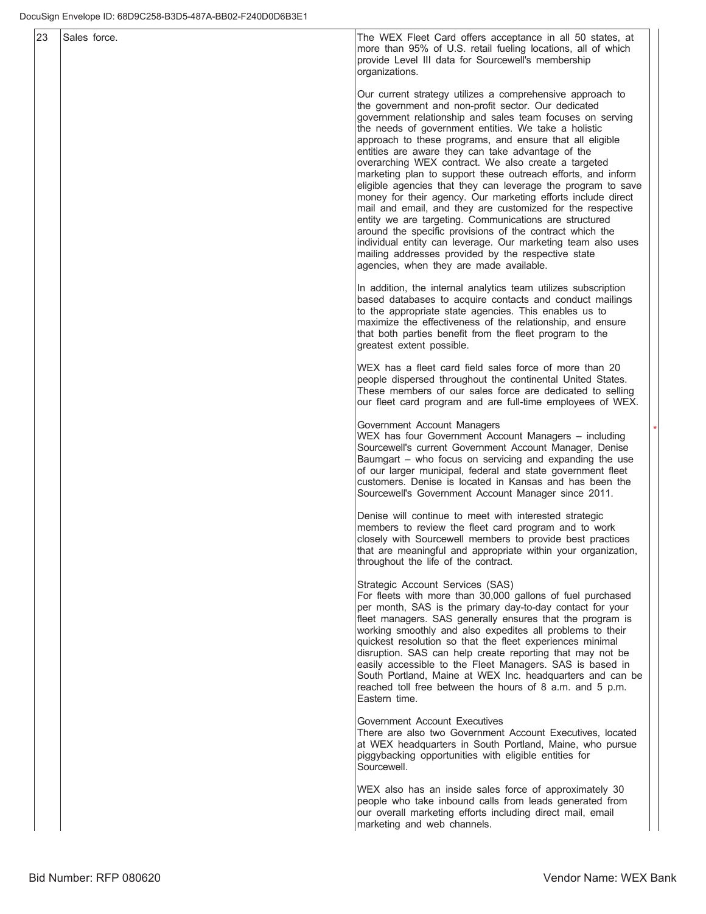| 23 | Sales force. | The WEX Fleet Card offers acceptance in all 50 states, at more than 95% of U.S. retail fueling locations, all of which provide Level III data for Sourcewell's membership organizations.<br><br>Our current strategy utilizes a comprehensive approach to the government and non-profit sector. Our dedicated government relationship and sales team focuses on serving the needs of government entities. We take a holistic approach to these programs, and ensure that all eligible entities are aware they can take advantage of the overarching WEX contract. We also create a targeted marketing plan to support these outreach efforts, and inform eligible agencies that they can leverage the program to save money for their agency. Our marketing efforts include direct mail and email, and they are customized for the respective entity we are targeting. Communications are structured around the specific provisions of the contract which the individual entity can leverage. Our marketing team also uses mailing addresses provided by the respective state agencies, when they are made available.<br><br>In addition, the internal analytics team utilizes subscription based databases to acquire contacts and conduct mailings to the appropriate state agencies. This enables us to maximize the effectiveness of the relationship, and ensure that both parties benefit from the fleet program to the greatest extent possible.<br><br>WEX has a fleet card field sales force of more than 20 people dispersed throughout the continental United States. These members of our sales force are dedicated to selling our fleet card program and are full-time employees of WEX.<br><br>Government Account Managers<br>WEX has four Government Account Managers – including Sourcewell's current Government Account Manager, Denise Baumgart – who focus on servicing and expanding the use of our larger municipal, federal and state government fleet customers. Denise is located in Kansas and has been the Sourcewell's Government Account Manager since 2011.<br><br>Denise will continue to meet with interested strategic members to review the fleet card program and to work closely with Sourcewell members to provide best practices that are meaningful and appropriate within your organization, throughout the life of the contract.<br><br>Strategic Account Services (SAS)<br>For fleets with more than 30,000 gallons of fuel purchased per month, SAS is the primary day-to-day contact for your fleet managers. SAS generally ensures that the program is working smoothly and also expedites all problems to their quickest resolution so that the fleet experiences minimal disruption. SAS can help create reporting that may not be easily accessible to the Fleet Managers. SAS is based in South Portland, Maine at WEX Inc. headquarters and can be reached toll free between the hours of 8 a.m. and 5 p.m. Eastern time.<br><br>Government Account Executives<br>There are also two Government Account Executives, located at WEX headquarters in South Portland, Maine, who pursue piggybacking opportunities with eligible entities for Sourcewell.<br><br>WEX also has an inside sales force of approximately 30 people who take inbound calls from leads generated from our overall marketing efforts including direct mail, email marketing and web channels. | * |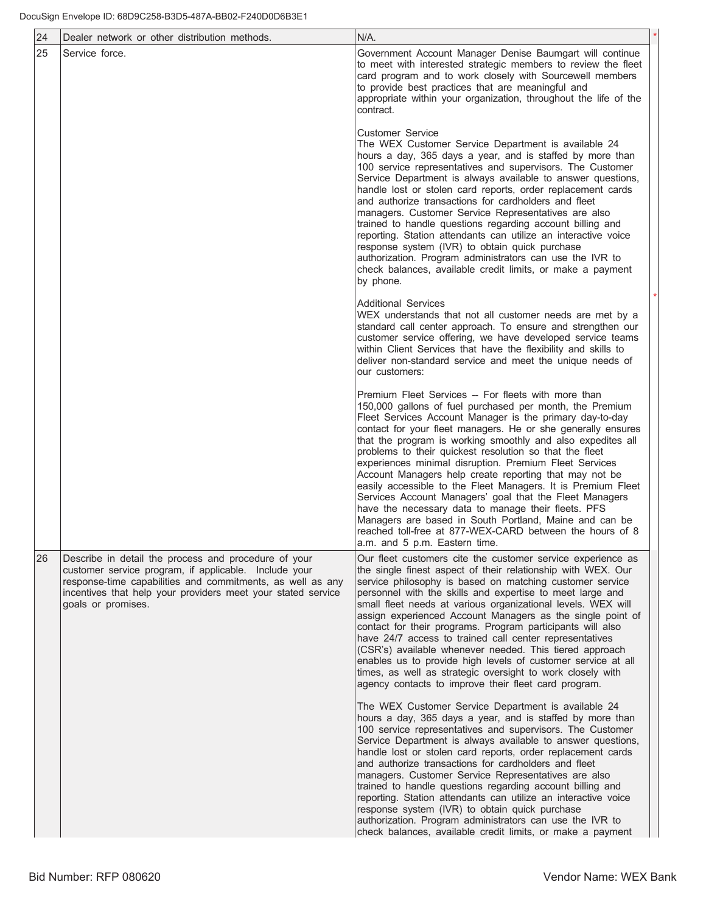| 24 | Dealer network or other distribution methods. | N/A. |
|---|---|---|
| 25 | Service force. | Government Account Manager Denise Baumgart will continue to meet with interested strategic members to review the fleet card program and to work closely with Sourcewell members to provide best practices that are meaningful and appropriate within your organization, throughout the life of the contract.<br><br>Customer Service<br>The WEX Customer Service Department is available 24 hours a day, 365 days a year, and is staffed by more than 100 service representatives and supervisors. The Customer Service Department is always available to answer questions, handle lost or stolen card reports, order replacement cards and authorize transactions for cardholders and fleet managers. Customer Service Representatives are also trained to handle questions regarding account billing and reporting. Station attendants can utilize an interactive voice response system (IVR) to obtain quick purchase authorization. Program administrators can use the IVR to check balances, available credit limits, or make a payment by phone.<br><br>Additional Services<br>WEX understands that not all customer needs are met by a standard call center approach. To ensure and strengthen our customer service offering, we have developed service teams within Client Services that have the flexibility and skills to deliver non-standard service and meet the unique needs of our customers:<br><br>Premium Fleet Services -- For fleets with more than 150,000 gallons of fuel purchased per month, the Premium Fleet Services Account Manager is the primary day-to-day contact for your fleet managers. He or she generally ensures that the program is working smoothly and also expedites all problems to their quickest resolution so that the fleet experiences minimal disruption. Premium Fleet Services Account Managers help create reporting that may not be easily accessible to the Fleet Managers. It is Premium Fleet Services Account Managers' goal that the Fleet Managers have the necessary data to manage their fleets. PFS Managers are based in South Portland, Maine and can be reached toll-free at 877-WEX-CARD between the hours of 8 a.m. and 5 p.m. Eastern time. |
| 26 | Describe in detail the process and procedure of your customer service program, if applicable. Include your response-time capabilities and commitments, as well as any incentives that help your providers meet your stated service goals or promises. | Our fleet customers cite the customer service experience as the single finest aspect of their relationship with WEX. Our service philosophy is based on matching customer service personnel with the skills and expertise to meet large and small fleet needs at various organizational levels. WEX will assign experienced Account Managers as the single point of contact for their programs. Program participants will also have 24/7 access to trained call center representatives (CSR's) available whenever needed. This tiered approach enables us to provide high levels of customer service at all times, as well as strategic oversight to work closely with agency contacts to improve their fleet card program.<br><br>The WEX Customer Service Department is available 24 hours a day, 365 days a year, and is staffed by more than 100 service representatives and supervisors. The Customer Service Department is always available to answer questions, handle lost or stolen card reports, order replacement cards and authorize transactions for cardholders and fleet managers. Customer Service Representatives are also trained to handle questions regarding account billing and reporting. Station attendants can utilize an interactive voice response system (IVR) to obtain quick purchase authorization. Program administrators can use the IVR to check balances, available credit limits, or make a payment |

Bid Number: RFP 080620 Vendor Name: WEX Bank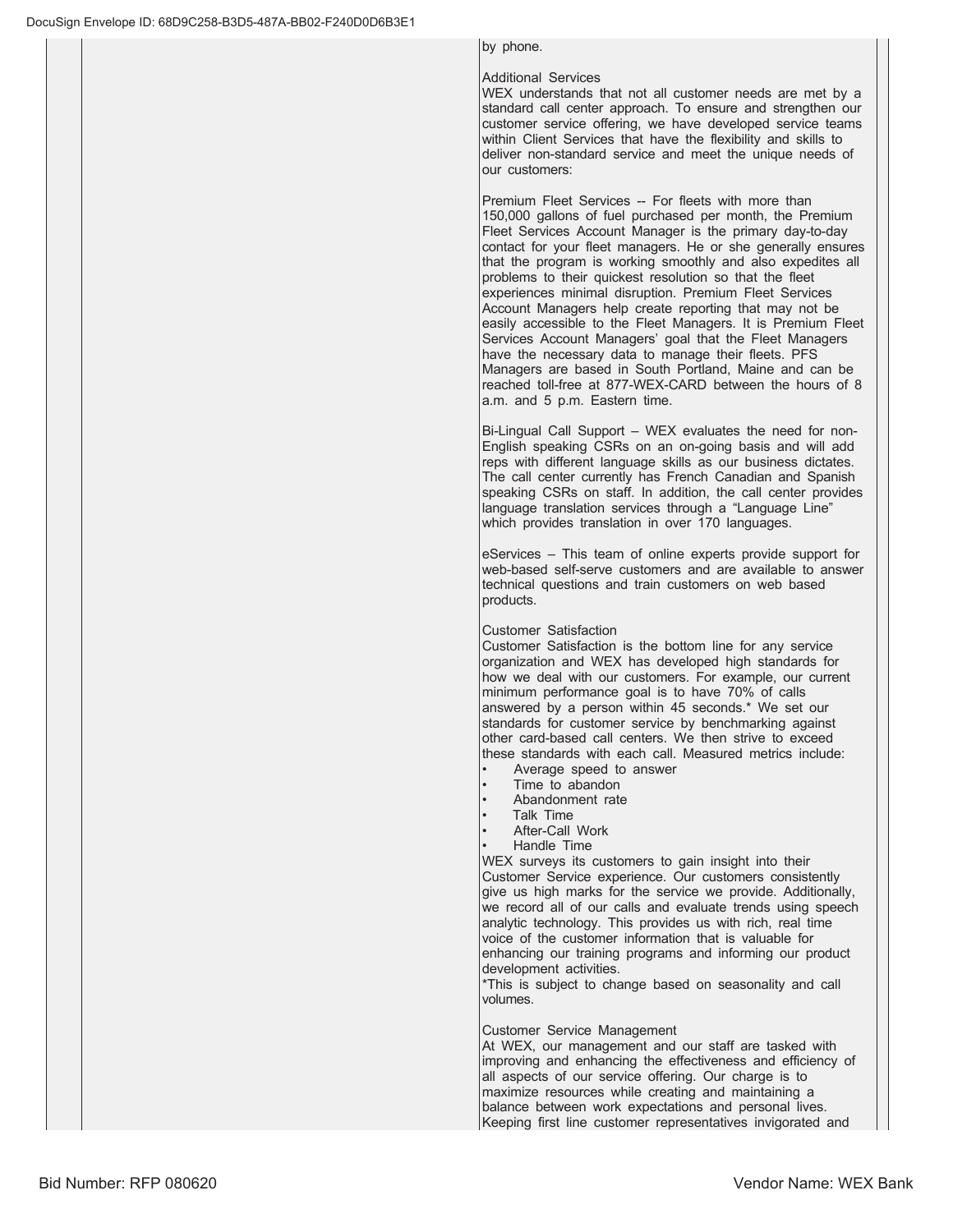by phone.

Additional Services
WEX understands that not all customer needs are met by a standard call center approach. To ensure and strengthen our customer service offering, we have developed service teams within Client Services that have the flexibility and skills to deliver non-standard service and meet the unique needs of our customers:

Premium Fleet Services -- For fleets with more than 150,000 gallons of fuel purchased per month, the Premium Fleet Services Account Manager is the primary day-to-day contact for your fleet managers. He or she generally ensures that the program is working smoothly and also expedites all problems to their quickest resolution so that the fleet experiences minimal disruption. Premium Fleet Services Account Managers help create reporting that may not be easily accessible to the Fleet Managers. It is Premium Fleet Services Account Managers' goal that the Fleet Managers have the necessary data to manage their fleets. PFS Managers are based in South Portland, Maine and can be reached toll-free at 877-WEX-CARD between the hours of 8 a.m. and 5 p.m. Eastern time.

Bi-Lingual Call Support – WEX evaluates the need for non-English speaking CSRs on an on-going basis and will add reps with different language skills as our business dictates. The call center currently has French Canadian and Spanish speaking CSRs on staff. In addition, the call center provides language translation services through a "Language Line" which provides translation in over 170 languages.

eServices – This team of online experts provide support for web-based self-serve customers and are available to answer technical questions and train customers on web based products.

Customer Satisfaction
Customer Satisfaction is the bottom line for any service organization and WEX has developed high standards for how we deal with our customers. For example, our current minimum performance goal is to have 70% of calls answered by a person within 45 seconds.* We set our standards for customer service by benchmarking against other card-based call centers. We then strive to exceed these standards with each call. Measured metrics include:

- Average speed to answer
- Time to abandon
- Abandonment rate
- Talk Time
- After-Call Work
- Handle Time

WEX surveys its customers to gain insight into their Customer Service experience. Our customers consistently give us high marks for the service we provide. Additionally, we record all of our calls and evaluate trends using speech analytic technology. This provides us with rich, real time voice of the customer information that is valuable for enhancing our training programs and informing our product development activities.
*This is subject to change based on seasonality and call volumes.

Customer Service Management
At WEX, our management and our staff are tasked with improving and enhancing the effectiveness and efficiency of all aspects of our service offering. Our charge is to maximize resources while creating and maintaining a balance between work expectations and personal lives. Keeping first line customer representatives invigorated and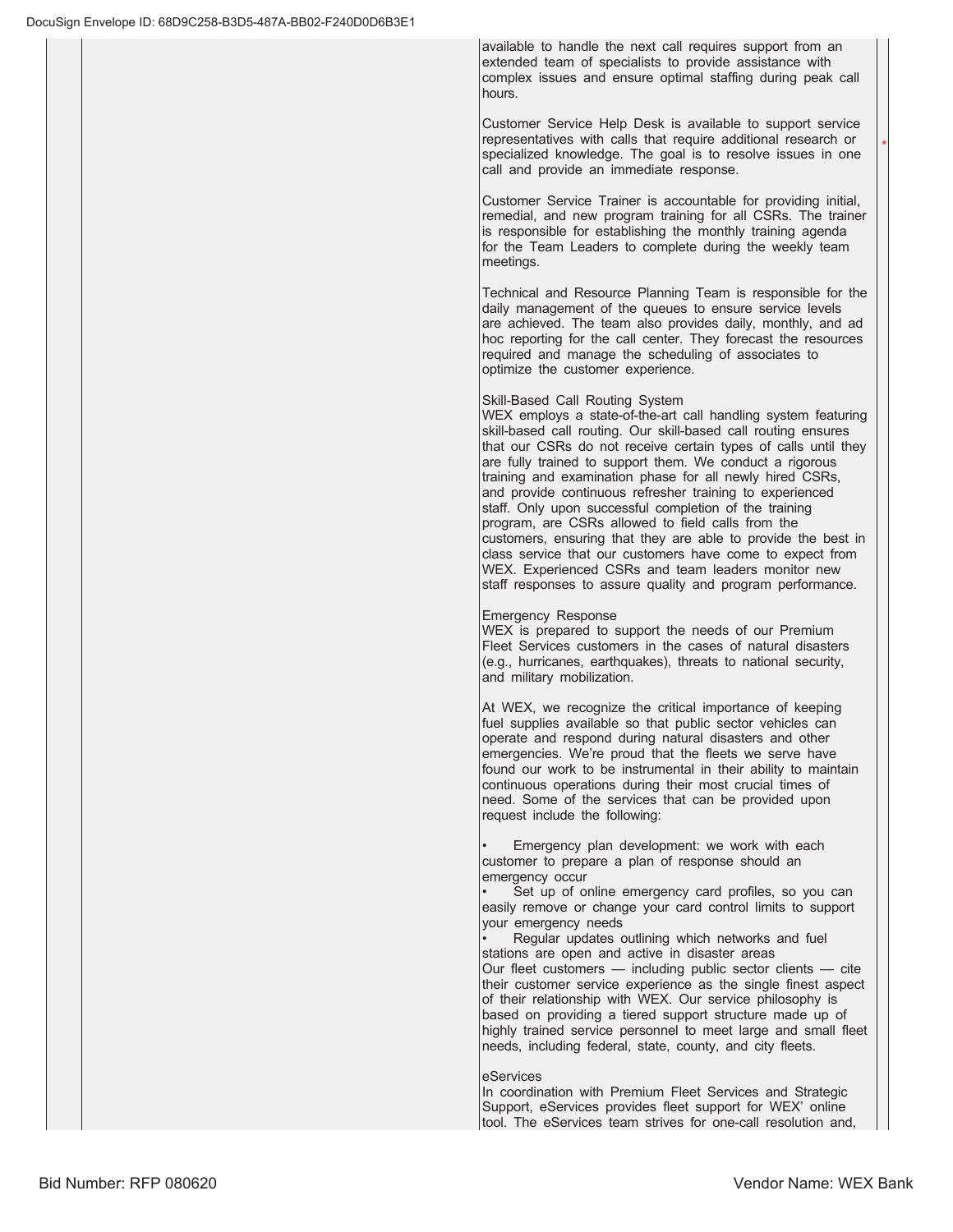available to handle the next call requires support from an extended team of specialists to provide assistance with complex issues and ensure optimal staffing during peak call hours.

Customer Service Help Desk is available to support service representatives with calls that require additional research or specialized knowledge. The goal is to resolve issues in one call and provide an immediate response.

Customer Service Trainer is accountable for providing initial, remedial, and new program training for all CSRs. The trainer is responsible for establishing the monthly training agenda for the Team Leaders to complete during the weekly team meetings.

Technical and Resource Planning Team is responsible for the daily management of the queues to ensure service levels are achieved. The team also provides daily, monthly, and ad hoc reporting for the call center. They forecast the resources required and manage the scheduling of associates to optimize the customer experience.

Skill-Based Call Routing System

WEX employs a state-of-the-art call handling system featuring skill-based call routing. Our skill-based call routing ensures that our CSRs do not receive certain types of calls until they are fully trained to support them. We conduct a rigorous training and examination phase for all newly hired CSRs, and provide continuous refresher training to experienced staff. Only upon successful completion of the training program, are CSRs allowed to field calls from the customers, ensuring that they are able to provide the best in class service that our customers have come to expect from WEX. Experienced CSRs and team leaders monitor new staff responses to assure quality and program performance.

Emergency Response

WEX is prepared to support the needs of our Premium Fleet Services customers in the cases of natural disasters (e.g., hurricanes, earthquakes), threats to national security, and military mobilization.

At WEX, we recognize the critical importance of keeping fuel supplies available so that public sector vehicles can operate and respond during natural disasters and other emergencies. We're proud that the fleets we serve have found our work to be instrumental in their ability to maintain continuous operations during their most crucial times of need. Some of the services that can be provided upon request include the following:

- Emergency plan development: we work with each customer to prepare a plan of response should an emergency occur
- Set up of online emergency card profiles, so you can easily remove or change your card control limits to support your emergency needs
- Regular updates outlining which networks and fuel stations are open and active in disaster areas

Our fleet customers — including public sector clients — cite their customer service experience as the single finest aspect of their relationship with WEX. Our service philosophy is based on providing a tiered support structure made up of highly trained service personnel to meet large and small fleet needs, including federal, state, county, and city fleets.

eServices

In coordination with Premium Fleet Services and Strategic Support, eServices provides fleet support for WEX' online tool. The eServices team strives for one-call resolution and,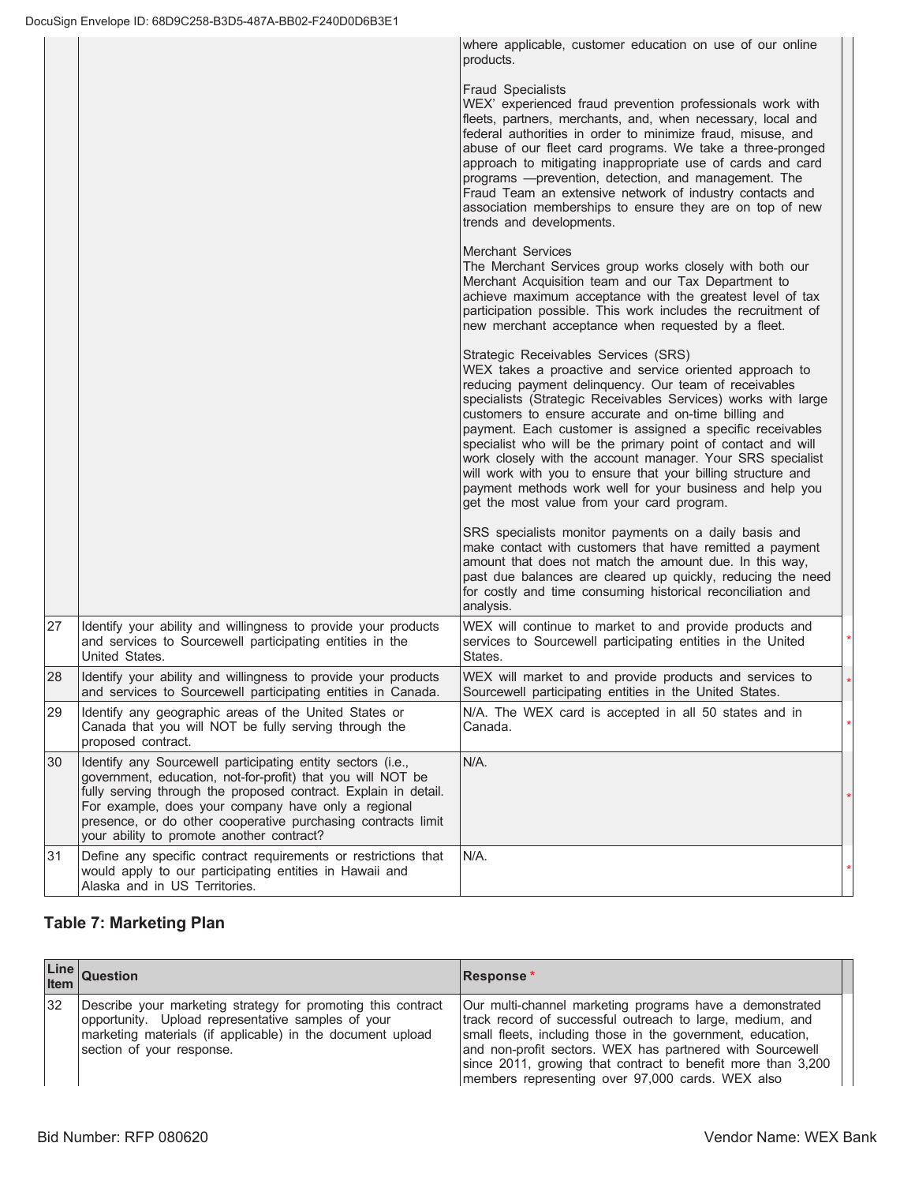| | | |
|---|---|---|
| | | where applicable, customer education on use of our online products.<br><br>Fraud Specialists<br>WEX' experienced fraud prevention professionals work with fleets, partners, merchants, and, when necessary, local and federal authorities in order to minimize fraud, misuse, and abuse of our fleet card programs. We take a three-pronged approach to mitigating inappropriate use of cards and card programs —prevention, detection, and management. The Fraud Team an extensive network of industry contacts and association memberships to ensure they are on top of new trends and developments.<br><br>Merchant Services<br>The Merchant Services group works closely with both our Merchant Acquisition team and our Tax Department to achieve maximum acceptance with the greatest level of tax participation possible. This work includes the recruitment of new merchant acceptance when requested by a fleet.<br><br>Strategic Receivables Services (SRS)<br>WEX takes a proactive and service oriented approach to reducing payment delinquency. Our team of receivables specialists (Strategic Receivables Services) works with large customers to ensure accurate and on-time billing and payment. Each customer is assigned a specific receivables specialist who will be the primary point of contact and will work closely with the account manager. Your SRS specialist will work with you to ensure that your billing structure and payment methods work well for your business and help you get the most value from your card program.<br><br>SRS specialists monitor payments on a daily basis and make contact with customers that have remitted a payment amount that does not match the amount due. In this way, past due balances are cleared up quickly, reducing the need for costly and time consuming historical reconciliation and analysis. |
| 27 | Identify your ability and willingness to provide your products and services to Sourcewell participating entities in the United States. | WEX will continue to market to and provide products and services to Sourcewell participating entities in the United States. |
| 28 | Identify your ability and willingness to provide your products and services to Sourcewell participating entities in Canada. | WEX will market to and provide products and services to Sourcewell participating entities in the United States. |
| 29 | Identify any geographic areas of the United States or Canada that you will NOT be fully serving through the proposed contract. | N/A. The WEX card is accepted in all 50 states and in Canada. |
| 30 | Identify any Sourcewell participating entity sectors (i.e., government, education, not-for-profit) that you will NOT be fully serving through the proposed contract. Explain in detail. For example, does your company have only a regional presence, or do other cooperative purchasing contracts limit your ability to promote another contract? | N/A. |
| 31 | Define any specific contract requirements or restrictions that would apply to our participating entities in Hawaii and Alaska and in US Territories. | N/A. |

## Table 7: Marketing Plan

| Line Item | Question | Response * |
|---|---|---|
| 32 | Describe your marketing strategy for promoting this contract opportunity. Upload representative samples of your marketing materials (if applicable) in the document upload section of your response. | Our multi-channel marketing programs have a demonstrated track record of successful outreach to large, medium, and small fleets, including those in the government, education, and non-profit sectors. WEX has partnered with Sourcewell since 2011, growing that contract to benefit more than 3,200 members representing over 97,000 cards. WEX also |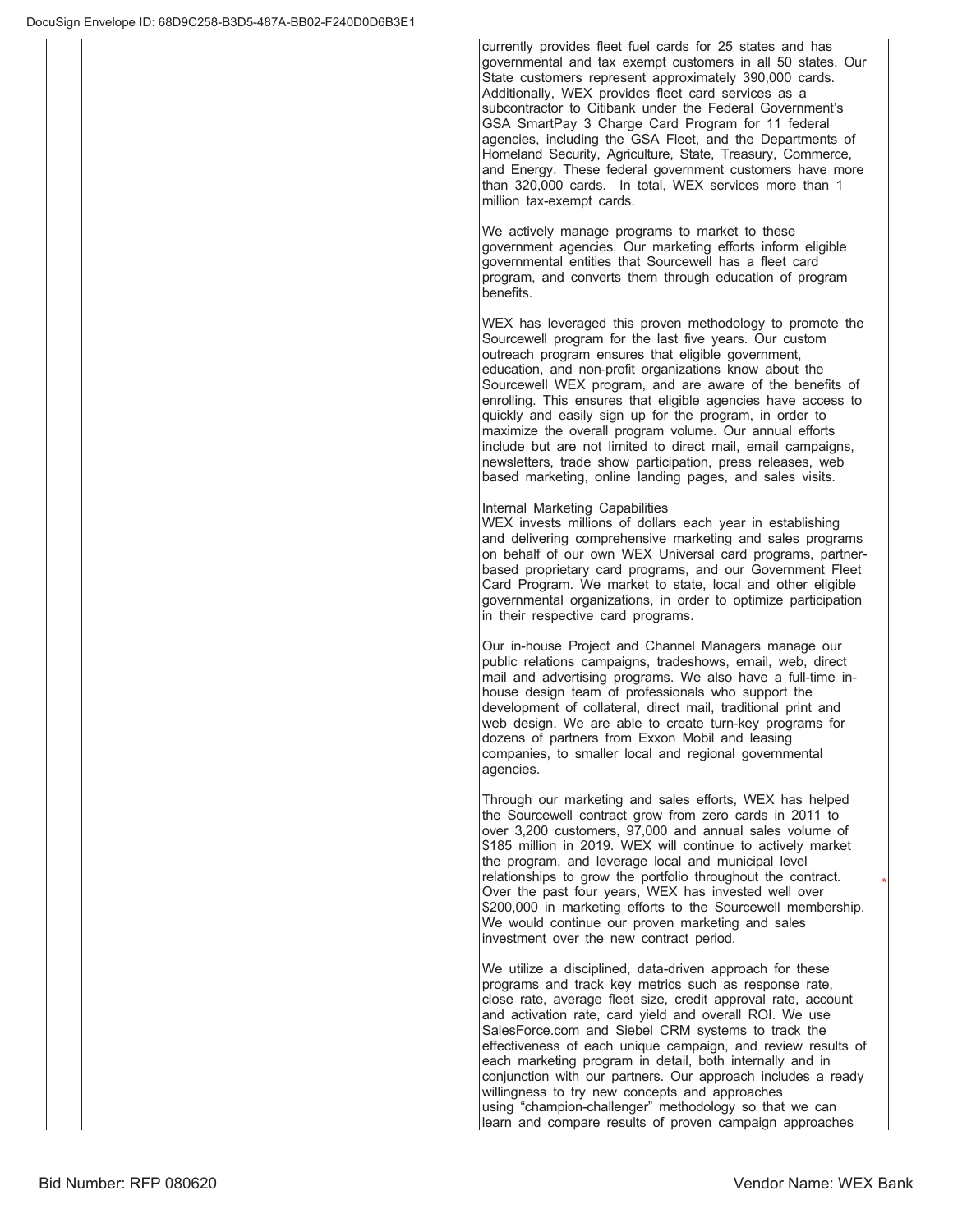currently provides fleet fuel cards for 25 states and has governmental and tax exempt customers in all 50 states. Our State customers represent approximately 390,000 cards. Additionally, WEX provides fleet card services as a subcontractor to Citibank under the Federal Government's GSA SmartPay 3 Charge Card Program for 11 federal agencies, including the GSA Fleet, and the Departments of Homeland Security, Agriculture, State, Treasury, Commerce, and Energy. These federal government customers have more than 320,000 cards. In total, WEX services more than 1 million tax-exempt cards.

We actively manage programs to market to these government agencies. Our marketing efforts inform eligible governmental entities that Sourcewell has a fleet card program, and converts them through education of program benefits.

WEX has leveraged this proven methodology to promote the Sourcewell program for the last five years. Our custom outreach program ensures that eligible government, education, and non-profit organizations know about the Sourcewell WEX program, and are aware of the benefits of enrolling. This ensures that eligible agencies have access to quickly and easily sign up for the program, in order to maximize the overall program volume. Our annual efforts include but are not limited to direct mail, email campaigns, newsletters, trade show participation, press releases, web based marketing, online landing pages, and sales visits.

Internal Marketing Capabilities

WEX invests millions of dollars each year in establishing and delivering comprehensive marketing and sales programs on behalf of our own WEX Universal card programs, partner-based proprietary card programs, and our Government Fleet Card Program. We market to state, local and other eligible governmental organizations, in order to optimize participation in their respective card programs.

Our in-house Project and Channel Managers manage our public relations campaigns, tradeshows, email, web, direct mail and advertising programs. We also have a full-time in-house design team of professionals who support the development of collateral, direct mail, traditional print and web design. We are able to create turn-key programs for dozens of partners from Exxon Mobil and leasing companies, to smaller local and regional governmental agencies.

Through our marketing and sales efforts, WEX has helped the Sourcewell contract grow from zero cards in 2011 to over 3,200 customers, 97,000 and annual sales volume of $185 million in 2019. WEX will continue to actively market the program, and leverage local and municipal level relationships to grow the portfolio throughout the contract. Over the past four years, WEX has invested well over $200,000 in marketing efforts to the Sourcewell membership. We would continue our proven marketing and sales investment over the new contract period.

We utilize a disciplined, data-driven approach for these programs and track key metrics such as response rate, close rate, average fleet size, credit approval rate, account and activation rate, card yield and overall ROI. We use SalesForce.com and Siebel CRM systems to track the effectiveness of each unique campaign, and review results of each marketing program in detail, both internally and in conjunction with our partners. Our approach includes a ready willingness to try new concepts and approaches using "champion-challenger" methodology so that we can learn and compare results of proven campaign approaches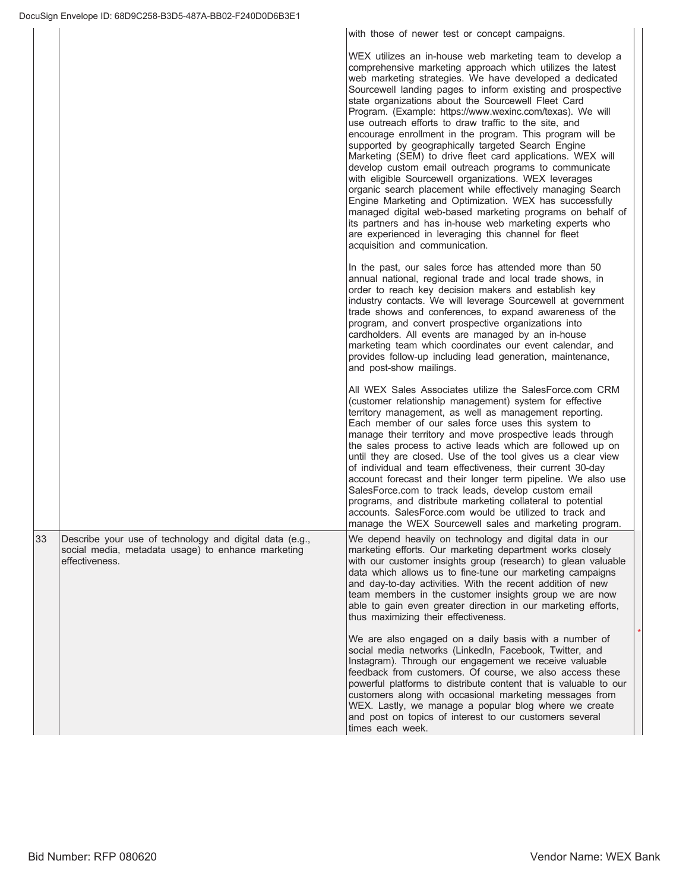| | | |
|---|---|---|
| | | with those of newer test or concept campaigns.<br><br>WEX utilizes an in-house web marketing team to develop a comprehensive marketing approach which utilizes the latest web marketing strategies. We have developed a dedicated Sourcewell landing pages to inform existing and prospective state organizations about the Sourcewell Fleet Card Program. (Example: https://www.wexinc.com/texas). We will use outreach efforts to draw traffic to the site, and encourage enrollment in the program. This program will be supported by geographically targeted Search Engine Marketing (SEM) to drive fleet card applications. WEX will develop custom email outreach programs to communicate with eligible Sourcewell organizations. WEX leverages organic search placement while effectively managing Search Engine Marketing and Optimization. WEX has successfully managed digital web-based marketing programs on behalf of its partners and has in-house web marketing experts who are experienced in leveraging this channel for fleet acquisition and communication.<br><br>In the past, our sales force has attended more than 50 annual national, regional trade and local trade shows, in order to reach key decision makers and establish key industry contacts. We will leverage Sourcewell at government trade shows and conferences, to expand awareness of the program, and convert prospective organizations into cardholders. All events are managed by an in-house marketing team which coordinates our event calendar, and provides follow-up including lead generation, maintenance, and post-show mailings.<br><br>All WEX Sales Associates utilize the SalesForce.com CRM (customer relationship management) system for effective territory management, as well as management reporting. Each member of our sales force uses this system to manage their territory and move prospective leads through the sales process to active leads which are followed up on until they are closed. Use of the tool gives us a clear view of individual and team effectiveness, their current 30-day account forecast and their longer term pipeline. We also use SalesForce.com to track leads, develop custom email programs, and distribute marketing collateral to potential accounts. SalesForce.com would be utilized to track and manage the WEX Sourcewell sales and marketing program. |
| 33 | Describe your use of technology and digital data (e.g., social media, metadata usage) to enhance marketing effectiveness. | We depend heavily on technology and digital data in our marketing efforts. Our marketing department works closely with our customer insights group (research) to glean valuable data which allows us to fine-tune our marketing campaigns and day-to-day activities. With the recent addition of new team members in the customer insights group we are now able to gain even greater direction in our marketing efforts, thus maximizing their effectiveness.<br><br>We are also engaged on a daily basis with a number of social media networks (LinkedIn, Facebook, Twitter, and Instagram). Through our engagement we receive valuable feedback from customers. Of course, we also access these powerful platforms to distribute content that is valuable to our customers along with occasional marketing messages from WEX. Lastly, we manage a popular blog where we create and post on topics of interest to our customers several times each week. |

Bid Number: RFP 080620 Vendor Name: WEX Bank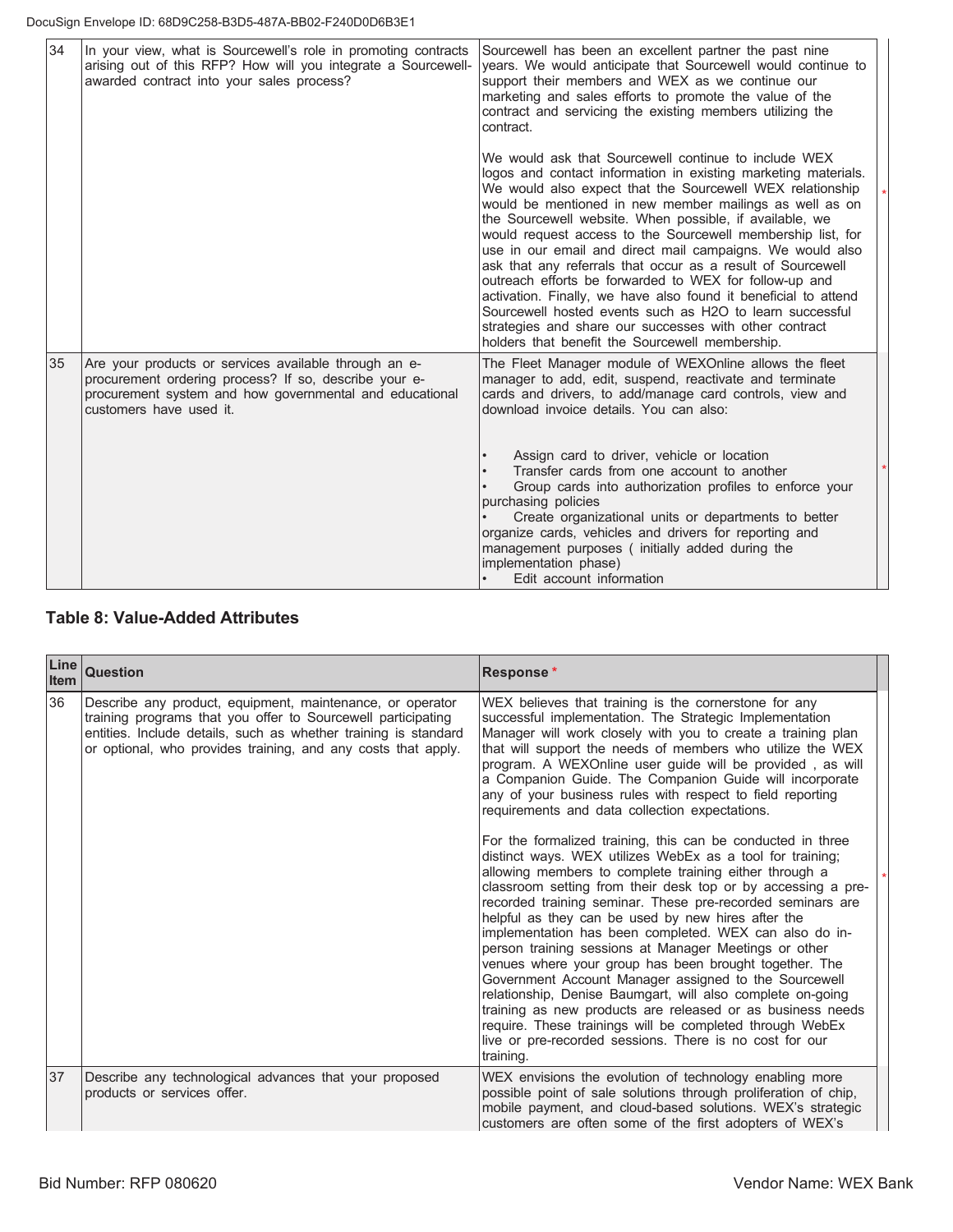| 34 | In your view, what is Sourcewell's role in promoting contracts arising out of this RFP? How will you integrate a Sourcewell-awarded contract into your sales process? | Sourcewell has been an excellent partner the past nine years. We would anticipate that Sourcewell would continue to support their members and WEX as we continue our marketing and sales efforts to promote the value of the contract and servicing the existing members utilizing the contract.<br><br>We would ask that Sourcewell continue to include WEX logos and contact information in existing marketing materials. We would also expect that the Sourcewell WEX relationship would be mentioned in new member mailings as well as on the Sourcewell website. When possible, if available, we would request access to the Sourcewell membership list, for use in our email and direct mail campaigns. We would also ask that any referrals that occur as a result of Sourcewell outreach efforts be forwarded to WEX for follow-up and activation. Finally, we have also found it beneficial to attend Sourcewell hosted events such as H2O to learn successful strategies and share our successes with other contract holders that benefit the Sourcewell membership. |
|---|---|---|
| 35 | Are your products or services available through an e-procurement ordering process? If so, describe your e-procurement system and how governmental and educational customers have used it. | The Fleet Manager module of WEXOnline allows the fleet manager to add, edit, suspend, reactivate and terminate cards and drivers, to add/manage card controls, view and download invoice details. You can also:<br><br>• Assign card to driver, vehicle or location<br>• Transfer cards from one account to another<br>• Group cards into authorization profiles to enforce your purchasing policies<br>• Create organizational units or departments to better organize cards, vehicles and drivers for reporting and management purposes ( initially added during the implementation phase)<br>• Edit account information |

## Table 8: Value-Added Attributes

| Line Item | Question | Response * |
|---|---|---|
| 36 | Describe any product, equipment, maintenance, or operator training programs that you offer to Sourcewell participating entities. Include details, such as whether training is standard or optional, who provides training, and any costs that apply. | WEX believes that training is the cornerstone for any successful implementation. The Strategic Implementation Manager will work closely with you to create a training plan that will support the needs of members who utilize the WEX program. A WEXOnline user guide will be provided , as will a Companion Guide. The Companion Guide will incorporate any of your business rules with respect to field reporting requirements and data collection expectations.<br><br>For the formalized training, this can be conducted in three distinct ways. WEX utilizes WebEx as a tool for training; allowing members to complete training either through a classroom setting from their desk top or by accessing a pre-recorded training seminar. These pre-recorded seminars are helpful as they can be used by new hires after the implementation has been completed. WEX can also do in-person training sessions at Manager Meetings or other venues where your group has been brought together. The Government Account Manager assigned to the Sourcewell relationship, Denise Baumgart, will also complete on-going training as new products are released or as business needs require. These trainings will be completed through WebEx live or pre-recorded sessions. There is no cost for our training. |
| 37 | Describe any technological advances that your proposed products or services offer. | WEX envisions the evolution of technology enabling more possible point of sale solutions through proliferation of chip, mobile payment, and cloud-based solutions. WEX's strategic customers are often some of the first adopters of WEX's |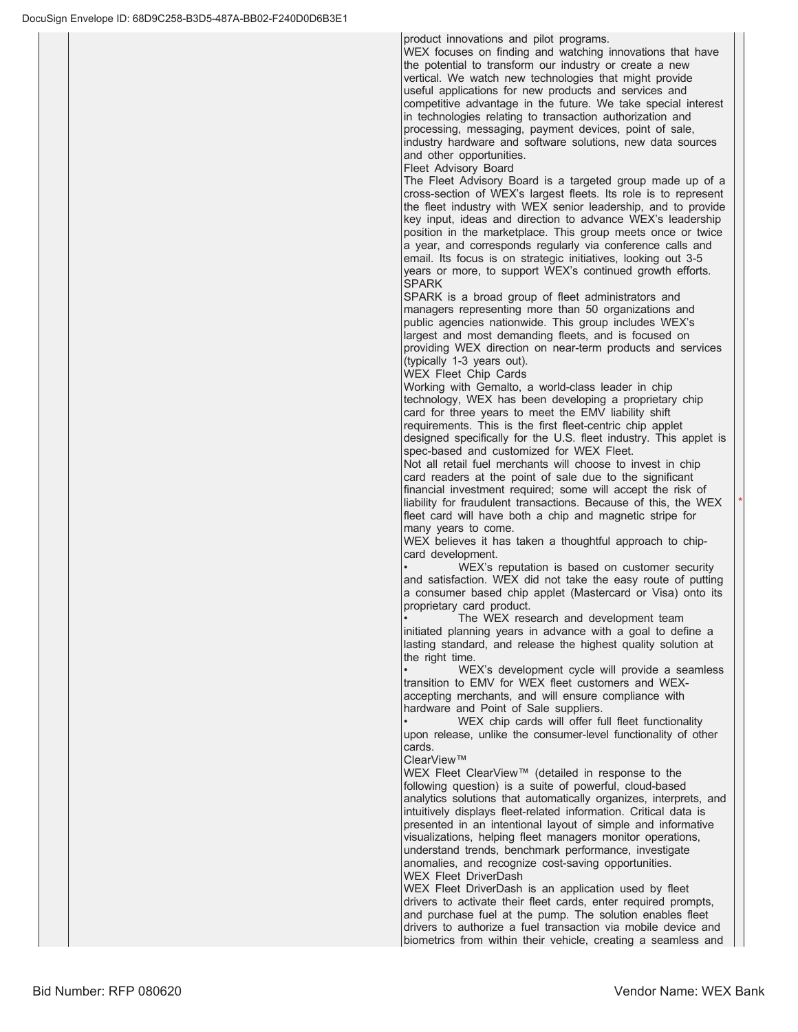product innovations and pilot programs.

WEX focuses on finding and watching innovations that have the potential to transform our industry or create a new vertical. We watch new technologies that might provide useful applications for new products and services and competitive advantage in the future. We take special interest in technologies relating to transaction authorization and processing, messaging, payment devices, point of sale, industry hardware and software solutions, new data sources and other opportunities.

### Fleet Advisory Board

The Fleet Advisory Board is a targeted group made up of a cross-section of WEX's largest fleets. Its role is to represent the fleet industry with WEX senior leadership, and to provide key input, ideas and direction to advance WEX's leadership position in the marketplace. This group meets once or twice a year, and corresponds regularly via conference calls and email. Its focus is on strategic initiatives, looking out 3-5 years or more, to support WEX's continued growth efforts.

### SPARK

SPARK is a broad group of fleet administrators and managers representing more than 50 organizations and public agencies nationwide. This group includes WEX's largest and most demanding fleets, and is focused on providing WEX direction on near-term products and services (typically 1-3 years out).

### WEX Fleet Chip Cards

Working with Gemalto, a world-class leader in chip technology, WEX has been developing a proprietary chip card for three years to meet the EMV liability shift requirements. This is the first fleet-centric chip applet designed specifically for the U.S. fleet industry. This applet is spec-based and customized for WEX Fleet.

Not all retail fuel merchants will choose to invest in chip card readers at the point of sale due to the significant financial investment required; some will accept the risk of liability for fraudulent transactions. Because of this, the WEX fleet card will have both a chip and magnetic stripe for many years to come.

WEX believes it has taken a thoughtful approach to chip-card development.

- WEX's reputation is based on customer security and satisfaction. WEX did not take the easy route of putting a consumer based chip applet (Mastercard or Visa) onto its proprietary card product.
- The WEX research and development team initiated planning years in advance with a goal to define a lasting standard, and release the highest quality solution at the right time.
- WEX's development cycle will provide a seamless transition to EMV for WEX fleet customers and WEX-accepting merchants, and will ensure compliance with hardware and Point of Sale suppliers.
- WEX chip cards will offer full fleet functionality upon release, unlike the consumer-level functionality of other cards.

### ClearView™

WEX Fleet ClearView™ (detailed in response to the following question) is a suite of powerful, cloud-based analytics solutions that automatically organizes, interprets, and intuitively displays fleet-related information. Critical data is presented in an intentional layout of simple and informative visualizations, helping fleet managers monitor operations, understand trends, benchmark performance, investigate anomalies, and recognize cost-saving opportunities.

### WEX Fleet DriverDash

WEX Fleet DriverDash is an application used by fleet drivers to activate their fleet cards, enter required prompts, and purchase fuel at the pump. The solution enables fleet drivers to authorize a fuel transaction via mobile device and biometrics from within their vehicle, creating a seamless and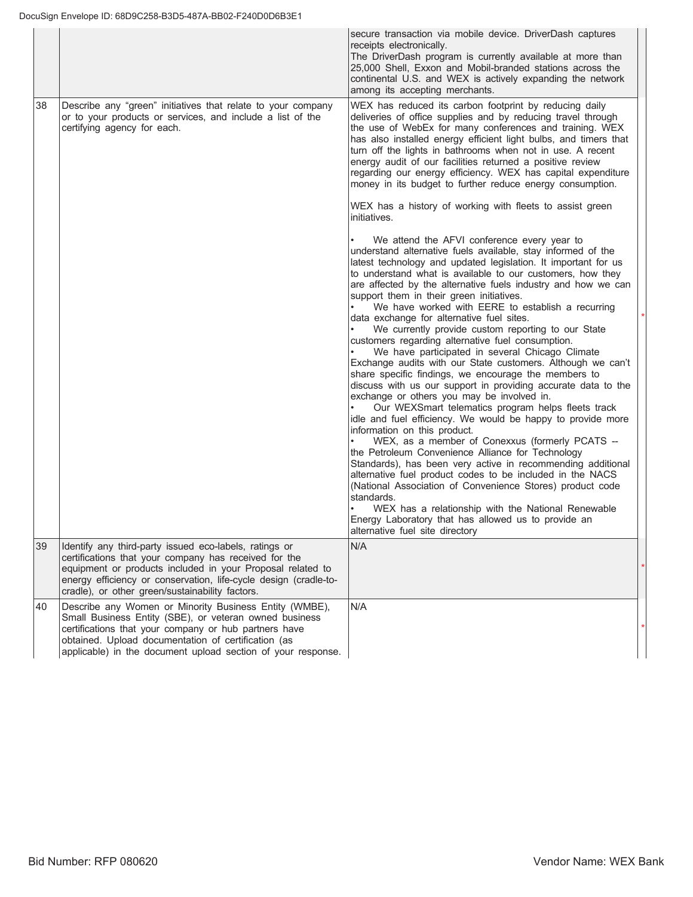| | | | |
|---|---|---|---|
| | | secure transaction via mobile device. DriverDash captures receipts electronically.<br>The DriverDash program is currently available at more than 25,000 Shell, Exxon and Mobil-branded stations across the continental U.S. and WEX is actively expanding the network among its accepting merchants. | |
| 38 | Describe any "green" initiatives that relate to your company or to your products or services, and include a list of the certifying agency for each. | WEX has reduced its carbon footprint by reducing daily deliveries of office supplies and by reducing travel through the use of WebEx for many conferences and training. WEX has also installed energy efficient light bulbs, and timers that turn off the lights in bathrooms when not in use. A recent energy audit of our facilities returned a positive review regarding our energy efficiency. WEX has capital expenditure money in its budget to further reduce energy consumption.<br><br>WEX has a history of working with fleets to assist green initiatives.<br><br>• We attend the AFVI conference every year to understand alternative fuels available, stay informed of the latest technology and updated legislation. It important for us to understand what is available to our customers, how they are affected by the alternative fuels industry and how we can support them in their green initiatives.<br>• We have worked with EERE to establish a recurring data exchange for alternative fuel sites.<br>• We currently provide custom reporting to our State customers regarding alternative fuel consumption.<br>• We have participated in several Chicago Climate Exchange audits with our State customers. Although we can't share specific findings, we encourage the members to discuss with us our support in providing accurate data to the exchange or others you may be involved in.<br>• Our WEXSmart telematics program helps fleets track idle and fuel efficiency. We would be happy to provide more information on this product.<br>• WEX, as a member of Conexxus (formerly PCATS -- the Petroleum Convenience Alliance for Technology Standards), has been very active in recommending additional alternative fuel product codes to be included in the NACS (National Association of Convenience Stores) product code standards.<br>• WEX has a relationship with the National Renewable Energy Laboratory that has allowed us to provide an alternative fuel site directory | * |
| 39 | Identify any third-party issued eco-labels, ratings or certifications that your company has received for the equipment or products included in your Proposal related to energy efficiency or conservation, life-cycle design (cradle-to-cradle), or other green/sustainability factors. | N/A | * |
| 40 | Describe any Women or Minority Business Entity (WMBE), Small Business Entity (SBE), or veteran owned business certifications that your company or hub partners have obtained. Upload documentation of certification (as applicable) in the document upload section of your response. | N/A | * |

Bid Number: RFP 080620 Vendor Name: WEX Bank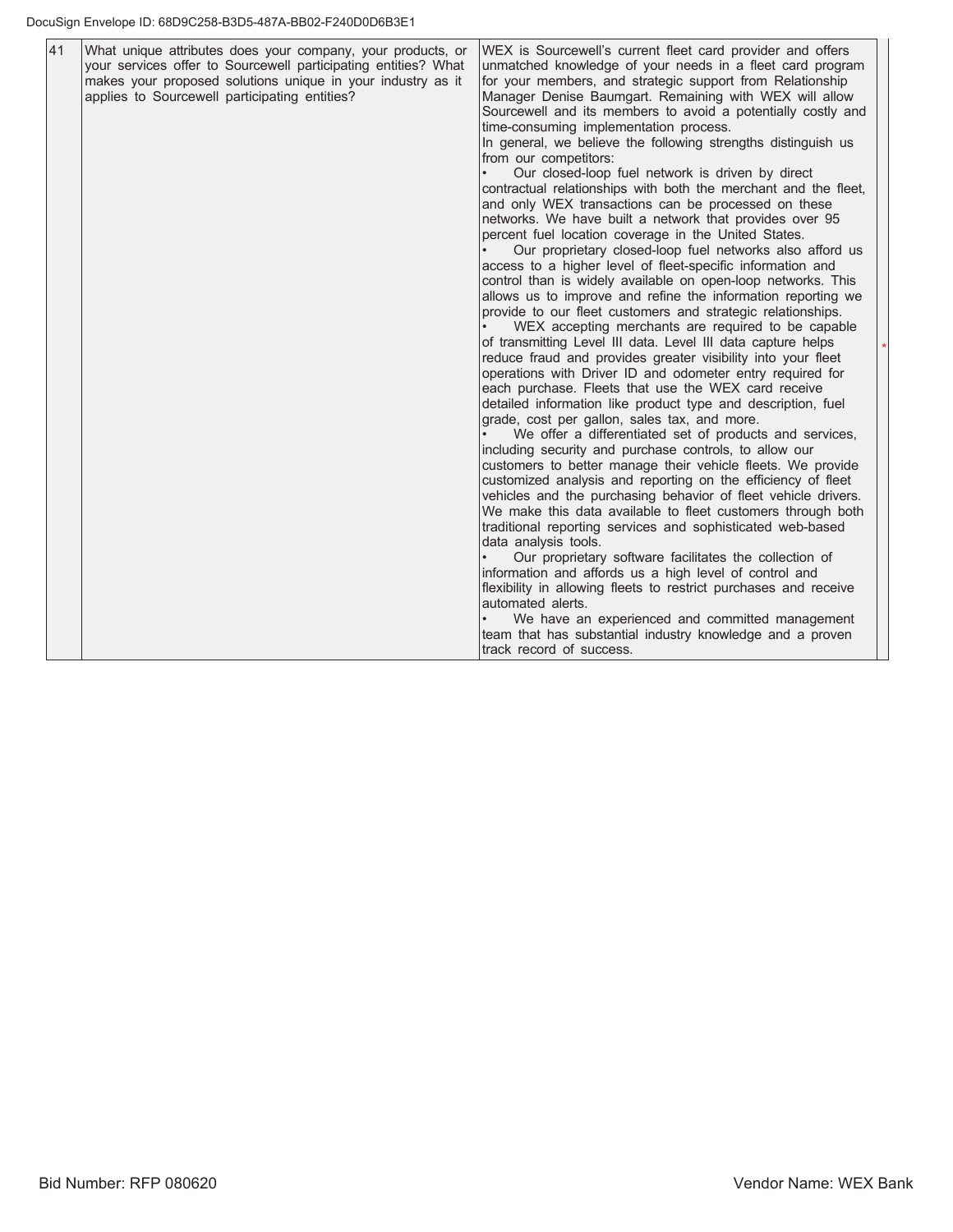| 41 | What unique attributes does your company, your products, or your services offer to Sourcewell participating entities? What makes your proposed solutions unique in your industry as it applies to Sourcewell participating entities? | WEX is Sourcewell's current fleet card provider and offers unmatched knowledge of your needs in a fleet card program for your members, and strategic support from Relationship Manager Denise Baumgart. Remaining with WEX will allow Sourcewell and its members to avoid a potentially costly and time-consuming implementation process.<br>In general, we believe the following strengths distinguish us from our competitors:<br>• Our closed-loop fuel network is driven by direct contractual relationships with both the merchant and the fleet, and only WEX transactions can be processed on these networks. We have built a network that provides over 95 percent fuel location coverage in the United States.<br>• Our proprietary closed-loop fuel networks also afford us access to a higher level of fleet-specific information and control than is widely available on open-loop networks. This allows us to improve and refine the information reporting we provide to our fleet customers and strategic relationships.<br>• WEX accepting merchants are required to be capable of transmitting Level III data. Level III data capture helps reduce fraud and provides greater visibility into your fleet operations with Driver ID and odometer entry required for each purchase. Fleets that use the WEX card receive detailed information like product type and description, fuel grade, cost per gallon, sales tax, and more.<br>• We offer a differentiated set of products and services, including security and purchase controls, to allow our customers to better manage their vehicle fleets. We provide customized analysis and reporting on the efficiency of fleet vehicles and the purchasing behavior of fleet vehicle drivers. We make this data available to fleet customers through both traditional reporting services and sophisticated web-based data analysis tools.<br>• Our proprietary software facilitates the collection of information and affords us a high level of control and flexibility in allowing fleets to restrict purchases and receive automated alerts.<br>• We have an experienced and committed management team that has substantial industry knowledge and a proven track record of success. | * |
|---|---|---|---|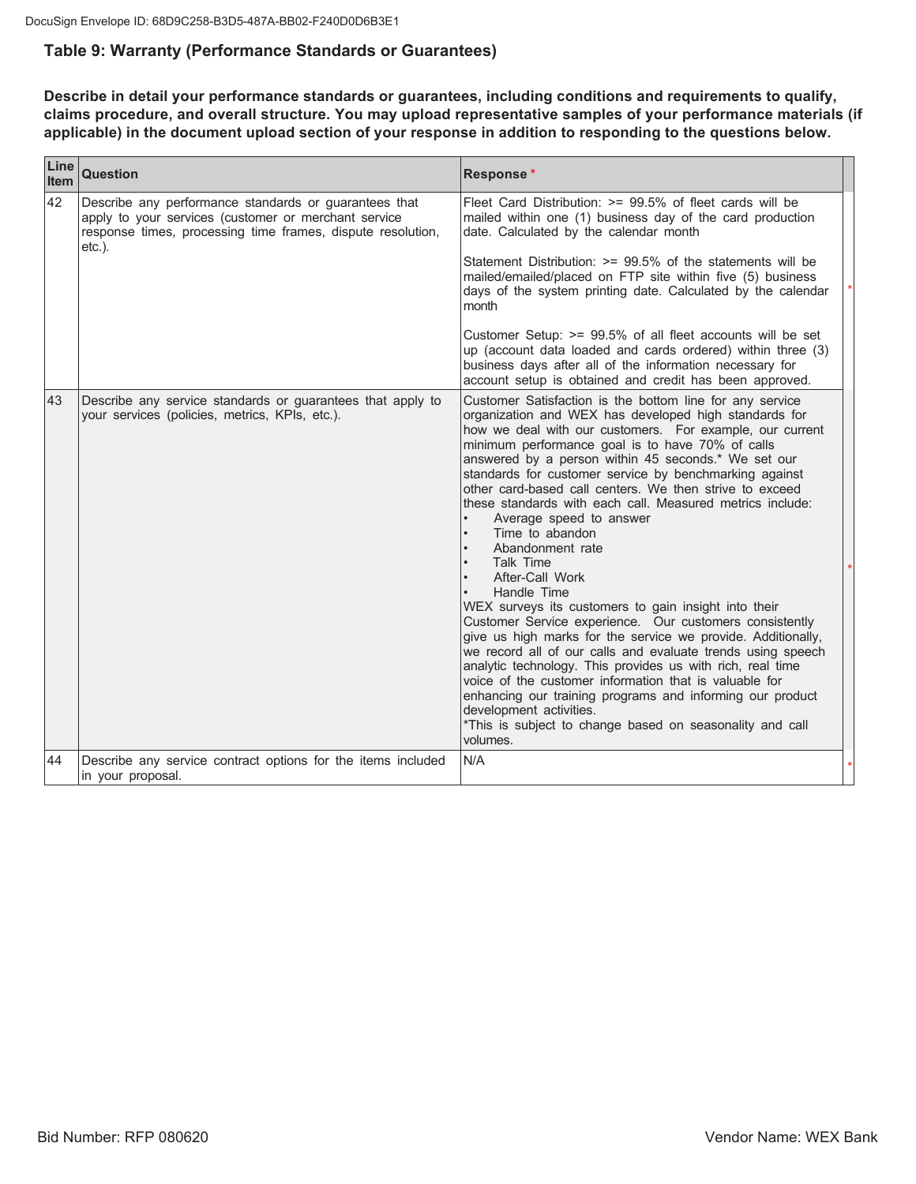## Table 9: Warranty (Performance Standards or Guarantees)

**Describe in detail your performance standards or guarantees, including conditions and requirements to qualify, claims procedure, and overall structure. You may upload representative samples of your performance materials (if applicable) in the document upload section of your response in addition to responding to the questions below.**

| Line Item | Question | Response * |
|---|---|---|
| 42 | Describe any performance standards or guarantees that apply to your services (customer or merchant service response times, processing time frames, dispute resolution, etc.). | Fleet Card Distribution: >= 99.5% of fleet cards will be mailed within one (1) business day of the card production date. Calculated by the calendar month<br><br>Statement Distribution: >= 99.5% of the statements will be mailed/emailed/placed on FTP site within five (5) business days of the system printing date. Calculated by the calendar month<br><br>Customer Setup: >= 99.5% of all fleet accounts will be set up (account data loaded and cards ordered) within three (3) business days after all of the information necessary for account setup is obtained and credit has been approved. |
| 43 | Describe any service standards or guarantees that apply to your services (policies, metrics, KPIs, etc.). | Customer Satisfaction is the bottom line for any service organization and WEX has developed high standards for how we deal with our customers. For example, our current minimum performance goal is to have 70% of calls answered by a person within 45 seconds.* We set our standards for customer service by benchmarking against other card-based call centers. We then strive to exceed these standards with each call. Measured metrics include:<br>• Average speed to answer<br>• Time to abandon<br>• Abandonment rate<br>• Talk Time<br>• After-Call Work<br>• Handle Time<br>WEX surveys its customers to gain insight into their Customer Service experience. Our customers consistently give us high marks for the service we provide. Additionally, we record all of our calls and evaluate trends using speech analytic technology. This provides us with rich, real time voice of the customer information that is valuable for enhancing our training programs and informing our product development activities.<br>*This is subject to change based on seasonality and call volumes. |
| 44 | Describe any service contract options for the items included in your proposal. | N/A |

Bid Number: RFP 080620 Vendor Name: WEX Bank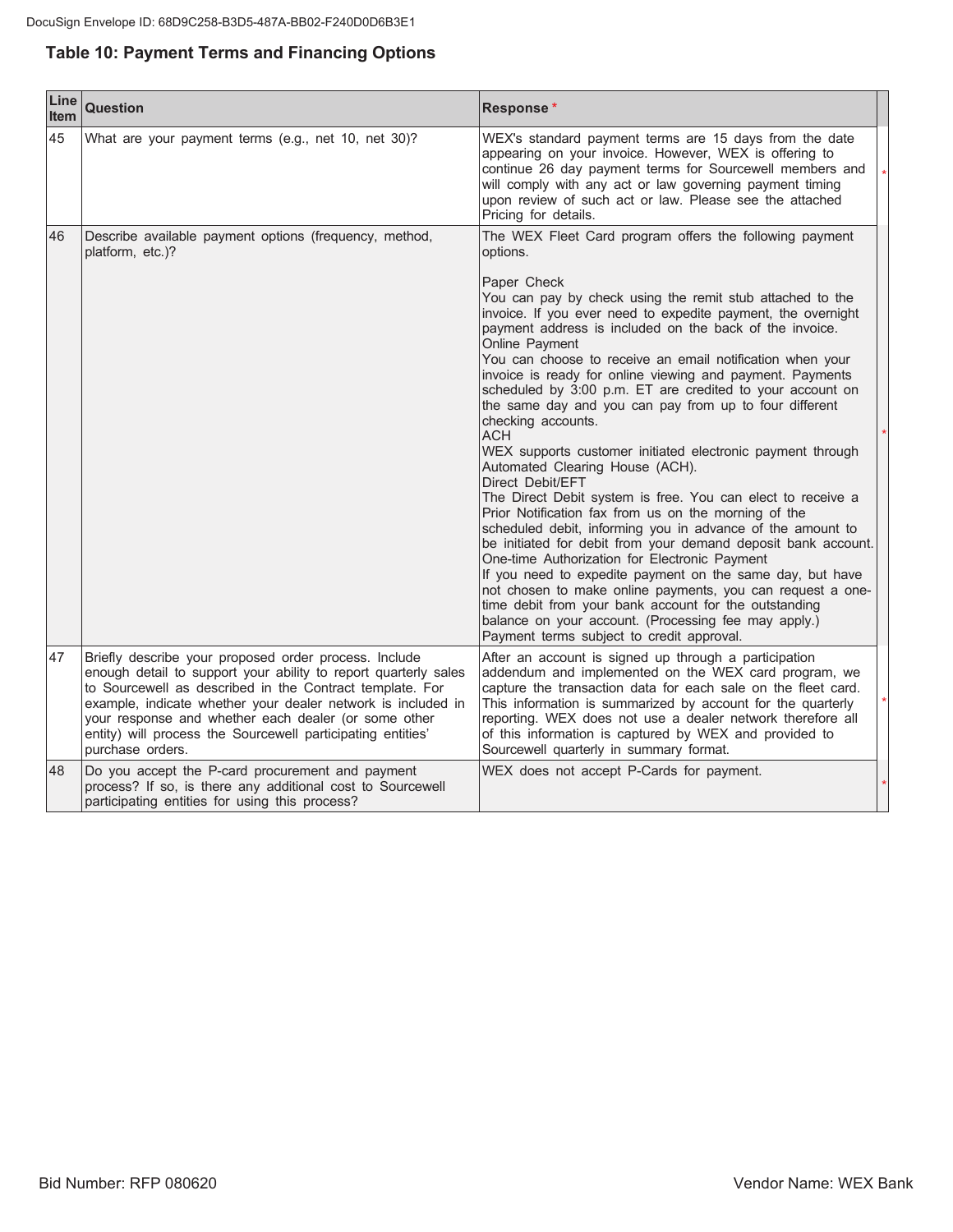## Table 10: Payment Terms and Financing Options

| Line Item | Question | Response * |
|---|---|---|
| 45 | What are your payment terms (e.g., net 10, net 30)? | WEX's standard payment terms are 15 days from the date appearing on your invoice. However, WEX is offering to continue 26 day payment terms for Sourcewell members and will comply with any act or law governing payment timing upon review of such act or law. Please see the attached Pricing for details. |
| 46 | Describe available payment options (frequency, method, platform, etc.)? | The WEX Fleet Card program offers the following payment options.<br><br>Paper Check<br>You can pay by check using the remit stub attached to the invoice. If you ever need to expedite payment, the overnight payment address is included on the back of the invoice.<br>Online Payment<br>You can choose to receive an email notification when your invoice is ready for online viewing and payment. Payments scheduled by 3:00 p.m. ET are credited to your account on the same day and you can pay from up to four different checking accounts.<br>ACH<br>WEX supports customer initiated electronic payment through Automated Clearing House (ACH).<br>Direct Debit/EFT<br>The Direct Debit system is free. You can elect to receive a Prior Notification fax from us on the morning of the scheduled debit, informing you in advance of the amount to be initiated for debit from your demand deposit bank account.<br>One-time Authorization for Electronic Payment<br>If you need to expedite payment on the same day, but have not chosen to make online payments, you can request a one-time debit from your bank account for the outstanding balance on your account. (Processing fee may apply.)<br>Payment terms subject to credit approval. |
| 47 | Briefly describe your proposed order process. Include enough detail to support your ability to report quarterly sales to Sourcewell as described in the Contract template. For example, indicate whether your dealer network is included in your response and whether each dealer (or some other entity) will process the Sourcewell participating entities' purchase orders. | After an account is signed up through a participation addendum and implemented on the WEX card program, we capture the transaction data for each sale on the fleet card. This information is summarized by account for the quarterly reporting. WEX does not use a dealer network therefore all of this information is captured by WEX and provided to Sourcewell quarterly in summary format. |
| 48 | Do you accept the P-card procurement and payment process? If so, is there any additional cost to Sourcewell participating entities for using this process? | WEX does not accept P-Cards for payment. |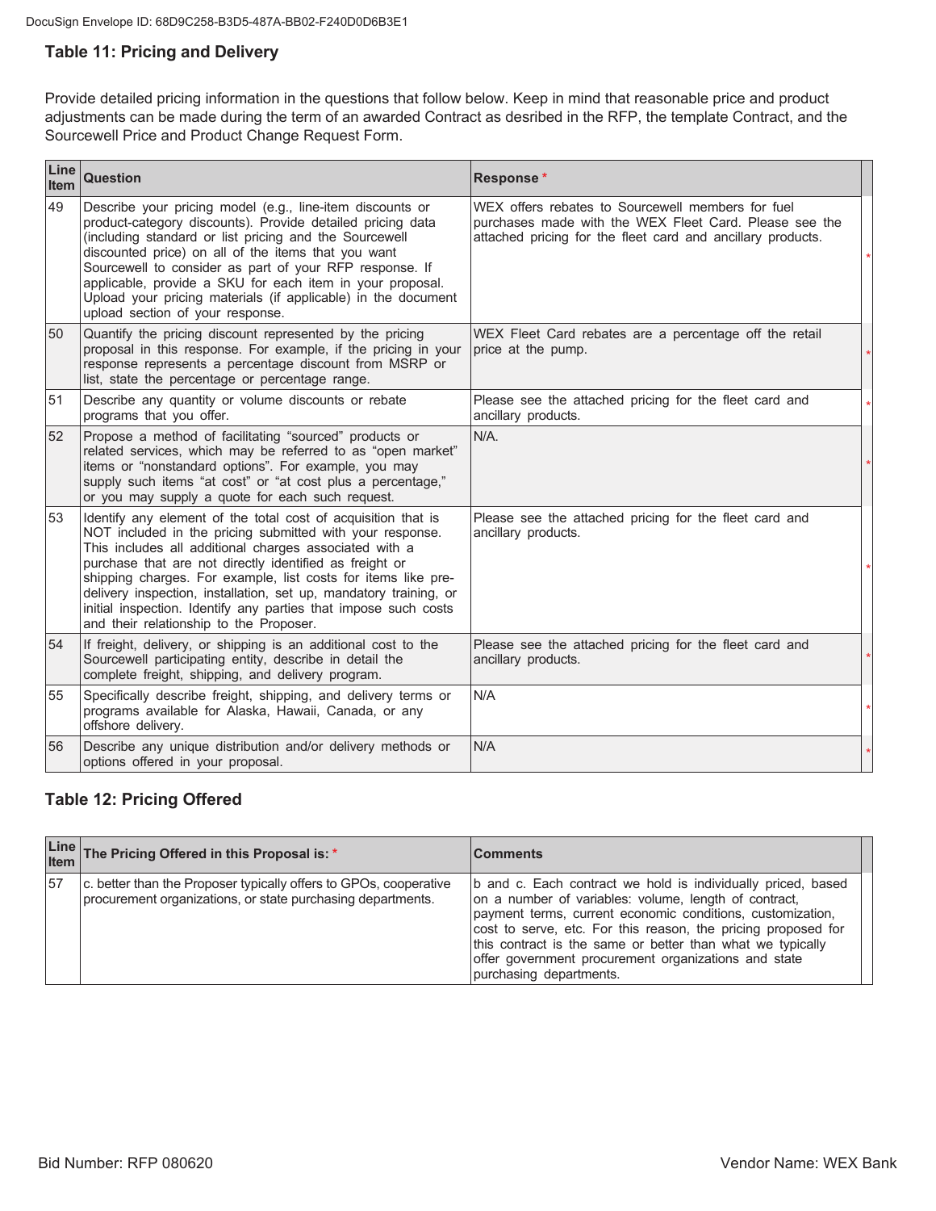### Table 11: Pricing and Delivery

Provide detailed pricing information in the questions that follow below. Keep in mind that reasonable price and product adjustments can be made during the term of an awarded Contract as desribed in the RFP, the template Contract, and the Sourcewell Price and Product Change Request Form.

| Line Item | Question | Response * |
|---|---|---|
| 49 | Describe your pricing model (e.g., line-item discounts or product-category discounts). Provide detailed pricing data (including standard or list pricing and the Sourcewell discounted price) on all of the items that you want Sourcewell to consider as part of your RFP response. If applicable, provide a SKU for each item in your proposal. Upload your pricing materials (if applicable) in the document upload section of your response. | WEX offers rebates to Sourcewell members for fuel purchases made with the WEX Fleet Card. Please see the attached pricing for the fleet card and ancillary products. |
| 50 | Quantify the pricing discount represented by the pricing proposal in this response. For example, if the pricing in your response represents a percentage discount from MSRP or list, state the percentage or percentage range. | WEX Fleet Card rebates are a percentage off the retail price at the pump. |
| 51 | Describe any quantity or volume discounts or rebate programs that you offer. | Please see the attached pricing for the fleet card and ancillary products. |
| 52 | Propose a method of facilitating "sourced" products or related services, which may be referred to as "open market" items or "nonstandard options". For example, you may supply such items "at cost" or "at cost plus a percentage," or you may supply a quote for each such request. | N/A. |
| 53 | Identify any element of the total cost of acquisition that is NOT included in the pricing submitted with your response. This includes all additional charges associated with a purchase that are not directly identified as freight or shipping charges. For example, list costs for items like pre-delivery inspection, installation, set up, mandatory training, or initial inspection. Identify any parties that impose such costs and their relationship to the Proposer. | Please see the attached pricing for the fleet card and ancillary products. |
| 54 | If freight, delivery, or shipping is an additional cost to the Sourcewell participating entity, describe in detail the complete freight, shipping, and delivery program. | Please see the attached pricing for the fleet card and ancillary products. |
| 55 | Specifically describe freight, shipping, and delivery terms or programs available for Alaska, Hawaii, Canada, or any offshore delivery. | N/A |
| 56 | Describe any unique distribution and/or delivery methods or options offered in your proposal. | N/A |

### Table 12: Pricing Offered

| Line Item | The Pricing Offered in this Proposal is: * | Comments |
|---|---|---|
| 57 | c. better than the Proposer typically offers to GPOs, cooperative procurement organizations, or state purchasing departments. | b and c. Each contract we hold is individually priced, based on a number of variables: volume, length of contract, payment terms, current economic conditions, customization, cost to serve, etc. For this reason, the pricing proposed for this contract is the same or better than what we typically offer government procurement organizations and state purchasing departments. |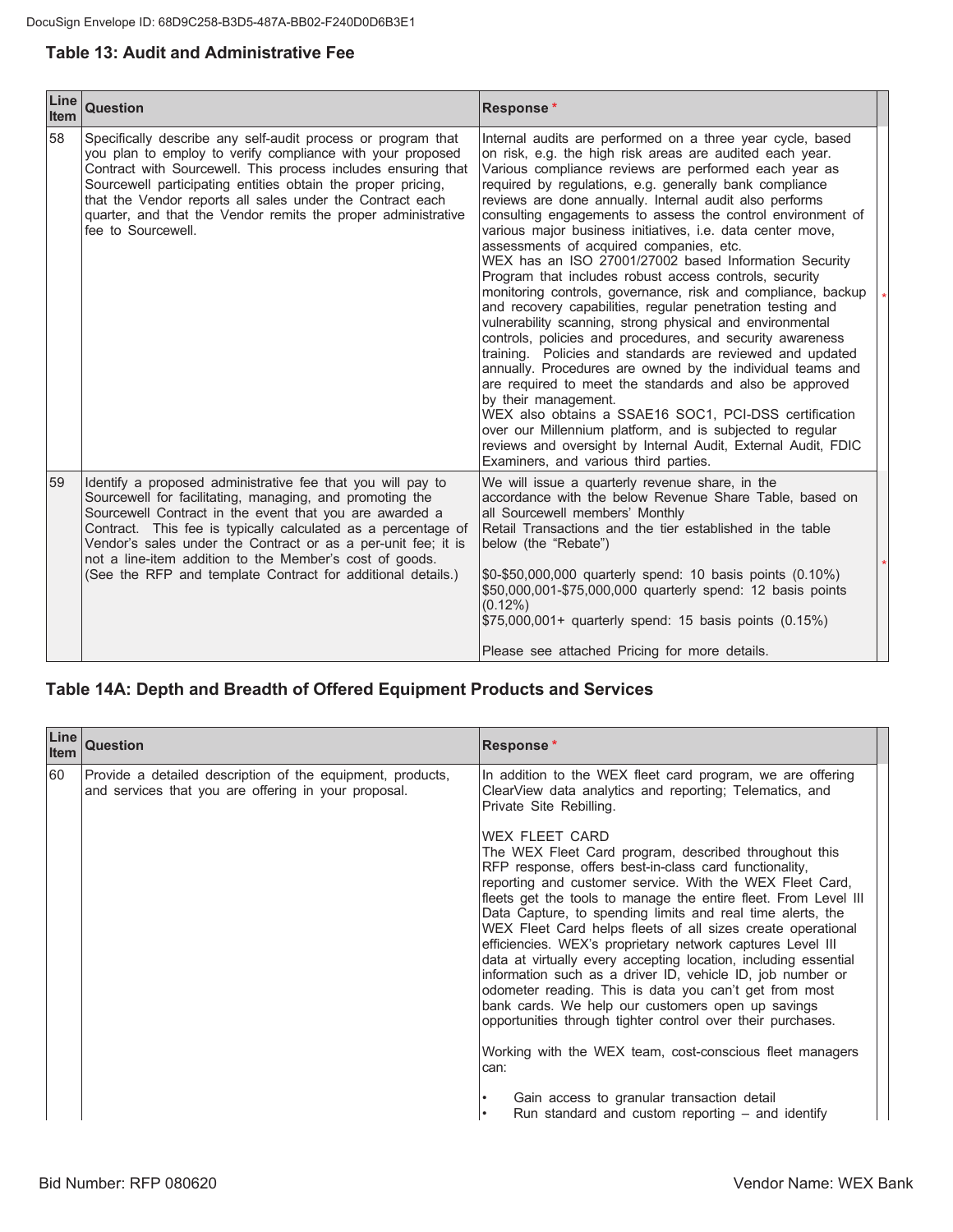## Table 13: Audit and Administrative Fee

| Line Item | Question | Response * |
|---|---|---|
| 58 | Specifically describe any self-audit process or program that you plan to employ to verify compliance with your proposed Contract with Sourcewell. This process includes ensuring that Sourcewell participating entities obtain the proper pricing, that the Vendor reports all sales under the Contract each quarter, and that the Vendor remits the proper administrative fee to Sourcewell. | Internal audits are performed on a three year cycle, based on risk, e.g. the high risk areas are audited each year. Various compliance reviews are performed each year as required by regulations, e.g. generally bank compliance reviews are done annually. Internal audit also performs consulting engagements to assess the control environment of various major business initiatives, i.e. data center move, assessments of acquired companies, etc.<br>WEX has an ISO 27001/27002 based Information Security Program that includes robust access controls, security monitoring controls, governance, risk and compliance, backup and recovery capabilities, regular penetration testing and vulnerability scanning, strong physical and environmental controls, policies and procedures, and security awareness training. Policies and standards are reviewed and updated annually. Procedures are owned by the individual teams and are required to meet the standards and also be approved by their management.<br>WEX also obtains a SSAE16 SOC1, PCI-DSS certification over our Millennium platform, and is subjected to regular reviews and oversight by Internal Audit, External Audit, FDIC Examiners, and various third parties. |
| 59 | Identify a proposed administrative fee that you will pay to Sourcewell for facilitating, managing, and promoting the Sourcewell Contract in the event that you are awarded a Contract. This fee is typically calculated as a percentage of Vendor's sales under the Contract or as a per-unit fee; it is not a line-item addition to the Member's cost of goods. (See the RFP and template Contract for additional details.) | We will issue a quarterly revenue share, in the accordance with the below Revenue Share Table, based on all Sourcewell members' Monthly Retail Transactions and the tier established in the table below (the "Rebate")<br><br>$0-$50,000,000 quarterly spend: 10 basis points (0.10%)<br>$50,000,001-$75,000,000 quarterly spend: 12 basis points (0.12%)<br>$75,000,001+ quarterly spend: 15 basis points (0.15%)<br><br>Please see attached Pricing for more details. |

## Table 14A: Depth and Breadth of Offered Equipment Products and Services

| Line Item | Question | Response * |
|---|---|---|
| 60 | Provide a detailed description of the equipment, products, and services that you are offering in your proposal. | In addition to the WEX fleet card program, we are offering ClearView data analytics and reporting; Telematics, and Private Site Rebilling.<br><br>WEX FLEET CARD<br>The WEX Fleet Card program, described throughout this RFP response, offers best-in-class card functionality, reporting and customer service. With the WEX Fleet Card, fleets get the tools to manage the entire fleet. From Level III Data Capture, to spending limits and real time alerts, the WEX Fleet Card helps fleets of all sizes create operational efficiencies. WEX's proprietary network captures Level III data at virtually every accepting location, including essential information such as a driver ID, vehicle ID, job number or odometer reading. This is data you can't get from most bank cards. We help our customers open up savings opportunities through tighter control over their purchases.<br><br>Working with the WEX team, cost-conscious fleet managers can:<br><br>• Gain access to granular transaction detail<br>• Run standard and custom reporting – and identify |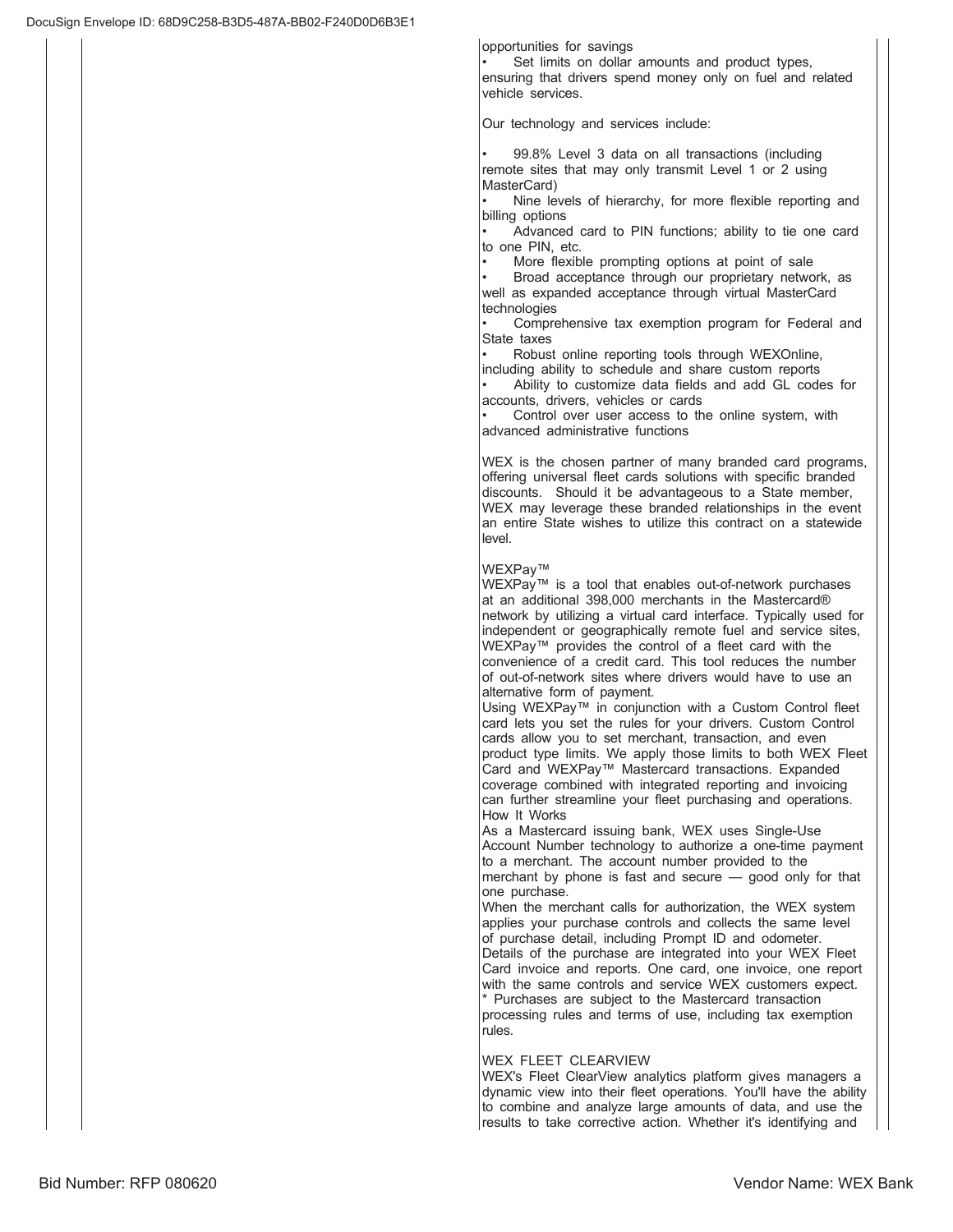opportunities for savings

- Set limits on dollar amounts and product types, ensuring that drivers spend money only on fuel and related vehicle services.

Our technology and services include:

- 99.8% Level 3 data on all transactions (including remote sites that may only transmit Level 1 or 2 using MasterCard)
- Nine levels of hierarchy, for more flexible reporting and billing options
- Advanced card to PIN functions; ability to tie one card to one PIN, etc.
- More flexible prompting options at point of sale
- Broad acceptance through our proprietary network, as well as expanded acceptance through virtual MasterCard technologies
- Comprehensive tax exemption program for Federal and State taxes
- Robust online reporting tools through WEXOnline, including ability to schedule and share custom reports
- Ability to customize data fields and add GL codes for accounts, drivers, vehicles or cards
- Control over user access to the online system, with advanced administrative functions

WEX is the chosen partner of many branded card programs, offering universal fleet cards solutions with specific branded discounts. Should it be advantageous to a State member, WEX may leverage these branded relationships in the event an entire State wishes to utilize this contract on a statewide level.

WEXPay™

WEXPay™ is a tool that enables out-of-network purchases at an additional 398,000 merchants in the Mastercard® network by utilizing a virtual card interface. Typically used for independent or geographically remote fuel and service sites, WEXPay™ provides the control of a fleet card with the convenience of a credit card. This tool reduces the number of out-of-network sites where drivers would have to use an alternative form of payment.

Using WEXPay™ in conjunction with a Custom Control fleet card lets you set the rules for your drivers. Custom Control cards allow you to set merchant, transaction, and even product type limits. We apply those limits to both WEX Fleet Card and WEXPay™ Mastercard transactions. Expanded coverage combined with integrated reporting and invoicing can further streamline your fleet purchasing and operations.

How It Works

As a Mastercard issuing bank, WEX uses Single-Use Account Number technology to authorize a one-time payment to a merchant. The account number provided to the merchant by phone is fast and secure — good only for that one purchase.

When the merchant calls for authorization, the WEX system applies your purchase controls and collects the same level of purchase detail, including Prompt ID and odometer.

Details of the purchase are integrated into your WEX Fleet Card invoice and reports. One card, one invoice, one report with the same controls and service WEX customers expect.

* Purchases are subject to the Mastercard transaction processing rules and terms of use, including tax exemption rules.

WEX FLEET CLEARVIEW

WEX's Fleet ClearView analytics platform gives managers a dynamic view into their fleet operations. You'll have the ability to combine and analyze large amounts of data, and use the results to take corrective action. Whether it's identifying and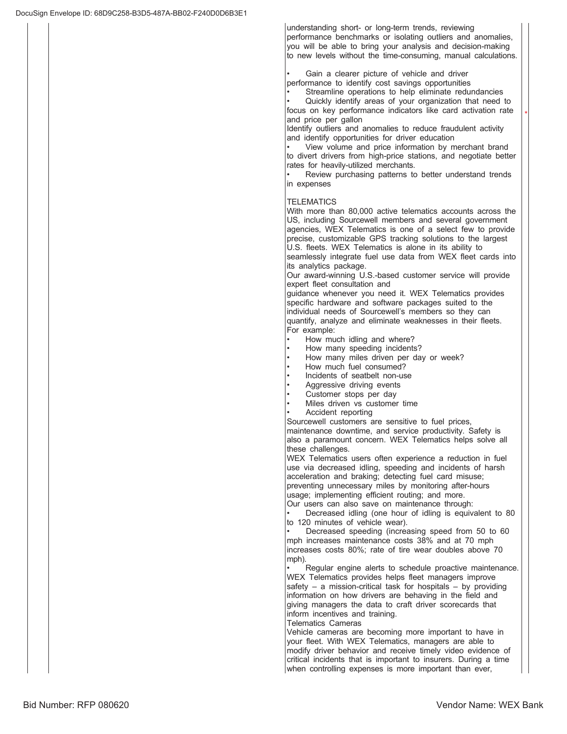understanding short- or long-term trends, reviewing performance benchmarks or isolating outliers and anomalies, you will be able to bring your analysis and decision-making to new levels without the time-consuming, manual calculations.

- Gain a clearer picture of vehicle and driver performance to identify cost savings opportunities
- Streamline operations to help eliminate redundancies
- Quickly identify areas of your organization that need to focus on key performance indicators like card activation rate and price per gallon

Identify outliers and anomalies to reduce fraudulent activity and identify opportunities for driver education

- View volume and price information by merchant brand to divert drivers from high-price stations, and negotiate better rates for heavily-utilized merchants.
- Review purchasing patterns to better understand trends in expenses

TELEMATICS

With more than 80,000 active telematics accounts across the US, including Sourcewell members and several government agencies, WEX Telematics is one of a select few to provide precise, customizable GPS tracking solutions to the largest U.S. fleets. WEX Telematics is alone in its ability to seamlessly integrate fuel use data from WEX fleet cards into its analytics package.

Our award-winning U.S.-based customer service will provide expert fleet consultation and guidance whenever you need it. WEX Telematics provides specific hardware and software packages suited to the individual needs of Sourcewell's members so they can quantify, analyze and eliminate weaknesses in their fleets. For example:

- How much idling and where?
- How many speeding incidents?
- How many miles driven per day or week?
- How much fuel consumed?
- Incidents of seatbelt non-use
- Aggressive driving events
- Customer stops per day
- Miles driven vs customer time
- Accident reporting

Sourcewell customers are sensitive to fuel prices, maintenance downtime, and service productivity. Safety is also a paramount concern. WEX Telematics helps solve all these challenges.

WEX Telematics users often experience a reduction in fuel use via decreased idling, speeding and incidents of harsh acceleration and braking; detecting fuel card misuse; preventing unnecessary miles by monitoring after-hours usage; implementing efficient routing; and more.

Our users can also save on maintenance through:

- Decreased idling (one hour of idling is equivalent to 80 to 120 minutes of vehicle wear).
- Decreased speeding (increasing speed from 50 to 60 mph increases maintenance costs 38% and at 70 mph increases costs 80%; rate of tire wear doubles above 70 mph).
- Regular engine alerts to schedule proactive maintenance.

WEX Telematics provides helps fleet managers improve safety – a mission-critical task for hospitals – by providing information on how drivers are behaving in the field and giving managers the data to craft driver scorecards that inform incentives and training.

Telematics Cameras

Vehicle cameras are becoming more important to have in your fleet. With WEX Telematics, managers are able to modify driver behavior and receive timely video evidence of critical incidents that is important to insurers. During a time when controlling expenses is more important than ever,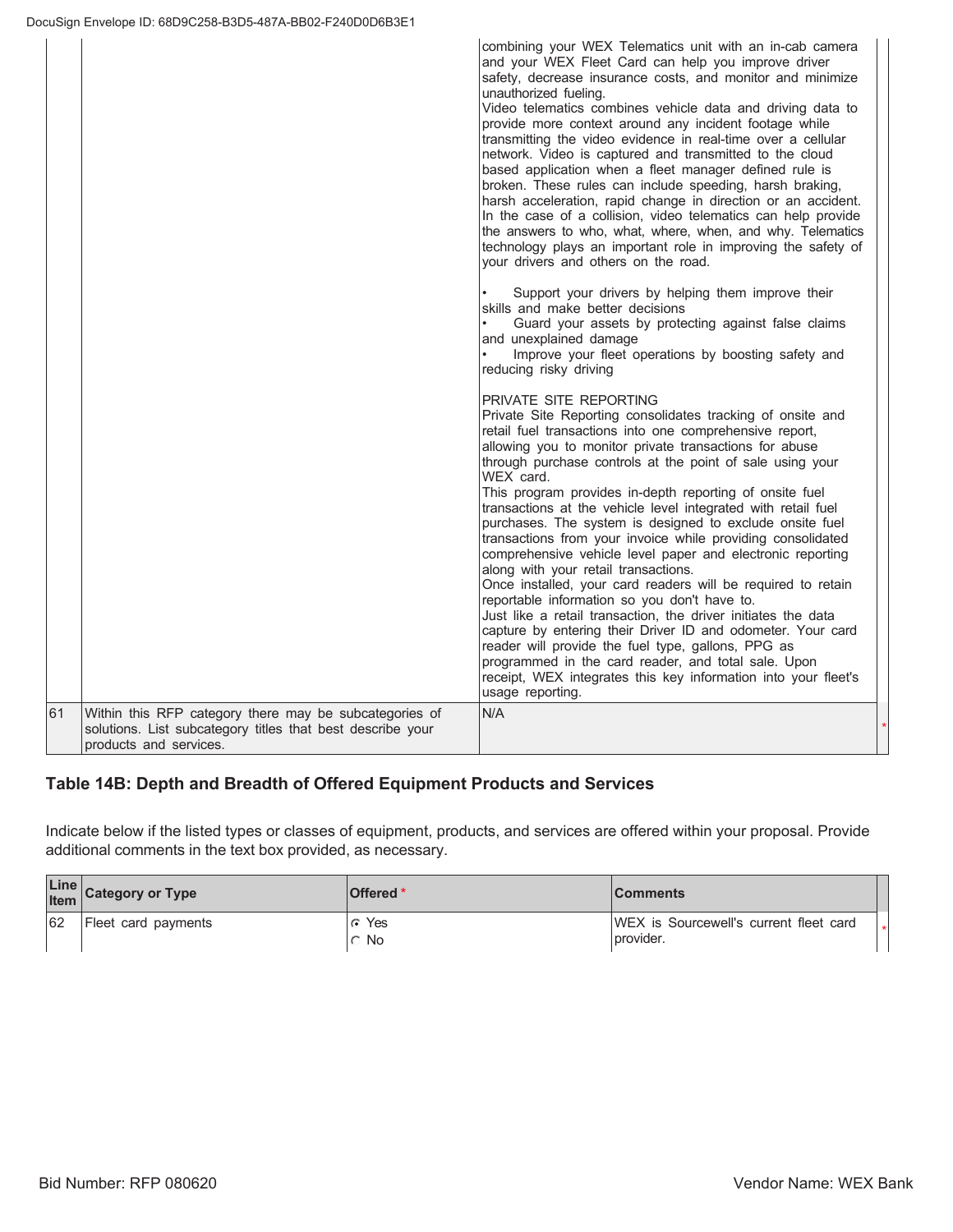| | | | |
|---|---|---|---|
| | | combining your WEX Telematics unit with an in-cab camera and your WEX Fleet Card can help you improve driver safety, decrease insurance costs, and monitor and minimize unauthorized fueling.<br>Video telematics combines vehicle data and driving data to provide more context around any incident footage while transmitting the video evidence in real-time over a cellular network. Video is captured and transmitted to the cloud based application when a fleet manager defined rule is broken. These rules can include speeding, harsh braking, harsh acceleration, rapid change in direction or an accident. In the case of a collision, video telematics can help provide the answers to who, what, where, when, and why. Telematics technology plays an important role in improving the safety of your drivers and others on the road.<br><br>• Support your drivers by helping them improve their skills and make better decisions<br>• Guard your assets by protecting against false claims and unexplained damage<br>• Improve your fleet operations by boosting safety and reducing risky driving<br><br>PRIVATE SITE REPORTING<br>Private Site Reporting consolidates tracking of onsite and retail fuel transactions into one comprehensive report, allowing you to monitor private transactions for abuse through purchase controls at the point of sale using your WEX card.<br>This program provides in-depth reporting of onsite fuel transactions at the vehicle level integrated with retail fuel purchases. The system is designed to exclude onsite fuel transactions from your invoice while providing consolidated comprehensive vehicle level paper and electronic reporting along with your retail transactions.<br>Once installed, your card readers will be required to retain reportable information so you don't have to.<br>Just like a retail transaction, the driver initiates the data capture by entering their Driver ID and odometer. Your card reader will provide the fuel type, gallons, PPG as programmed in the card reader, and total sale. Upon receipt, WEX integrates this key information into your fleet's usage reporting. | |
| 61 | Within this RFP category there may be subcategories of solutions. List subcategory titles that best describe your products and services. | N/A | * |

## Table 14B: Depth and Breadth of Offered Equipment Products and Services

Indicate below if the listed types or classes of equipment, products, and services are offered within your proposal. Provide additional comments in the text box provided, as necessary.

| Line Item | Category or Type | Offered * | Comments | |
|---|---|---|---|---|
| 62 | Fleet card payments | ☉ Yes<br>○ No | WEX is Sourcewell's current fleet card provider. | * |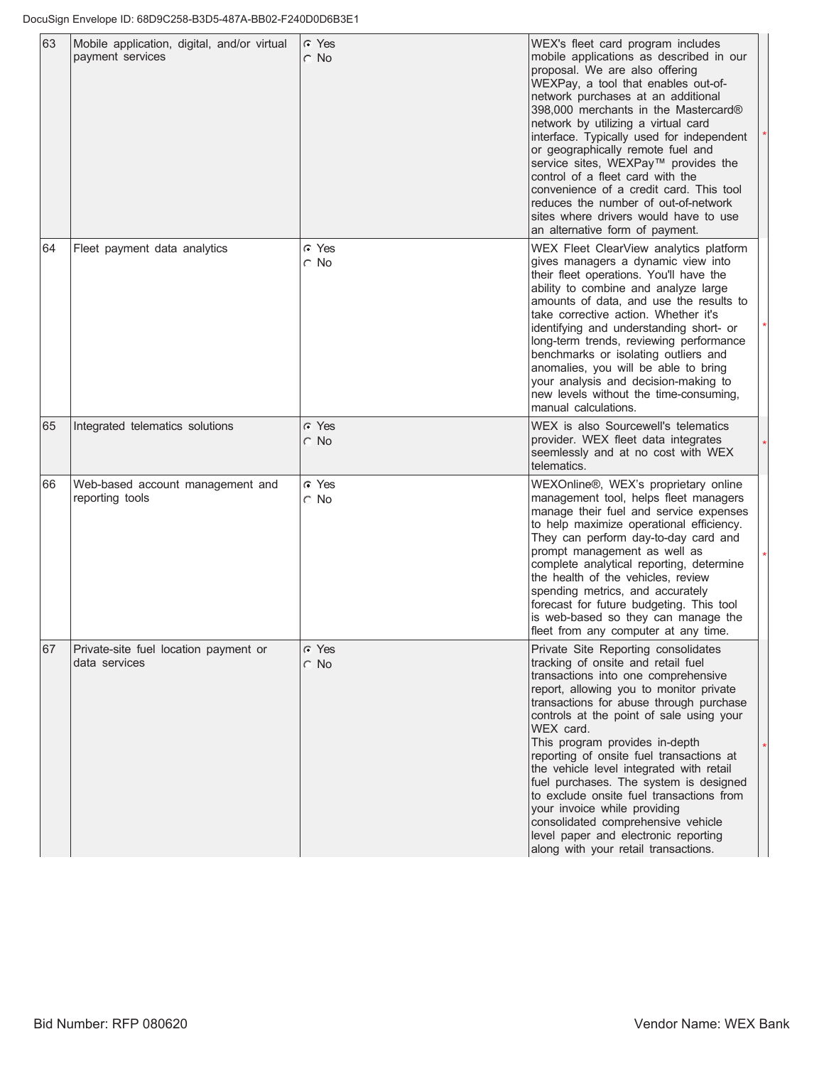| 63 | Mobile application, digital, and/or virtual payment services | ◉ Yes ○ No | WEX's fleet card program includes mobile applications as described in our proposal. We are also offering WEXPay, a tool that enables out-of-network purchases at an additional 398,000 merchants in the Mastercard® network by utilizing a virtual card interface. Typically used for independent or geographically remote fuel and service sites, WEXPay™ provides the control of a fleet card with the convenience of a credit card. This tool reduces the number of out-of-network sites where drivers would have to use an alternative form of payment. | * |
|---|---|---|---|---|
| 64 | Fleet payment data analytics | ◉ Yes ○ No | WEX Fleet ClearView analytics platform gives managers a dynamic view into their fleet operations. You'll have the ability to combine and analyze large amounts of data, and use the results to take corrective action. Whether it's identifying and understanding short- or long-term trends, reviewing performance benchmarks or isolating outliers and anomalies, you will be able to bring your analysis and decision-making to new levels without the time-consuming, manual calculations. | * |
| 65 | Integrated telematics solutions | ◉ Yes ○ No | WEX is also Sourcewell's telematics provider. WEX fleet data integrates seemlessly and at no cost with WEX telematics. | * |
| 66 | Web-based account management and reporting tools | ◉ Yes ○ No | WEXOnline®, WEX's proprietary online management tool, helps fleet managers manage their fuel and service expenses to help maximize operational efficiency. They can perform day-to-day card and prompt management as well as complete analytical reporting, determine the health of the vehicles, review spending metrics, and accurately forecast for future budgeting. This tool is web-based so they can manage the fleet from any computer at any time. | * |
| 67 | Private-site fuel location payment or data services | ◉ Yes ○ No | Private Site Reporting consolidates tracking of onsite and retail fuel transactions into one comprehensive report, allowing you to monitor private transactions for abuse through purchase controls at the point of sale using your WEX card.<br>This program provides in-depth reporting of onsite fuel transactions at the vehicle level integrated with retail fuel purchases. The system is designed to exclude onsite fuel transactions from your invoice while providing consolidated comprehensive vehicle level paper and electronic reporting along with your retail transactions. | * |

Bid Number: RFP 080620 Vendor Name: WEX Bank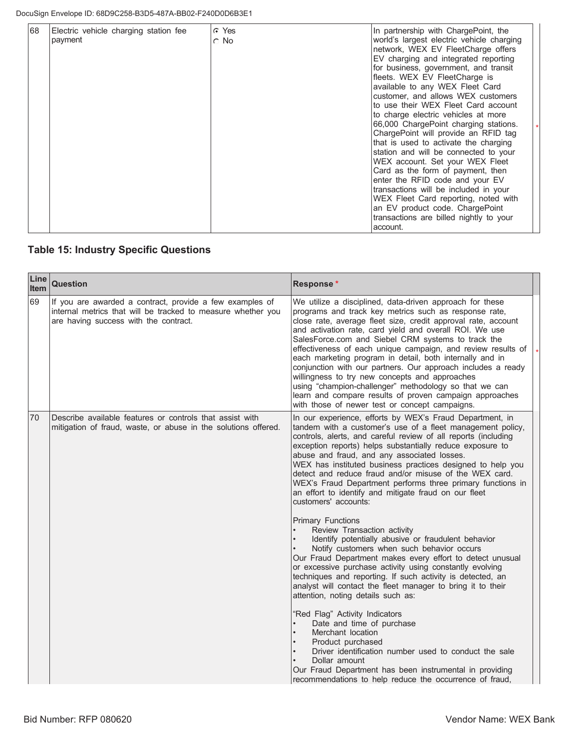| 68 | Electric vehicle charging station fee payment | ⦿ Yes ○ No | In partnership with ChargePoint, the world's largest electric vehicle charging network, WEX EV FleetCharge offers EV charging and integrated reporting for business, government, and transit fleets. WEX EV FleetCharge is available to any WEX Fleet Card customer, and allows WEX customers to use their WEX Fleet Card account to charge electric vehicles at more 66,000 ChargePoint charging stations. ChargePoint will provide an RFID tag that is used to activate the charging station and will be connected to your WEX account. Set your WEX Fleet Card as the form of payment, then enter the RFID code and your EV transactions will be included in your WEX Fleet Card reporting, noted with an EV product code. ChargePoint transactions are billed nightly to your account. |
|---|---|---|---|

## Table 15: Industry Specific Questions

| Line Item | Question | Response * |
|---|---|---|
| 69 | If you are awarded a contract, provide a few examples of internal metrics that will be tracked to measure whether you are having success with the contract. | We utilize a disciplined, data-driven approach for these programs and track key metrics such as response rate, close rate, average fleet size, credit approval rate, account and activation rate, card yield and overall ROI. We use SalesForce.com and Siebel CRM systems to track the effectiveness of each unique campaign, and review results of each marketing program in detail, both internally and in conjunction with our partners. Our approach includes a ready willingness to try new concepts and approaches using "champion-challenger" methodology so that we can learn and compare results of proven campaign approaches with those of newer test or concept campaigns. |
| 70 | Describe available features or controls that assist with mitigation of fraud, waste, or abuse in the solutions offered. | In our experience, efforts by WEX's Fraud Department, in tandem with a customer's use of a fleet management policy, controls, alerts, and careful review of all reports (including exception reports) helps substantially reduce exposure to abuse and fraud, and any associated losses.<br>WEX has instituted business practices designed to help you detect and reduce fraud and/or misuse of the WEX card. WEX's Fraud Department performs three primary functions in an effort to identify and mitigate fraud on our fleet customers' accounts:<br><br>Primary Functions<br>• Review Transaction activity<br>• Identify potentially abusive or fraudulent behavior<br>• Notify customers when such behavior occurs<br>Our Fraud Department makes every effort to detect unusual or excessive purchase activity using constantly evolving techniques and reporting. If such activity is detected, an analyst will contact the fleet manager to bring it to their attention, noting details such as:<br><br>"Red Flag" Activity Indicators<br>• Date and time of purchase<br>• Merchant location<br>• Product purchased<br>• Driver identification number used to conduct the sale<br>• Dollar amount<br>Our Fraud Department has been instrumental in providing recommendations to help reduce the occurrence of fraud, |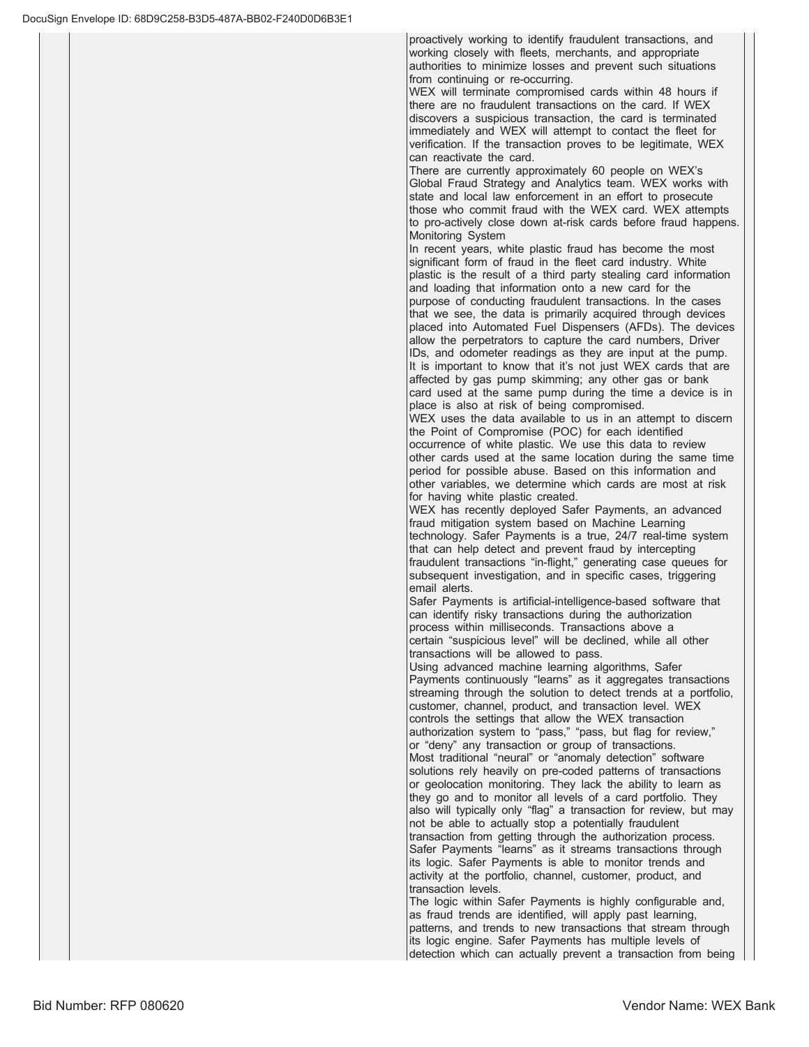proactively working to identify fraudulent transactions, and working closely with fleets, merchants, and appropriate authorities to minimize losses and prevent such situations from continuing or re-occurring.

WEX will terminate compromised cards within 48 hours if there are no fraudulent transactions on the card. If WEX discovers a suspicious transaction, the card is terminated immediately and WEX will attempt to contact the fleet for verification. If the transaction proves to be legitimate, WEX can reactivate the card.

There are currently approximately 60 people on WEX's Global Fraud Strategy and Analytics team. WEX works with state and local law enforcement in an effort to prosecute those who commit fraud with the WEX card. WEX attempts to pro-actively close down at-risk cards before fraud happens.

Monitoring System

In recent years, white plastic fraud has become the most significant form of fraud in the fleet card industry. White plastic is the result of a third party stealing card information and loading that information onto a new card for the purpose of conducting fraudulent transactions. In the cases that we see, the data is primarily acquired through devices placed into Automated Fuel Dispensers (AFDs). The devices allow the perpetrators to capture the card numbers, Driver IDs, and odometer readings as they are input at the pump. It is important to know that it's not just WEX cards that are affected by gas pump skimming; any other gas or bank card used at the same pump during the time a device is in place is also at risk of being compromised.

WEX uses the data available to us in an attempt to discern the Point of Compromise (POC) for each identified occurrence of white plastic. We use this data to review other cards used at the same location during the same time period for possible abuse. Based on this information and other variables, we determine which cards are most at risk for having white plastic created.

WEX has recently deployed Safer Payments, an advanced fraud mitigation system based on Machine Learning technology. Safer Payments is a true, 24/7 real-time system that can help detect and prevent fraud by intercepting fraudulent transactions "in-flight," generating case queues for subsequent investigation, and in specific cases, triggering email alerts.

Safer Payments is artificial-intelligence-based software that can identify risky transactions during the authorization process within milliseconds. Transactions above a certain "suspicious level" will be declined, while all other transactions will be allowed to pass.

Using advanced machine learning algorithms, Safer Payments continuously "learns" as it aggregates transactions streaming through the solution to detect trends at a portfolio, customer, channel, product, and transaction level. WEX controls the settings that allow the WEX transaction authorization system to "pass," "pass, but flag for review," or "deny" any transaction or group of transactions.

Most traditional "neural" or "anomaly detection" software solutions rely heavily on pre-coded patterns of transactions or geolocation monitoring. They lack the ability to learn as they go and to monitor all levels of a card portfolio. They also will typically only "flag" a transaction for review, but may not be able to actually stop a potentially fraudulent transaction from getting through the authorization process.

Safer Payments "learns" as it streams transactions through its logic. Safer Payments is able to monitor trends and activity at the portfolio, channel, customer, product, and transaction levels.

The logic within Safer Payments is highly configurable and, as fraud trends are identified, will apply past learning, patterns, and trends to new transactions that stream through its logic engine. Safer Payments has multiple levels of detection which can actually prevent a transaction from being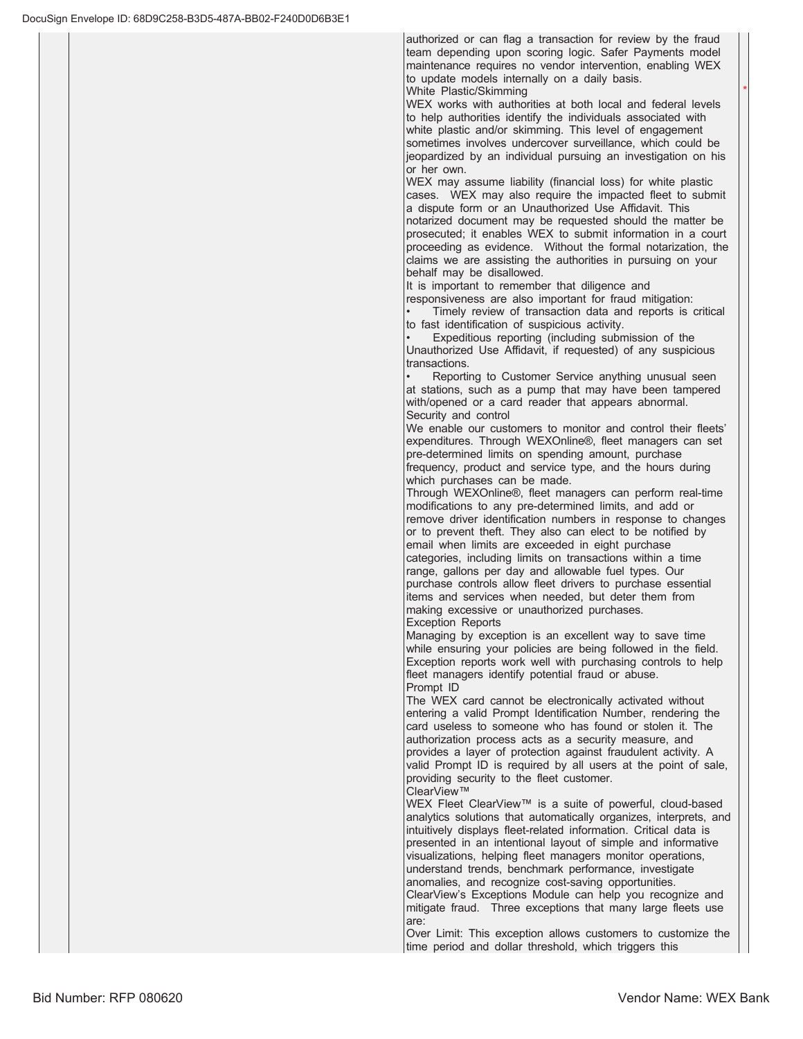authorized or can flag a transaction for review by the fraud team depending upon scoring logic. Safer Payments model maintenance requires no vendor intervention, enabling WEX to update models internally on a daily basis.

White Plastic/Skimming

WEX works with authorities at both local and federal levels to help authorities identify the individuals associated with white plastic and/or skimming. This level of engagement sometimes involves undercover surveillance, which could be jeopardized by an individual pursuing an investigation on his or her own.

WEX may assume liability (financial loss) for white plastic cases. WEX may also require the impacted fleet to submit a dispute form or an Unauthorized Use Affidavit. This notarized document may be requested should the matter be prosecuted; it enables WEX to submit information in a court proceeding as evidence. Without the formal notarization, the claims we are assisting the authorities in pursuing on your behalf may be disallowed.

It is important to remember that diligence and responsiveness are also important for fraud mitigation:

- Timely review of transaction data and reports is critical to fast identification of suspicious activity.
- Expeditious reporting (including submission of the Unauthorized Use Affidavit, if requested) of any suspicious transactions.
- Reporting to Customer Service anything unusual seen at stations, such as a pump that may have been tampered with/opened or a card reader that appears abnormal.

Security and control

We enable our customers to monitor and control their fleets' expenditures. Through WEXOnline®, fleet managers can set pre-determined limits on spending amount, purchase frequency, product and service type, and the hours during which purchases can be made.

Through WEXOnline®, fleet managers can perform real-time modifications to any pre-determined limits, and add or remove driver identification numbers in response to changes or to prevent theft. They also can elect to be notified by email when limits are exceeded in eight purchase categories, including limits on transactions within a time range, gallons per day and allowable fuel types. Our purchase controls allow fleet drivers to purchase essential items and services when needed, but deter them from making excessive or unauthorized purchases.

Exception Reports

Managing by exception is an excellent way to save time while ensuring your policies are being followed in the field. Exception reports work well with purchasing controls to help fleet managers identify potential fraud or abuse.

Prompt ID

The WEX card cannot be electronically activated without entering a valid Prompt Identification Number, rendering the card useless to someone who has found or stolen it. The authorization process acts as a security measure, and provides a layer of protection against fraudulent activity. A valid Prompt ID is required by all users at the point of sale, providing security to the fleet customer.

ClearView™

WEX Fleet ClearView™ is a suite of powerful, cloud-based analytics solutions that automatically organizes, interprets, and intuitively displays fleet-related information. Critical data is presented in an intentional layout of simple and informative visualizations, helping fleet managers monitor operations, understand trends, benchmark performance, investigate anomalies, and recognize cost-saving opportunities.

ClearView's Exceptions Module can help you recognize and mitigate fraud. Three exceptions that many large fleets use are:

Over Limit: This exception allows customers to customize the time period and dollar threshold, which triggers this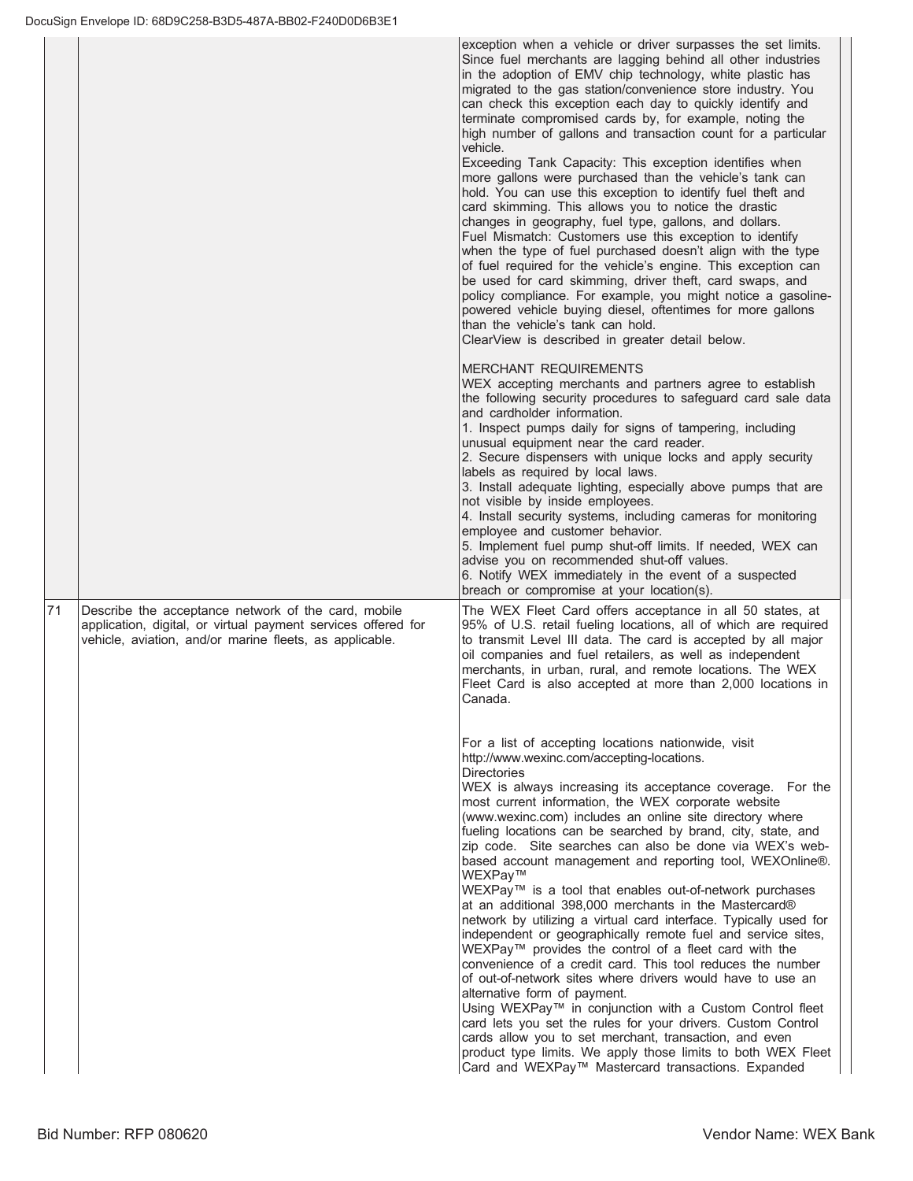| | | |
|---|---|---|
| | | exception when a vehicle or driver surpasses the set limits. Since fuel merchants are lagging behind all other industries in the adoption of EMV chip technology, white plastic has migrated to the gas station/convenience store industry. You can check this exception each day to quickly identify and terminate compromised cards by, for example, noting the high number of gallons and transaction count for a particular vehicle.<br>Exceeding Tank Capacity: This exception identifies when more gallons were purchased than the vehicle's tank can hold. You can use this exception to identify fuel theft and card skimming. This allows you to notice the drastic changes in geography, fuel type, gallons, and dollars.<br>Fuel Mismatch: Customers use this exception to identify when the type of fuel purchased doesn't align with the type of fuel required for the vehicle's engine. This exception can be used for card skimming, driver theft, card swaps, and policy compliance. For example, you might notice a gasoline-powered vehicle buying diesel, oftentimes for more gallons than the vehicle's tank can hold.<br>ClearView is described in greater detail below.<br><br>MERCHANT REQUIREMENTS<br>WEX accepting merchants and partners agree to establish the following security procedures to safeguard card sale data and cardholder information.<br>1. Inspect pumps daily for signs of tampering, including unusual equipment near the card reader.<br>2. Secure dispensers with unique locks and apply security labels as required by local laws.<br>3. Install adequate lighting, especially above pumps that are not visible by inside employees.<br>4. Install security systems, including cameras for monitoring employee and customer behavior.<br>5. Implement fuel pump shut-off limits. If needed, WEX can advise you on recommended shut-off values.<br>6. Notify WEX immediately in the event of a suspected breach or compromise at your location(s). |
| 71 | Describe the acceptance network of the card, mobile application, digital, or virtual payment services offered for vehicle, aviation, and/or marine fleets, as applicable. | The WEX Fleet Card offers acceptance in all 50 states, at 95% of U.S. retail fueling locations, all of which are required to transmit Level III data. The card is accepted by all major oil companies and fuel retailers, as well as independent merchants, in urban, rural, and remote locations. The WEX Fleet Card is also accepted at more than 2,000 locations in Canada.<br><br>For a list of accepting locations nationwide, visit http://www.wexinc.com/accepting-locations.<br>Directories<br>WEX is always increasing its acceptance coverage. For the most current information, the WEX corporate website (www.wexinc.com) includes an online site directory where fueling locations can be searched by brand, city, state, and zip code. Site searches can also be done via WEX's web-based account management and reporting tool, WEXOnline®.<br>WEXPay™<br>WEXPay™ is a tool that enables out-of-network purchases at an additional 398,000 merchants in the Mastercard® network by utilizing a virtual card interface. Typically used for independent or geographically remote fuel and service sites, WEXPay™ provides the control of a fleet card with the convenience of a credit card. This tool reduces the number of out-of-network sites where drivers would have to use an alternative form of payment.<br>Using WEXPay™ in conjunction with a Custom Control fleet card lets you set the rules for your drivers. Custom Control cards allow you to set merchant, transaction, and even product type limits. We apply those limits to both WEX Fleet Card and WEXPay™ Mastercard transactions. Expanded |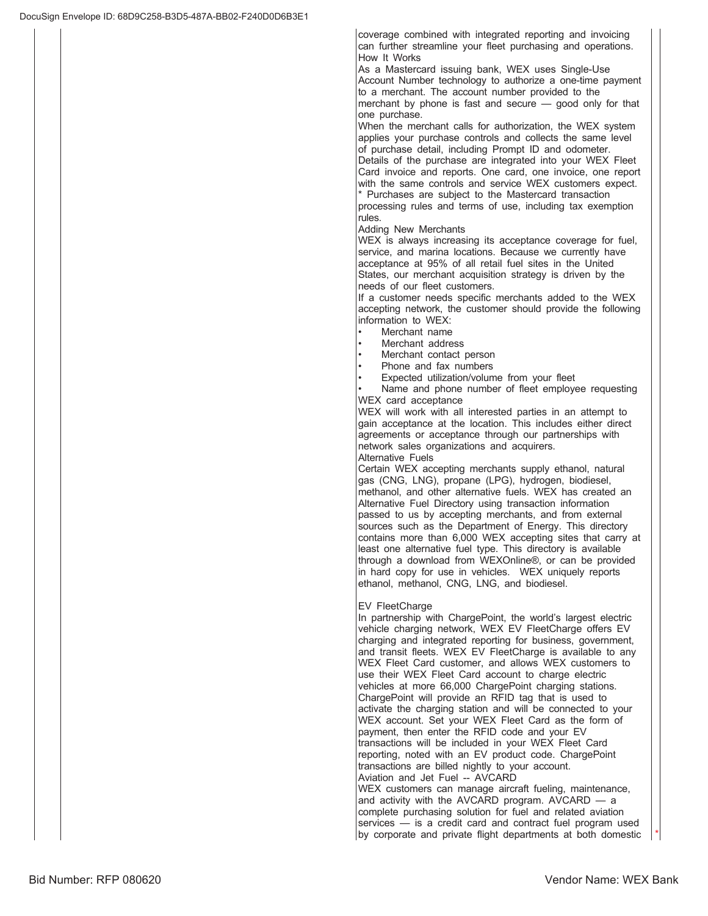coverage combined with integrated reporting and invoicing can further streamline your fleet purchasing and operations.

How It Works

As a Mastercard issuing bank, WEX uses Single-Use Account Number technology to authorize a one-time payment to a merchant. The account number provided to the merchant by phone is fast and secure — good only for that one purchase.

When the merchant calls for authorization, the WEX system applies your purchase controls and collects the same level of purchase detail, including Prompt ID and odometer.

Details of the purchase are integrated into your WEX Fleet Card invoice and reports. One card, one invoice, one report with the same controls and service WEX customers expect.

* Purchases are subject to the Mastercard transaction processing rules and terms of use, including tax exemption rules.

Adding New Merchants

WEX is always increasing its acceptance coverage for fuel, service, and marina locations. Because we currently have acceptance at 95% of all retail fuel sites in the United States, our merchant acquisition strategy is driven by the needs of our fleet customers.

If a customer needs specific merchants added to the WEX accepting network, the customer should provide the following information to WEX:

- Merchant name
- Merchant address
- Merchant contact person
- Phone and fax numbers
- Expected utilization/volume from your fleet
- Name and phone number of fleet employee requesting WEX card acceptance

WEX will work with all interested parties in an attempt to gain acceptance at the location. This includes either direct agreements or acceptance through our partnerships with network sales organizations and acquirers.

Alternative Fuels

Certain WEX accepting merchants supply ethanol, natural gas (CNG, LNG), propane (LPG), hydrogen, biodiesel, methanol, and other alternative fuels. WEX has created an Alternative Fuel Directory using transaction information passed to us by accepting merchants, and from external sources such as the Department of Energy. This directory contains more than 6,000 WEX accepting sites that carry at least one alternative fuel type. This directory is available through a download from WEXOnline®, or can be provided in hard copy for use in vehicles. WEX uniquely reports ethanol, methanol, CNG, LNG, and biodiesel.

EV FleetCharge

In partnership with ChargePoint, the world's largest electric vehicle charging network, WEX EV FleetCharge offers EV charging and integrated reporting for business, government, and transit fleets. WEX EV FleetCharge is available to any WEX Fleet Card customer, and allows WEX customers to use their WEX Fleet Card account to charge electric vehicles at more 66,000 ChargePoint charging stations. ChargePoint will provide an RFID tag that is used to activate the charging station and will be connected to your WEX account. Set your WEX Fleet Card as the form of payment, then enter the RFID code and your EV transactions will be included in your WEX Fleet Card reporting, noted with an EV product code. ChargePoint transactions are billed nightly to your account.

Aviation and Jet Fuel -- AVCARD

WEX customers can manage aircraft fueling, maintenance, and activity with the AVCARD program. AVCARD — a complete purchasing solution for fuel and related aviation services — is a credit card and contract fuel program used by corporate and private flight departments at both domestic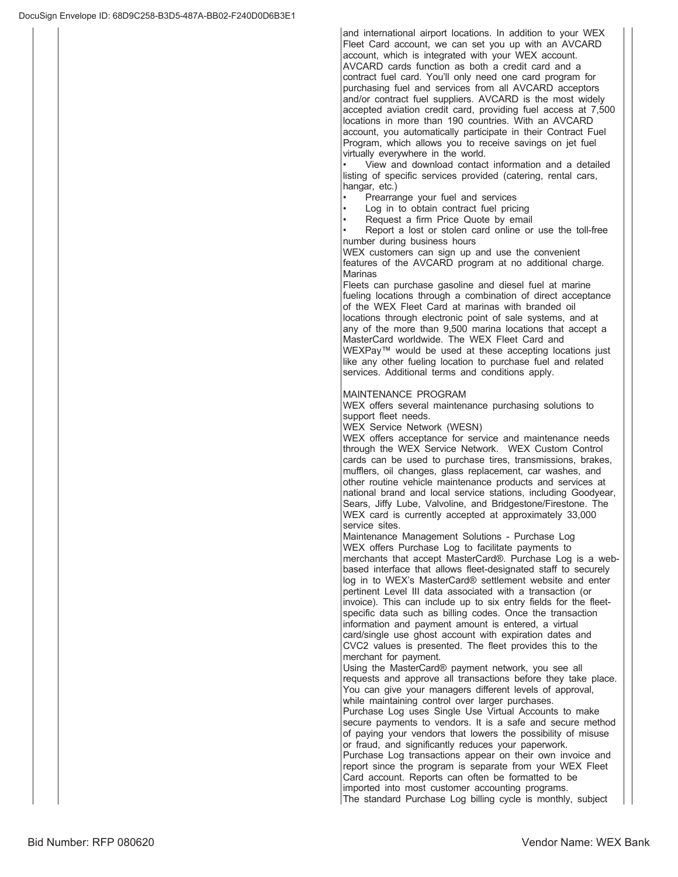and international airport locations. In addition to your WEX Fleet Card account, we can set you up with an AVCARD account, which is integrated with your WEX account. AVCARD cards function as both a credit card and a contract fuel card. You'll only need one card program for purchasing fuel and services from all AVCARD acceptors and/or contract fuel suppliers. AVCARD is the most widely accepted aviation credit card, providing fuel access at 7,500 locations in more than 190 countries. With an AVCARD account, you automatically participate in their Contract Fuel Program, which allows you to receive savings on jet fuel virtually everywhere in the world.

- View and download contact information and a detailed listing of specific services provided (catering, rental cars, hangar, etc.)
- Prearrange your fuel and services
- Log in to obtain contract fuel pricing
- Request a firm Price Quote by email
- Report a lost or stolen card online or use the toll-free number during business hours

WEX customers can sign up and use the convenient features of the AVCARD program at no additional charge.

Marinas

Fleets can purchase gasoline and diesel fuel at marine fueling locations through a combination of direct acceptance of the WEX Fleet Card at marinas with branded oil locations through electronic point of sale systems, and at any of the more than 9,500 marina locations that accept a MasterCard worldwide. The WEX Fleet Card and WEXPay™ would be used at these accepting locations just like any other fueling location to purchase fuel and related services. Additional terms and conditions apply.

MAINTENANCE PROGRAM

WEX offers several maintenance purchasing solutions to support fleet needs.

WEX Service Network (WESN)

WEX offers acceptance for service and maintenance needs through the WEX Service Network. WEX Custom Control cards can be used to purchase tires, transmissions, brakes, mufflers, oil changes, glass replacement, car washes, and other routine vehicle maintenance products and services at national brand and local service stations, including Goodyear, Sears, Jiffy Lube, Valvoline, and Bridgestone/Firestone. The WEX card is currently accepted at approximately 33,000 service sites.

Maintenance Management Solutions - Purchase Log

WEX offers Purchase Log to facilitate payments to merchants that accept MasterCard®. Purchase Log is a web-based interface that allows fleet-designated staff to securely log in to WEX's MasterCard® settlement website and enter pertinent Level III data associated with a transaction (or invoice). This can include up to six entry fields for the fleet-specific data such as billing codes. Once the transaction information and payment amount is entered, a virtual card/single use ghost account with expiration dates and CVC2 values is presented. The fleet provides this to the merchant for payment.

Using the MasterCard® payment network, you see all requests and approve all transactions before they take place. You can give your managers different levels of approval, while maintaining control over larger purchases.

Purchase Log uses Single Use Virtual Accounts to make secure payments to vendors. It is a safe and secure method of paying your vendors that lowers the possibility of misuse or fraud, and significantly reduces your paperwork.

Purchase Log transactions appear on their own invoice and report since the program is separate from your WEX Fleet Card account. Reports can often be formatted to be imported into most customer accounting programs.

The standard Purchase Log billing cycle is monthly, subject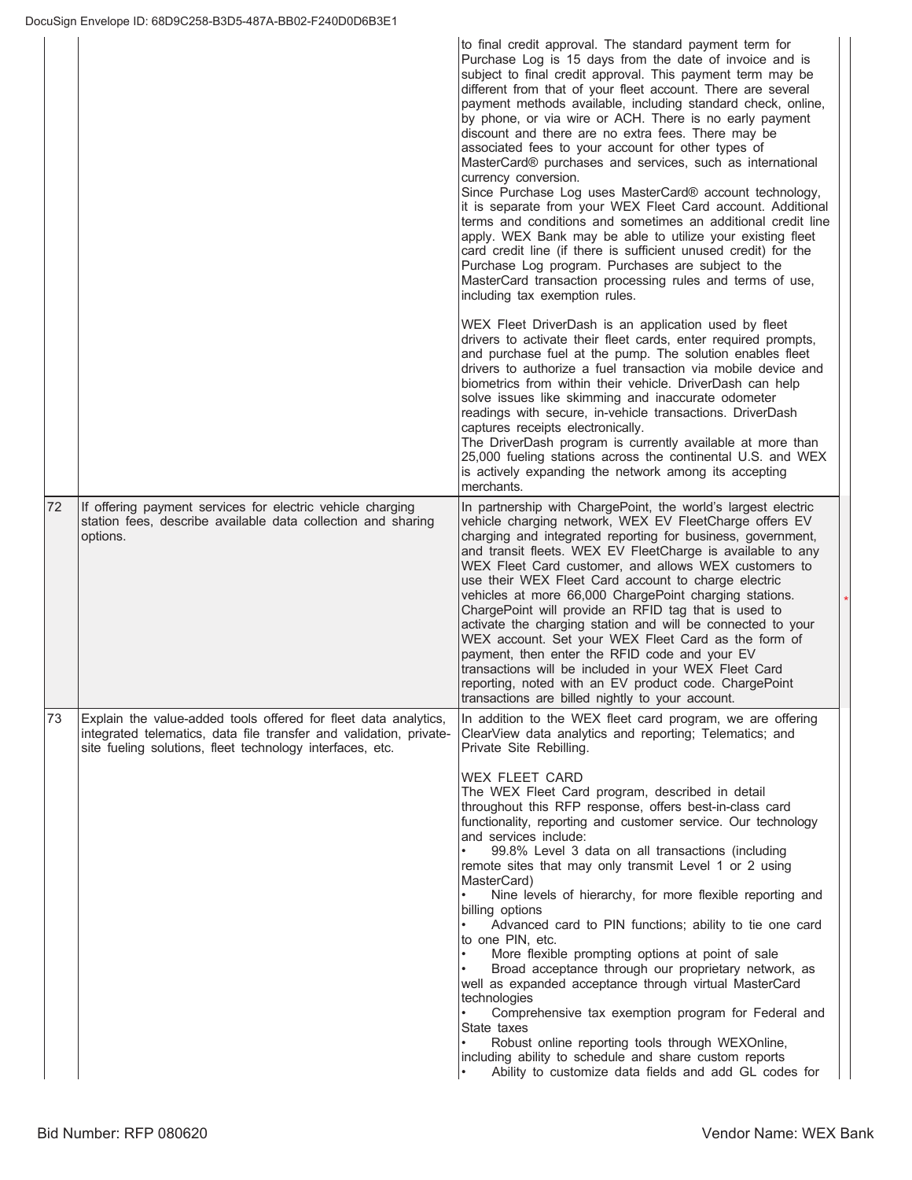| | | |
|---|---|---|
| | | to final credit approval. The standard payment term for Purchase Log is 15 days from the date of invoice and is subject to final credit approval. This payment term may be different from that of your fleet account. There are several payment methods available, including standard check, online, by phone, or via wire or ACH. There is no early payment discount and there are no extra fees. There may be associated fees to your account for other types of MasterCard® purchases and services, such as international currency conversion.<br>Since Purchase Log uses MasterCard® account technology, it is separate from your WEX Fleet Card account. Additional terms and conditions and sometimes an additional credit line apply. WEX Bank may be able to utilize your existing fleet card credit line (if there is sufficient unused credit) for the Purchase Log program. Purchases are subject to the MasterCard transaction processing rules and terms of use, including tax exemption rules.<br><br>WEX Fleet DriverDash is an application used by fleet drivers to activate their fleet cards, enter required prompts, and purchase fuel at the pump. The solution enables fleet drivers to authorize a fuel transaction via mobile device and biometrics from within their vehicle. DriverDash can help solve issues like skimming and inaccurate odometer readings with secure, in-vehicle transactions. DriverDash captures receipts electronically.<br>The DriverDash program is currently available at more than 25,000 fueling stations across the continental U.S. and WEX is actively expanding the network among its accepting merchants. |
| 72 | If offering payment services for electric vehicle charging station fees, describe available data collection and sharing options. | In partnership with ChargePoint, the world's largest electric vehicle charging network, WEX EV FleetCharge offers EV charging and integrated reporting for business, government, and transit fleets. WEX EV FleetCharge is available to any WEX Fleet Card customer, and allows WEX customers to use their WEX Fleet Card account to charge electric vehicles at more 66,000 ChargePoint charging stations. ChargePoint will provide an RFID tag that is used to activate the charging station and will be connected to your WEX account. Set your WEX Fleet Card as the form of payment, then enter the RFID code and your EV transactions will be included in your WEX Fleet Card reporting, noted with an EV product code. ChargePoint transactions are billed nightly to your account. |
| 73 | Explain the value-added tools offered for fleet data analytics, integrated telematics, data file transfer and validation, private-site fueling solutions, fleet technology interfaces, etc. | In addition to the WEX fleet card program, we are offering ClearView data analytics and reporting; Telematics; and Private Site Rebilling.<br><br>WEX FLEET CARD<br>The WEX Fleet Card program, described in detail throughout this RFP response, offers best-in-class card functionality, reporting and customer service. Our technology and services include:<br>• 99.8% Level 3 data on all transactions (including remote sites that may only transmit Level 1 or 2 using MasterCard)<br>• Nine levels of hierarchy, for more flexible reporting and billing options<br>• Advanced card to PIN functions; ability to tie one card to one PIN, etc.<br>• More flexible prompting options at point of sale<br>• Broad acceptance through our proprietary network, as well as expanded acceptance through virtual MasterCard technologies<br>• Comprehensive tax exemption program for Federal and State taxes<br>• Robust online reporting tools through WEXOnline, including ability to schedule and share custom reports<br>• Ability to customize data fields and add GL codes for |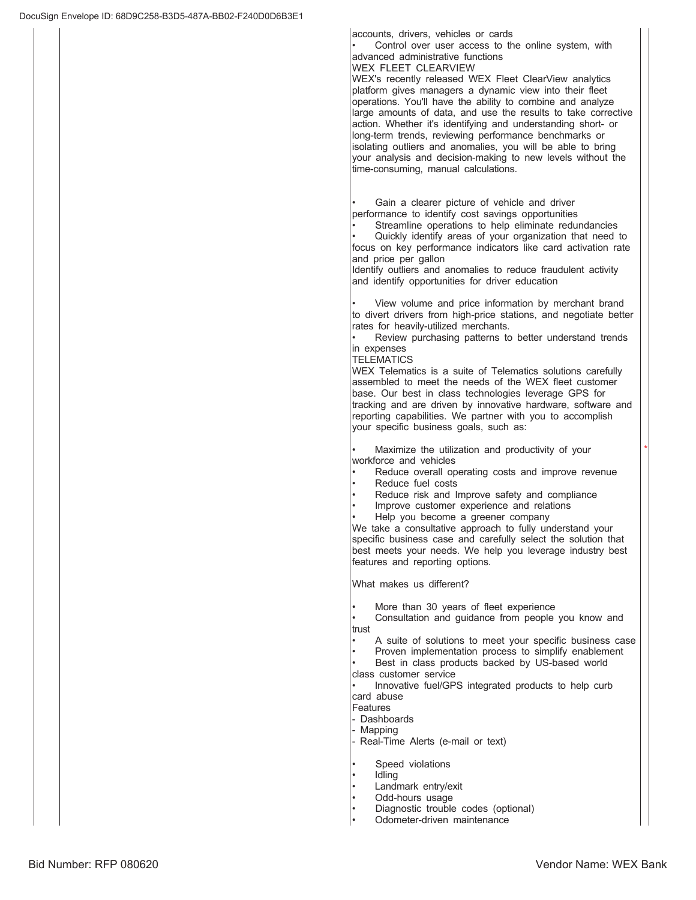accounts, drivers, vehicles or cards

- Control over user access to the online system, with advanced administrative functions

WEX FLEET CLEARVIEW

WEX's recently released WEX Fleet ClearView analytics platform gives managers a dynamic view into their fleet operations. You'll have the ability to combine and analyze large amounts of data, and use the results to take corrective action. Whether it's identifying and understanding short- or long-term trends, reviewing performance benchmarks or isolating outliers and anomalies, you will be able to bring your analysis and decision-making to new levels without the time-consuming, manual calculations.

- Gain a clearer picture of vehicle and driver performance to identify cost savings opportunities
- Streamline operations to help eliminate redundancies
- Quickly identify areas of your organization that need to focus on key performance indicators like card activation rate and price per gallon

Identify outliers and anomalies to reduce fraudulent activity and identify opportunities for driver education

- View volume and price information by merchant brand to divert drivers from high-price stations, and negotiate better rates for heavily-utilized merchants.
- Review purchasing patterns to better understand trends in expenses

TELEMATICS

WEX Telematics is a suite of Telematics solutions carefully assembled to meet the needs of the WEX fleet customer base. Our best in class technologies leverage GPS for tracking and are driven by innovative hardware, software and reporting capabilities. We partner with you to accomplish your specific business goals, such as:

- Maximize the utilization and productivity of your workforce and vehicles
- Reduce overall operating costs and improve revenue
- Reduce fuel costs
- Reduce risk and Improve safety and compliance
- Improve customer experience and relations
- Help you become a greener company

We take a consultative approach to fully understand your specific business case and carefully select the solution that best meets your needs. We help you leverage industry best features and reporting options.

What makes us different?

- More than 30 years of fleet experience
- Consultation and guidance from people you know and trust
- A suite of solutions to meet your specific business case
- Proven implementation process to simplify enablement
- Best in class products backed by US-based world class customer service
- Innovative fuel/GPS integrated products to help curb card abuse

Features

- Dashboards
- Mapping
- Real-Time Alerts (e-mail or text)

- Speed violations
- Idling
- Landmark entry/exit
- Odd-hours usage
- Diagnostic trouble codes (optional)
- Odometer-driven maintenance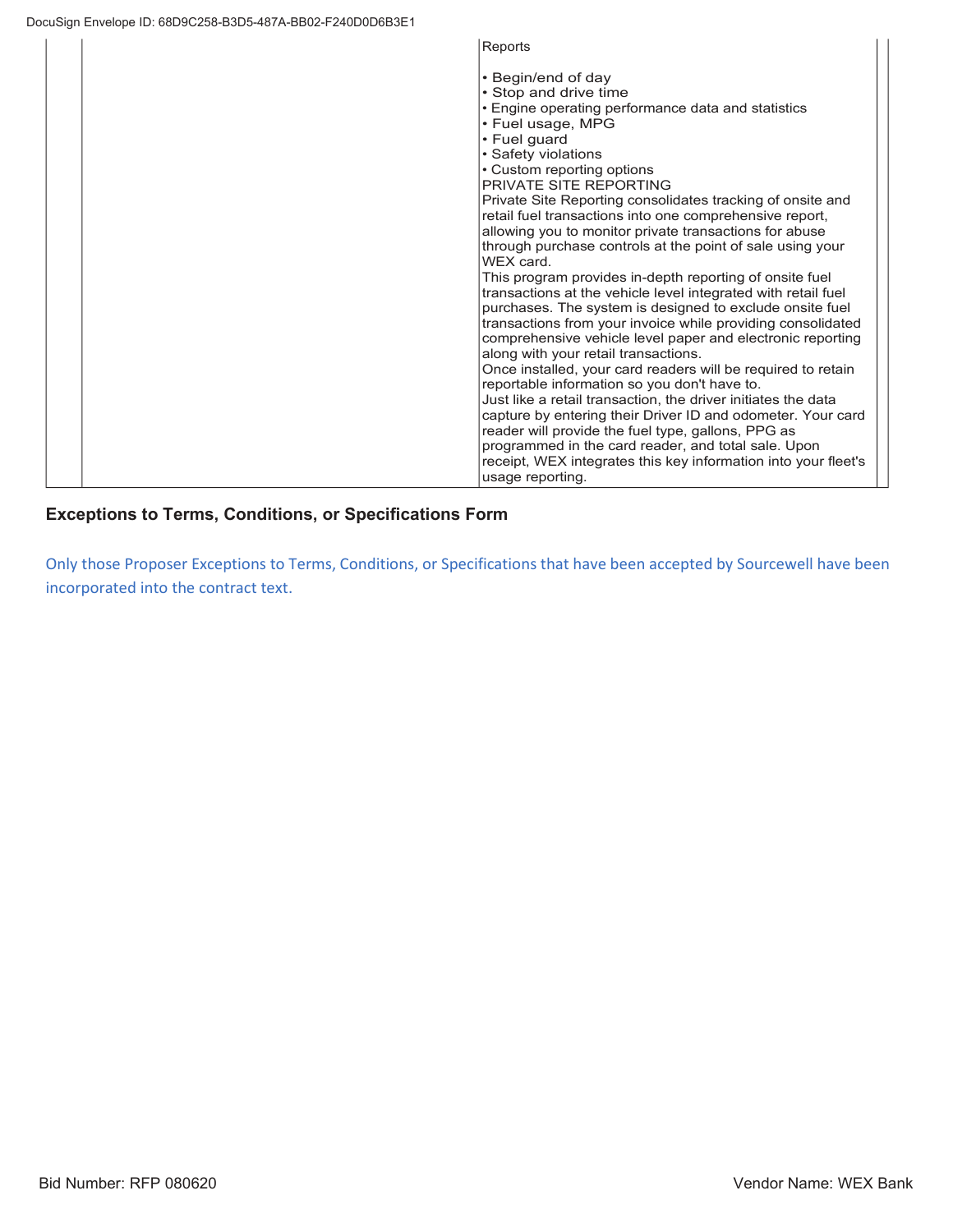| | | |
|---|---|---|
| | | Reports<br><br>• Begin/end of day<br>• Stop and drive time<br>• Engine operating performance data and statistics<br>• Fuel usage, MPG<br>• Fuel guard<br>• Safety violations<br>• Custom reporting options<br>PRIVATE SITE REPORTING<br>Private Site Reporting consolidates tracking of onsite and retail fuel transactions into one comprehensive report, allowing you to monitor private transactions for abuse through purchase controls at the point of sale using your WEX card.<br>This program provides in-depth reporting of onsite fuel transactions at the vehicle level integrated with retail fuel purchases. The system is designed to exclude onsite fuel transactions from your invoice while providing consolidated comprehensive vehicle level paper and electronic reporting along with your retail transactions.<br>Once installed, your card readers will be required to retain reportable information so you don't have to.<br>Just like a retail transaction, the driver initiates the data capture by entering their Driver ID and odometer. Your card reader will provide the fuel type, gallons, PPG as programmed in the card reader, and total sale. Upon receipt, WEX integrates this key information into your fleet's usage reporting. |

### Exceptions to Terms, Conditions, or Specifications Form

Only those Proposer Exceptions to Terms, Conditions, or Specifications that have been accepted by Sourcewell have been incorporated into the contract text.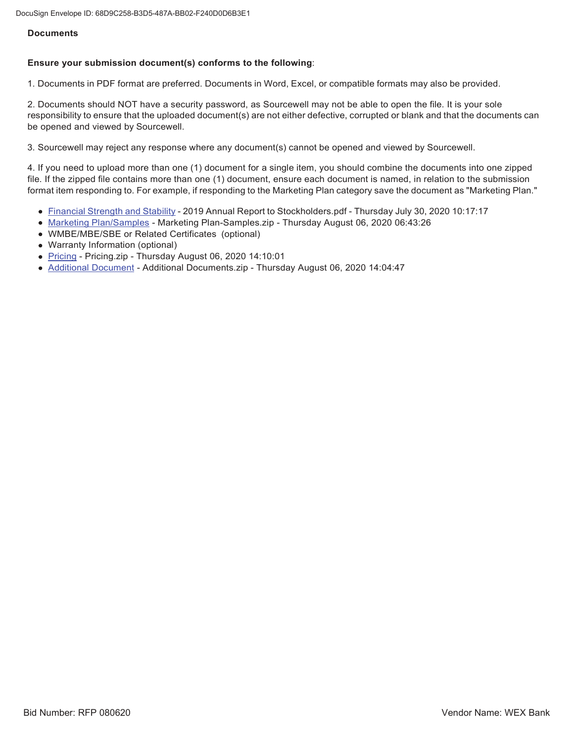## Documents

**Ensure your submission document(s) conforms to the following**:

1. Documents in PDF format are preferred. Documents in Word, Excel, or compatible formats may also be provided.

2. Documents should NOT have a security password, as Sourcewell may not be able to open the file. It is your sole responsibility to ensure that the uploaded document(s) are not either defective, corrupted or blank and that the documents can be opened and viewed by Sourcewell.

3. Sourcewell may reject any response where any document(s) cannot be opened and viewed by Sourcewell.

4. If you need to upload more than one (1) document for a single item, you should combine the documents into one zipped file. If the zipped file contains more than one (1) document, ensure each document is named, in relation to the submission format item responding to. For example, if responding to the Marketing Plan category save the document as "Marketing Plan."

- Financial Strength and Stability - 2019 Annual Report to Stockholders.pdf - Thursday July 30, 2020 10:17:17
- Marketing Plan/Samples - Marketing Plan-Samples.zip - Thursday August 06, 2020 06:43:26
- WMBE/MBE/SBE or Related Certificates (optional)
- Warranty Information (optional)
- Pricing - Pricing.zip - Thursday August 06, 2020 14:10:01
- Additional Document - Additional Documents.zip - Thursday August 06, 2020 14:04:47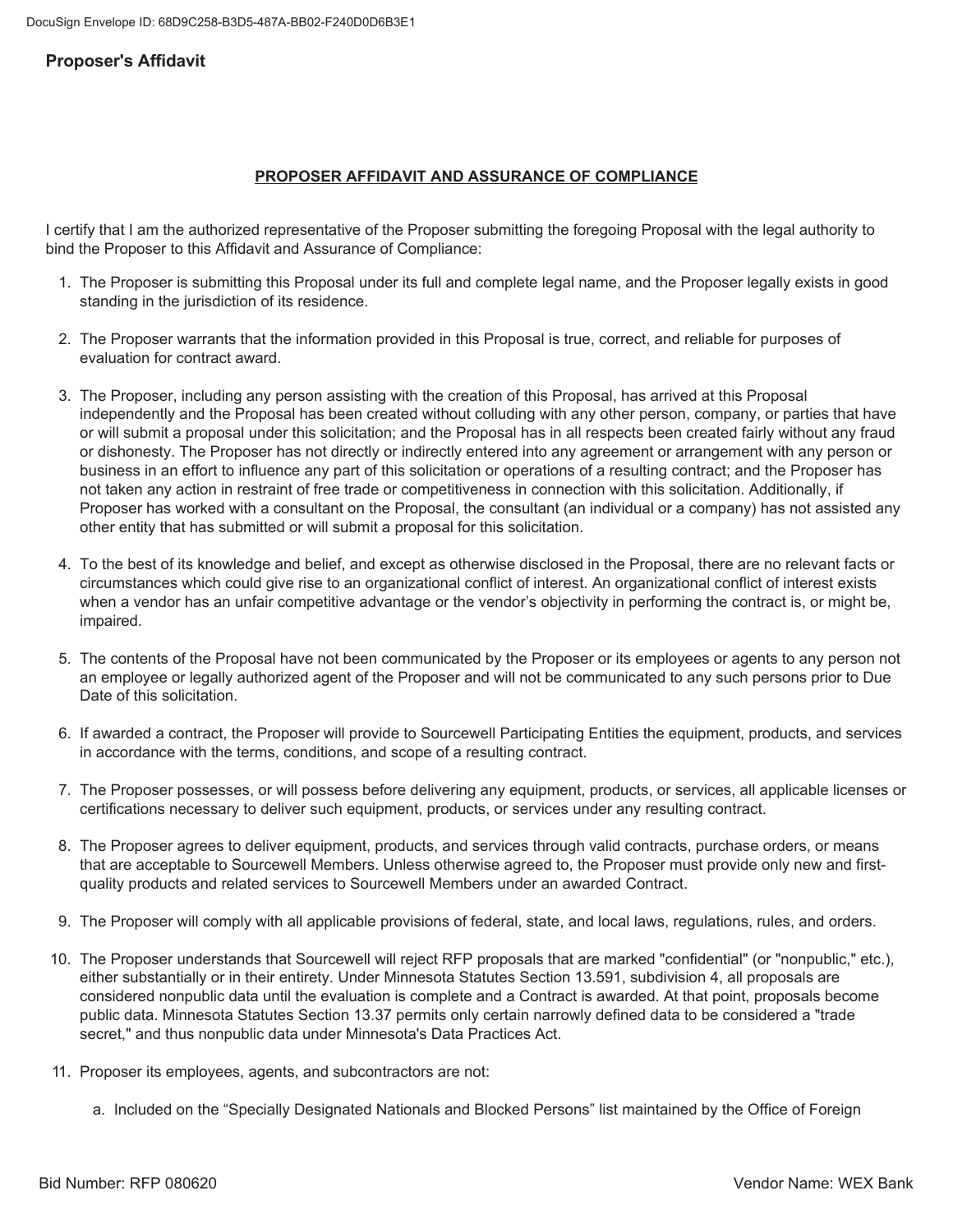## Proposer's Affidavit

### PROPOSER AFFIDAVIT AND ASSURANCE OF COMPLIANCE

I certify that I am the authorized representative of the Proposer submitting the foregoing Proposal with the legal authority to bind the Proposer to this Affidavit and Assurance of Compliance:

1. The Proposer is submitting this Proposal under its full and complete legal name, and the Proposer legally exists in good standing in the jurisdiction of its residence.

2. The Proposer warrants that the information provided in this Proposal is true, correct, and reliable for purposes of evaluation for contract award.

3. The Proposer, including any person assisting with the creation of this Proposal, has arrived at this Proposal independently and the Proposal has been created without colluding with any other person, company, or parties that have or will submit a proposal under this solicitation; and the Proposal has in all respects been created fairly without any fraud or dishonesty. The Proposer has not directly or indirectly entered into any agreement or arrangement with any person or business in an effort to influence any part of this solicitation or operations of a resulting contract; and the Proposer has not taken any action in restraint of free trade or competitiveness in connection with this solicitation. Additionally, if Proposer has worked with a consultant on the Proposal, the consultant (an individual or a company) has not assisted any other entity that has submitted or will submit a proposal for this solicitation.

4. To the best of its knowledge and belief, and except as otherwise disclosed in the Proposal, there are no relevant facts or circumstances which could give rise to an organizational conflict of interest. An organizational conflict of interest exists when a vendor has an unfair competitive advantage or the vendor's objectivity in performing the contract is, or might be, impaired.

5. The contents of the Proposal have not been communicated by the Proposer or its employees or agents to any person not an employee or legally authorized agent of the Proposer and will not be communicated to any such persons prior to Due Date of this solicitation.

6. If awarded a contract, the Proposer will provide to Sourcewell Participating Entities the equipment, products, and services in accordance with the terms, conditions, and scope of a resulting contract.

7. The Proposer possesses, or will possess before delivering any equipment, products, or services, all applicable licenses or certifications necessary to deliver such equipment, products, or services under any resulting contract.

8. The Proposer agrees to deliver equipment, products, and services through valid contracts, purchase orders, or means that are acceptable to Sourcewell Members. Unless otherwise agreed to, the Proposer must provide only new and first-quality products and related services to Sourcewell Members under an awarded Contract.

9. The Proposer will comply with all applicable provisions of federal, state, and local laws, regulations, rules, and orders.

10. The Proposer understands that Sourcewell will reject RFP proposals that are marked "confidential" (or "nonpublic," etc.), either substantially or in their entirety. Under Minnesota Statutes Section 13.591, subdivision 4, all proposals are considered nonpublic data until the evaluation is complete and a Contract is awarded. At that point, proposals become public data. Minnesota Statutes Section 13.37 permits only certain narrowly defined data to be considered a "trade secret," and thus nonpublic data under Minnesota's Data Practices Act.

11. Proposer its employees, agents, and subcontractors are not:

    a. Included on the "Specially Designated Nationals and Blocked Persons" list maintained by the Office of Foreign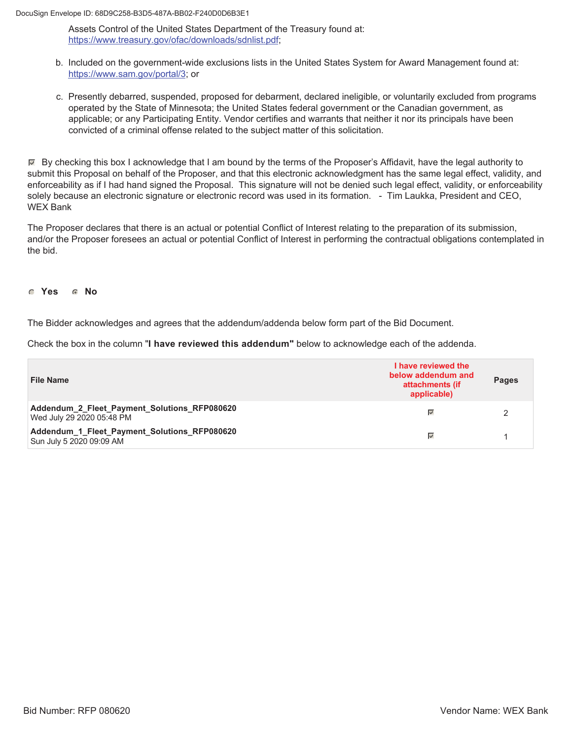Assets Control of the United States Department of the Treasury found at: https://www.treasury.gov/ofac/downloads/sdnlist.pdf;

b. Included on the government-wide exclusions lists in the United States System for Award Management found at: https://www.sam.gov/portal/3; or

c. Presently debarred, suspended, proposed for debarment, declared ineligible, or voluntarily excluded from programs operated by the State of Minnesota; the United States federal government or the Canadian government, as applicable; or any Participating Entity. Vendor certifies and warrants that neither it nor its principals have been convicted of a criminal offense related to the subject matter of this solicitation.

☑ By checking this box I acknowledge that I am bound by the terms of the Proposer's Affidavit, have the legal authority to submit this Proposal on behalf of the Proposer, and that this electronic acknowledgment has the same legal effect, validity, and enforceability as if I had hand signed the Proposal. This signature will not be denied such legal effect, validity, or enforceability solely because an electronic signature or electronic record was used in its formation. - Tim Laukka, President and CEO, WEX Bank

The Proposer declares that there is an actual or potential Conflict of Interest relating to the preparation of its submission, and/or the Proposer foresees an actual or potential Conflict of Interest in performing the contractual obligations contemplated in the bid.

○ **Yes** ◉ **No**

The Bidder acknowledges and agrees that the addendum/addenda below form part of the Bid Document.

Check the box in the column "**I have reviewed this addendum**" below to acknowledge each of the addenda.

| File Name | I have reviewed the below addendum and attachments (if applicable) | Pages |
|---|---|---|
| **Addendum_2_Fleet_Payment_Solutions_RFP080620** Wed July 29 2020 05:48 PM | ☑ | 2 |
| **Addendum_1_Fleet_Payment_Solutions_RFP080620** Sun July 5 2020 09:09 AM | ☑ | 1 |

Bid Number: RFP 080620 Vendor Name: WEX Bank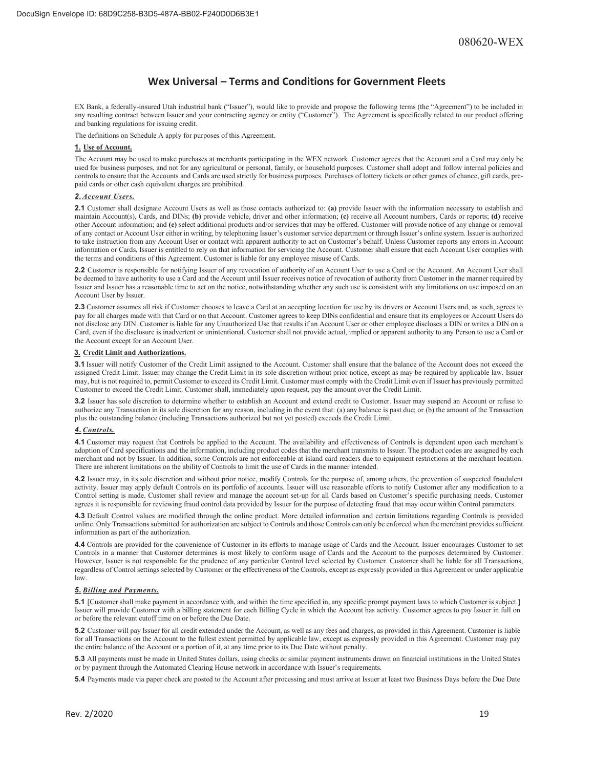## Wex Universal – Terms and Conditions for Government Fleets

EX Bank, a federally-insured Utah industrial bank ("Issuer"), would like to provide and propose the following terms (the "Agreement") to be included in any resulting contract between Issuer and your contracting agency or entity ("Customer"). The Agreement is specifically related to our product offering and banking regulations for issuing credit.

The definitions on Schedule A apply for purposes of this Agreement.

### 1. Use of Account.

The Account may be used to make purchases at merchants participating in the WEX network. Customer agrees that the Account and a Card may only be used for business purposes, and not for any agricultural or personal, family, or household purposes. Customer shall adopt and follow internal policies and controls to ensure that the Accounts and Cards are used strictly for business purposes. Purchases of lottery tickets or other games of chance, gift cards, pre-paid cards or other cash equivalent charges are prohibited.

### 2. *Account Users.*

**2.1** Customer shall designate Account Users as well as those contacts authorized to: **(a)** provide Issuer with the information necessary to establish and maintain Account(s), Cards, and DINs; **(b)** provide vehicle, driver and other information; **(c)** receive all Account numbers, Cards or reports; **(d)** receive other Account information; and **(e)** select additional products and/or services that may be offered. Customer will provide notice of any change or removal of any contact or Account User either in writing, by telephoning Issuer's customer service department or through Issuer's online system. Issuer is authorized to take instruction from any Account User or contact with apparent authority to act on Customer's behalf. Unless Customer reports any errors in Account information or Cards, Issuer is entitled to rely on that information for servicing the Account. Customer shall ensure that each Account User complies with the terms and conditions of this Agreement. Customer is liable for any employee misuse of Cards.

**2.2** Customer is responsible for notifying Issuer of any revocation of authority of an Account User to use a Card or the Account. An Account User shall be deemed to have authority to use a Card and the Account until Issuer receives notice of revocation of authority from Customer in the manner required by Issuer and Issuer has a reasonable time to act on the notice, notwithstanding whether any such use is consistent with any limitations on use imposed on an Account User by Issuer.

**2.3** Customer assumes all risk if Customer chooses to leave a Card at an accepting location for use by its drivers or Account Users and, as such, agrees to pay for all charges made with that Card or on that Account. Customer agrees to keep DINs confidential and ensure that its employees or Account Users do not disclose any DIN. Customer is liable for any Unauthorized Use that results if an Account User or other employee discloses a DIN or writes a DIN on a Card, even if the disclosure is inadvertent or unintentional. Customer shall not provide actual, implied or apparent authority to any Person to use a Card or the Account except for an Account User.

### 3. Credit Limit and Authorizations.

**3.1** Issuer will notify Customer of the Credit Limit assigned to the Account. Customer shall ensure that the balance of the Account does not exceed the assigned Credit Limit. Issuer may change the Credit Limit in its sole discretion without prior notice, except as may be required by applicable law. Issuer may, but is not required to, permit Customer to exceed its Credit Limit. Customer must comply with the Credit Limit even if Issuer has previously permitted Customer to exceed the Credit Limit. Customer shall, immediately upon request, pay the amount over the Credit Limit.

**3.2** Issuer has sole discretion to determine whether to establish an Account and extend credit to Customer. Issuer may suspend an Account or refuse to authorize any Transaction in its sole discretion for any reason, including in the event that: (a) any balance is past due; or (b) the amount of the Transaction plus the outstanding balance (including Transactions authorized but not yet posted) exceeds the Credit Limit.

### 4. *Controls.*

**4.1** Customer may request that Controls be applied to the Account. The availability and effectiveness of Controls is dependent upon each merchant's adoption of Card specifications and the information, including product codes that the merchant transmits to Issuer. The product codes are assigned by each merchant and not by Issuer. In addition, some Controls are not enforceable at island card readers due to equipment restrictions at the merchant location. There are inherent limitations on the ability of Controls to limit the use of Cards in the manner intended.

**4.2** Issuer may, in its sole discretion and without prior notice, modify Controls for the purpose of, among others, the prevention of suspected fraudulent activity. Issuer may apply default Controls on its portfolio of accounts. Issuer will use reasonable efforts to notify Customer after any modification to a Control setting is made. Customer shall review and manage the account set-up for all Cards based on Customer's specific purchasing needs. Customer agrees it is responsible for reviewing fraud control data provided by Issuer for the purpose of detecting fraud that may occur within Control parameters.

**4.3** Default Control values are modified through the online product. More detailed information and certain limitations regarding Controls is provided online. Only Transactions submitted for authorization are subject to Controls and those Controls can only be enforced when the merchant provides sufficient information as part of the authorization.

**4.4** Controls are provided for the convenience of Customer in its efforts to manage usage of Cards and the Account. Issuer encourages Customer to set Controls in a manner that Customer determines is most likely to conform usage of Cards and the Account to the purposes determined by Customer. However, Issuer is not responsible for the prudence of any particular Control level selected by Customer. Customer shall be liable for all Transactions, regardless of Control settings selected by Customer or the effectiveness of the Controls, except as expressly provided in this Agreement or under applicable law.

### 5. *Billing and Payments.*

**5.1** [Customer shall make payment in accordance with, and within the time specified in, any specific prompt payment laws to which Customer is subject.] Issuer will provide Customer with a billing statement for each Billing Cycle in which the Account has activity. Customer agrees to pay Issuer in full on or before the relevant cutoff time on or before the Due Date.

**5.2** Customer will pay Issuer for all credit extended under the Account, as well as any fees and charges, as provided in this Agreement. Customer is liable for all Transactions on the Account to the fullest extent permitted by applicable law, except as expressly provided in this Agreement. Customer may pay the entire balance of the Account or a portion of it, at any time prior to its Due Date without penalty.

**5.3** All payments must be made in United States dollars, using checks or similar payment instruments drawn on financial institutions in the United States or by payment through the Automated Clearing House network in accordance with Issuer's requirements.

**5.4** Payments made via paper check are posted to the Account after processing and must arrive at Issuer at least two Business Days before the Due Date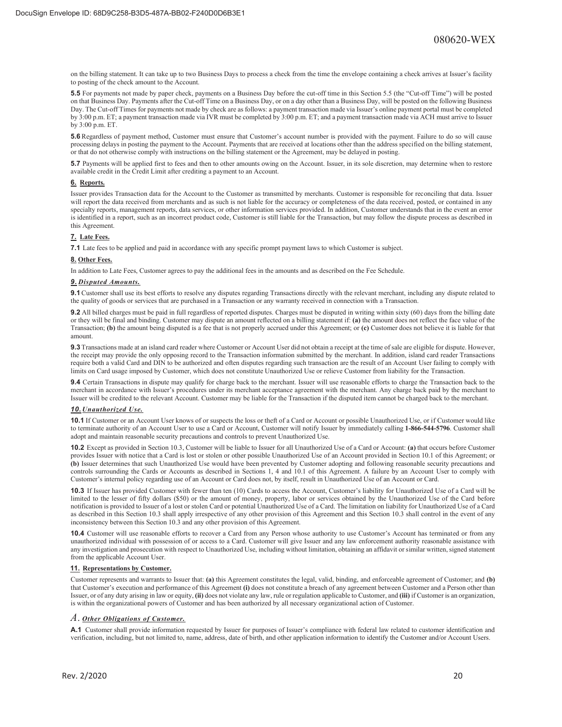on the billing statement. It can take up to two Business Days to process a check from the time the envelope containing a check arrives at Issuer's facility to posting of the check amount to the Account.

**5.5** For payments not made by paper check, payments on a Business Day before the cut-off time in this Section 5.5 (the "Cut-off Time") will be posted on that Business Day. Payments after the Cut-off Time on a Business Day, or on a day other than a Business Day, will be posted on the following Business Day. The Cut-off Times for payments not made by check are as follows: a payment transaction made via Issuer's online payment portal must be completed by 3:00 p.m. ET; a payment transaction made via IVR must be completed by 3:00 p.m. ET; and a payment transaction made via ACH must arrive to Issuer by 3:00 p.m. ET.

**5.6** Regardless of payment method, Customer must ensure that Customer's account number is provided with the payment. Failure to do so will cause processing delays in posting the payment to the Account. Payments that are received at locations other than the address specified on the billing statement, or that do not otherwise comply with instructions on the billing statement or the Agreement, may be delayed in posting.

**5.7** Payments will be applied first to fees and then to other amounts owing on the Account. Issuer, in its sole discretion, may determine when to restore available credit in the Credit Limit after crediting a payment to an Account.

## 6. Reports.

Issuer provides Transaction data for the Account to the Customer as transmitted by merchants. Customer is responsible for reconciling that data. Issuer will report the data received from merchants and as such is not liable for the accuracy or completeness of the data received, posted, or contained in any specialty reports, management reports, data services, or other information services provided. In addition, Customer understands that in the event an error is identified in a report, such as an incorrect product code, Customer is still liable for the Transaction, but may follow the dispute process as described in this Agreement.

## 7. Late Fees.

**7.1** Late fees to be applied and paid in accordance with any specific prompt payment laws to which Customer is subject.

## 8. Other Fees.

In addition to Late Fees, Customer agrees to pay the additional fees in the amounts and as described on the Fee Schedule.

## *9. Disputed Amounts.*

**9.1** Customer shall use its best efforts to resolve any disputes regarding Transactions directly with the relevant merchant, including any dispute related to the quality of goods or services that are purchased in a Transaction or any warranty received in connection with a Transaction.

**9.2** All billed charges must be paid in full regardless of reported disputes. Charges must be disputed in writing within sixty (60) days from the billing date or they will be final and binding. Customer may dispute an amount reflected on a billing statement if: **(a)** the amount does not reflect the face value of the Transaction; **(b)** the amount being disputed is a fee that is not properly accrued under this Agreement; or **(c)** Customer does not believe it is liable for that amount.

**9.3** Transactions made at an island card reader where Customer or Account User did not obtain a receipt at the time of sale are eligible for dispute. However, the receipt may provide the only opposing record to the Transaction information submitted by the merchant. In addition, island card reader Transactions require both a valid Card and DIN to be authorized and often disputes regarding such transaction are the result of an Account User failing to comply with limits on Card usage imposed by Customer, which does not constitute Unauthorized Use or relieve Customer from liability for the Transaction.

**9.4** Certain Transactions in dispute may qualify for charge back to the merchant. Issuer will use reasonable efforts to charge the Transaction back to the merchant in accordance with Issuer's procedures under its merchant acceptance agreement with the merchant. Any charge back paid by the merchant to Issuer will be credited to the relevant Account. Customer may be liable for the Transaction if the disputed item cannot be charged back to the merchant.

## *10. Unauthorized Use.*

**10.1** If Customer or an Account User knows of or suspects the loss or theft of a Card or Account or possible Unauthorized Use, or if Customer would like to terminate authority of an Account User to use a Card or Account, Customer will notify Issuer by immediately calling **1-866-544-5796**. Customer shall adopt and maintain reasonable security precautions and controls to prevent Unauthorized Use.

**10.2** Except as provided in Section 10.3, Customer will be liable to Issuer for all Unauthorized Use of a Card or Account: **(a)** that occurs before Customer provides Issuer with notice that a Card is lost or stolen or other possible Unauthorized Use of an Account provided in Section 10.1 of this Agreement; or **(b)** Issuer determines that such Unauthorized Use would have been prevented by Customer adopting and following reasonable security precautions and controls surrounding the Cards or Accounts as described in Sections 1, 4 and 10.1 of this Agreement. A failure by an Account User to comply with Customer's internal policy regarding use of an Account or Card does not, by itself, result in Unauthorized Use of an Account or Card.

**10.3** If Issuer has provided Customer with fewer than ten (10) Cards to access the Account, Customer's liability for Unauthorized Use of a Card will be limited to the lesser of fifty dollars ($50) or the amount of money, property, labor or services obtained by the Unauthorized Use of the Card before notification is provided to Issuer of a lost or stolen Card or potential Unauthorized Use of a Card. The limitation on liability for Unauthorized Use of a Card as described in this Section 10.3 shall apply irrespective of any other provision of this Agreement and this Section 10.3 shall control in the event of any inconsistency between this Section 10.3 and any other provision of this Agreement.

**10.4** Customer will use reasonable efforts to recover a Card from any Person whose authority to use Customer's Account has terminated or from any unauthorized individual with possession of or access to a Card. Customer will give Issuer and any law enforcement authority reasonable assistance with any investigation and prosecution with respect to Unauthorized Use, including without limitation, obtaining an affidavit or similar written, signed statement from the applicable Account User.

## 11. Representations by Customer.

Customer represents and warrants to Issuer that: **(a)** this Agreement constitutes the legal, valid, binding, and enforceable agreement of Customer; and **(b)** that Customer's execution and performance of this Agreement **(i)** does not constitute a breach of any agreement between Customer and a Person other than Issuer, or of any duty arising in law or equity, **(ii)** does not violate any law, rule or regulation applicable to Customer, and **(iii)** if Customer is an organization, is within the organizational powers of Customer and has been authorized by all necessary organizational action of Customer.

## *A. Other Obligations of Customer.*

**A.1** Customer shall provide information requested by Issuer for purposes of Issuer's compliance with federal law related to customer identification and verification, including, but not limited to, name, address, date of birth, and other application information to identify the Customer and/or Account Users.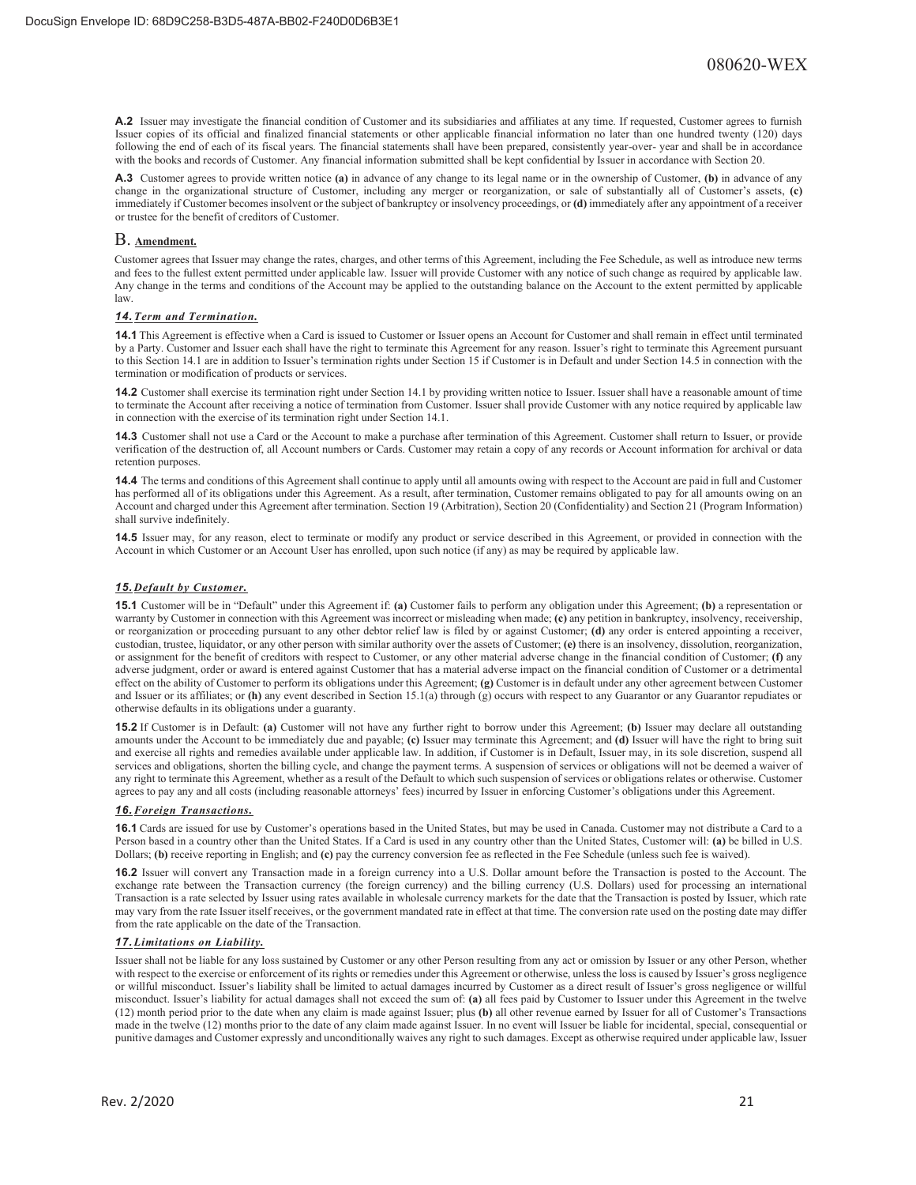**A.2** Issuer may investigate the financial condition of Customer and its subsidiaries and affiliates at any time. If requested, Customer agrees to furnish Issuer copies of its official and finalized financial statements or other applicable financial information no later than one hundred twenty (120) days following the end of each of its fiscal years. The financial statements shall have been prepared, consistently year-over- year and shall be in accordance with the books and records of Customer. Any financial information submitted shall be kept confidential by Issuer in accordance with Section 20.

**A.3** Customer agrees to provide written notice **(a)** in advance of any change to its legal name or in the ownership of Customer, **(b)** in advance of any change in the organizational structure of Customer, including any merger or reorganization, or sale of substantially all of Customer's assets, **(c)** immediately if Customer becomes insolvent or the subject of bankruptcy or insolvency proceedings, or **(d)** immediately after any appointment of a receiver or trustee for the benefit of creditors of Customer.

## B. Amendment.

Customer agrees that Issuer may change the rates, charges, and other terms of this Agreement, including the Fee Schedule, as well as introduce new terms and fees to the fullest extent permitted under applicable law. Issuer will provide Customer with any notice of such change as required by applicable law. Any change in the terms and conditions of the Account may be applied to the outstanding balance on the Account to the extent permitted by applicable law.

### *14. Term and Termination.*

**14.1** This Agreement is effective when a Card is issued to Customer or Issuer opens an Account for Customer and shall remain in effect until terminated by a Party. Customer and Issuer each shall have the right to terminate this Agreement for any reason. Issuer's right to terminate this Agreement pursuant to this Section 14.1 are in addition to Issuer's termination rights under Section 15 if Customer is in Default and under Section 14.5 in connection with the termination or modification of products or services.

**14.2** Customer shall exercise its termination right under Section 14.1 by providing written notice to Issuer. Issuer shall have a reasonable amount of time to terminate the Account after receiving a notice of termination from Customer. Issuer shall provide Customer with any notice required by applicable law in connection with the exercise of its termination right under Section 14.1.

**14.3** Customer shall not use a Card or the Account to make a purchase after termination of this Agreement. Customer shall return to Issuer, or provide verification of the destruction of, all Account numbers or Cards. Customer may retain a copy of any records or Account information for archival or data retention purposes.

**14.4** The terms and conditions of this Agreement shall continue to apply until all amounts owing with respect to the Account are paid in full and Customer has performed all of its obligations under this Agreement. As a result, after termination, Customer remains obligated to pay for all amounts owing on an Account and charged under this Agreement after termination. Section 19 (Arbitration), Section 20 (Confidentiality) and Section 21 (Program Information) shall survive indefinitely.

**14.5** Issuer may, for any reason, elect to terminate or modify any product or service described in this Agreement, or provided in connection with the Account in which Customer or an Account User has enrolled, upon such notice (if any) as may be required by applicable law.

### *15. Default by Customer.*

**15.1** Customer will be in "Default" under this Agreement if: **(a)** Customer fails to perform any obligation under this Agreement; **(b)** a representation or warranty by Customer in connection with this Agreement was incorrect or misleading when made; **(c)** any petition in bankruptcy, insolvency, receivership, or reorganization or proceeding pursuant to any other debtor relief law is filed by or against Customer; **(d)** any order is entered appointing a receiver, custodian, trustee, liquidator, or any other person with similar authority over the assets of Customer; **(e)** there is an insolvency, dissolution, reorganization, or assignment for the benefit of creditors with respect to Customer, or any other material adverse change in the financial condition of Customer; **(f)** any adverse judgment, order or award is entered against Customer that has a material adverse impact on the financial condition of Customer or a detrimental effect on the ability of Customer to perform its obligations under this Agreement; **(g)** Customer is in default under any other agreement between Customer and Issuer or its affiliates; or **(h)** any event described in Section 15.1(a) through (g) occurs with respect to any Guarantor or any Guarantor repudiates or otherwise defaults in its obligations under a guaranty.

**15.2** If Customer is in Default: **(a)** Customer will not have any further right to borrow under this Agreement; **(b)** Issuer may declare all outstanding amounts under the Account to be immediately due and payable; **(c)** Issuer may terminate this Agreement; and **(d)** Issuer will have the right to bring suit and exercise all rights and remedies available under applicable law. In addition, if Customer is in Default, Issuer may, in its sole discretion, suspend all services and obligations, shorten the billing cycle, and change the payment terms. A suspension of services or obligations will not be deemed a waiver of any right to terminate this Agreement, whether as a result of the Default to which such suspension of services or obligations relates or otherwise. Customer agrees to pay any and all costs (including reasonable attorneys' fees) incurred by Issuer in enforcing Customer's obligations under this Agreement.

### *16. Foreign Transactions.*

**16.1** Cards are issued for use by Customer's operations based in the United States, but may be used in Canada. Customer may not distribute a Card to a Person based in a country other than the United States. If a Card is used in any country other than the United States, Customer will: **(a)** be billed in U.S. Dollars; **(b)** receive reporting in English; and **(c)** pay the currency conversion fee as reflected in the Fee Schedule (unless such fee is waived).

**16.2** Issuer will convert any Transaction made in a foreign currency into a U.S. Dollar amount before the Transaction is posted to the Account. The exchange rate between the Transaction currency (the foreign currency) and the billing currency (U.S. Dollars) used for processing an international Transaction is a rate selected by Issuer using rates available in wholesale currency markets for the date that the Transaction is posted by Issuer, which rate may vary from the rate Issuer itself receives, or the government mandated rate in effect at that time. The conversion rate used on the posting date may differ from the rate applicable on the date of the Transaction.

### *17. Limitations on Liability.*

Issuer shall not be liable for any loss sustained by Customer or any other Person resulting from any act or omission by Issuer or any other Person, whether with respect to the exercise or enforcement of its rights or remedies under this Agreement or otherwise, unless the loss is caused by Issuer's gross negligence or willful misconduct. Issuer's liability shall be limited to actual damages incurred by Customer as a direct result of Issuer's gross negligence or willful misconduct. Issuer's liability for actual damages shall not exceed the sum of: **(a)** all fees paid by Customer to Issuer under this Agreement in the twelve (12) month period prior to the date when any claim is made against Issuer; plus **(b)** all other revenue earned by Issuer for all of Customer's Transactions made in the twelve (12) months prior to the date of any claim made against Issuer. In no event will Issuer be liable for incidental, special, consequential or punitive damages and Customer expressly and unconditionally waives any right to such damages. Except as otherwise required under applicable law, Issuer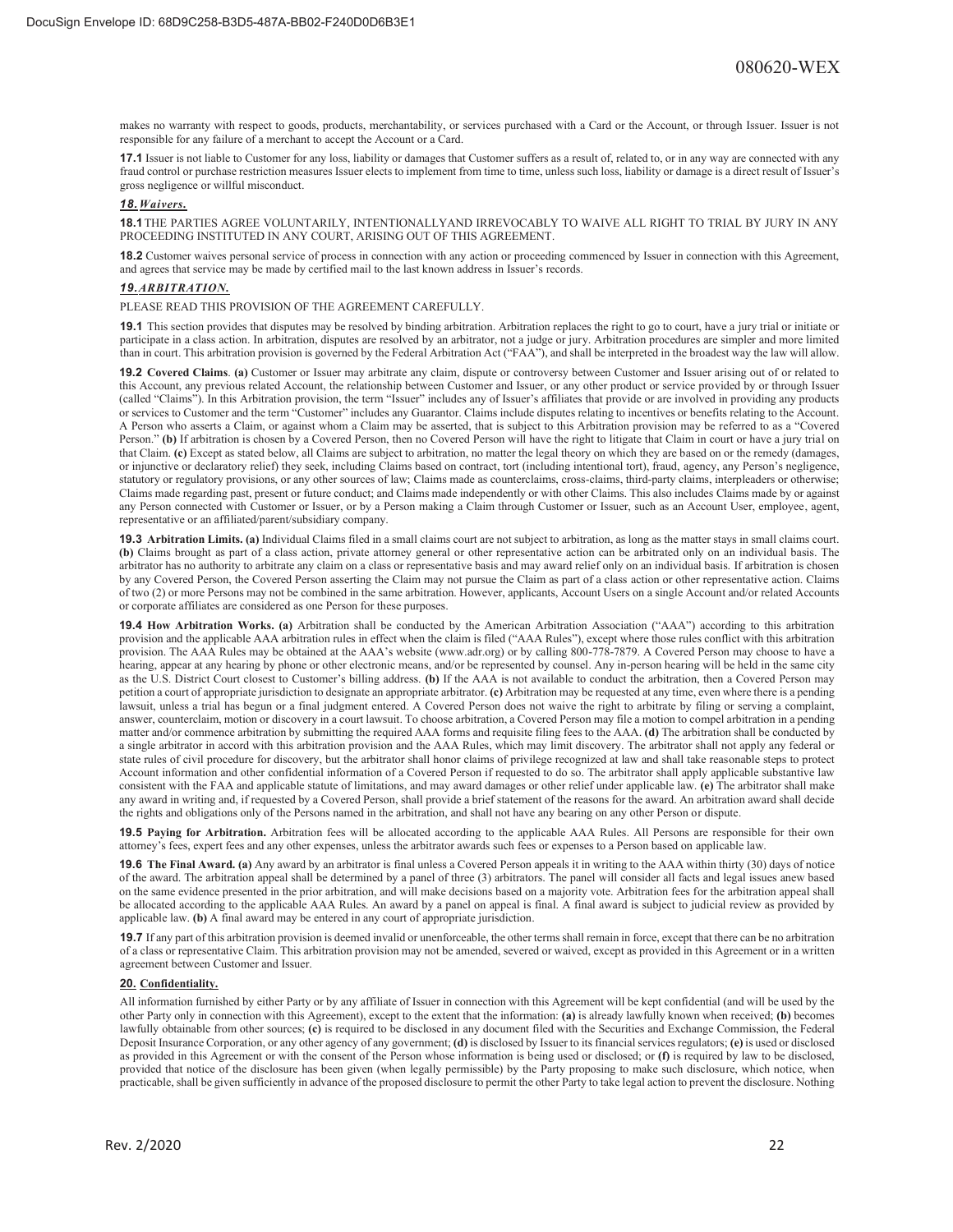makes no warranty with respect to goods, products, merchantability, or services purchased with a Card or the Account, or through Issuer. Issuer is not responsible for any failure of a merchant to accept the Account or a Card.

**17.1** Issuer is not liable to Customer for any loss, liability or damages that Customer suffers as a result of, related to, or in any way are connected with any fraud control or purchase restriction measures Issuer elects to implement from time to time, unless such loss, liability or damage is a direct result of Issuer's gross negligence or willful misconduct.

***18. Waivers.***

**18.1** THE PARTIES AGREE VOLUNTARILY, INTENTIONALLYAND IRREVOCABLY TO WAIVE ALL RIGHT TO TRIAL BY JURY IN ANY PROCEEDING INSTITUTED IN ANY COURT, ARISING OUT OF THIS AGREEMENT.

**18.2** Customer waives personal service of process in connection with any action or proceeding commenced by Issuer in connection with this Agreement, and agrees that service may be made by certified mail to the last known address in Issuer's records.

***19. ARBITRATION.***

PLEASE READ THIS PROVISION OF THE AGREEMENT CAREFULLY.

**19.1** This section provides that disputes may be resolved by binding arbitration. Arbitration replaces the right to go to court, have a jury trial or initiate or participate in a class action. In arbitration, disputes are resolved by an arbitrator, not a judge or jury. Arbitration procedures are simpler and more limited than in court. This arbitration provision is governed by the Federal Arbitration Act ("FAA"), and shall be interpreted in the broadest way the law will allow.

**19.2 Covered Claims**. **(a)** Customer or Issuer may arbitrate any claim, dispute or controversy between Customer and Issuer arising out of or related to this Account, any previous related Account, the relationship between Customer and Issuer, or any other product or service provided by or through Issuer (called "Claims"). In this Arbitration provision, the term "Issuer" includes any of Issuer's affiliates that provide or are involved in providing any products or services to Customer and the term "Customer" includes any Guarantor. Claims include disputes relating to incentives or benefits relating to the Account. A Person who asserts a Claim, or against whom a Claim may be asserted, that is subject to this Arbitration provision may be referred to as a "Covered Person." **(b)** If arbitration is chosen by a Covered Person, then no Covered Person will have the right to litigate that Claim in court or have a jury trial on that Claim. **(c)** Except as stated below, all Claims are subject to arbitration, no matter the legal theory on which they are based on or the remedy (damages, or injunctive or declaratory relief) they seek, including Claims based on contract, tort (including intentional tort), fraud, agency, any Person's negligence, statutory or regulatory provisions, or any other sources of law; Claims made as counterclaims, cross-claims, third-party claims, interpleaders or otherwise; Claims made regarding past, present or future conduct; and Claims made independently or with other Claims. This also includes Claims made by or against any Person connected with Customer or Issuer, or by a Person making a Claim through Customer or Issuer, such as an Account User, employee, agent, representative or an affiliated/parent/subsidiary company.

**19.3 Arbitration Limits. (a)** Individual Claims filed in a small claims court are not subject to arbitration, as long as the matter stays in small claims court. **(b)** Claims brought as part of a class action, private attorney general or other representative action can be arbitrated only on an individual basis. The arbitrator has no authority to arbitrate any claim on a class or representative basis and may award relief only on an individual basis. If arbitration is chosen by any Covered Person, the Covered Person asserting the Claim may not pursue the Claim as part of a class action or other representative action. Claims of two (2) or more Persons may not be combined in the same arbitration. However, applicants, Account Users on a single Account and/or related Accounts or corporate affiliates are considered as one Person for these purposes.

**19.4 How Arbitration Works. (a)** Arbitration shall be conducted by the American Arbitration Association ("AAA") according to this arbitration provision and the applicable AAA arbitration rules in effect when the claim is filed ("AAA Rules"), except where those rules conflict with this arbitration provision. The AAA Rules may be obtained at the AAA's website (www.adr.org) or by calling 800-778-7879. A Covered Person may choose to have a hearing, appear at any hearing by phone or other electronic means, and/or be represented by counsel. Any in-person hearing will be held in the same city as the U.S. District Court closest to Customer's billing address. **(b)** If the AAA is not available to conduct the arbitration, then a Covered Person may petition a court of appropriate jurisdiction to designate an appropriate arbitrator. **(c)** Arbitration may be requested at any time, even where there is a pending lawsuit, unless a trial has begun or a final judgment entered. A Covered Person does not waive the right to arbitrate by filing or serving a complaint, answer, counterclaim, motion or discovery in a court lawsuit. To choose arbitration, a Covered Person may file a motion to compel arbitration in a pending matter and/or commence arbitration by submitting the required AAA forms and requisite filing fees to the AAA. **(d)** The arbitration shall be conducted by a single arbitrator in accord with this arbitration provision and the AAA Rules, which may limit discovery. The arbitrator shall not apply any federal or state rules of civil procedure for discovery, but the arbitrator shall honor claims of privilege recognized at law and shall take reasonable steps to protect Account information and other confidential information of a Covered Person if requested to do so. The arbitrator shall apply applicable substantive law consistent with the FAA and applicable statute of limitations, and may award damages or other relief under applicable law. **(e)** The arbitrator shall make any award in writing and, if requested by a Covered Person, shall provide a brief statement of the reasons for the award. An arbitration award shall decide the rights and obligations only of the Persons named in the arbitration, and shall not have any bearing on any other Person or dispute.

**19.5 Paying for Arbitration.** Arbitration fees will be allocated according to the applicable AAA Rules. All Persons are responsible for their own attorney's fees, expert fees and any other expenses, unless the arbitrator awards such fees or expenses to a Person based on applicable law.

**19.6 The Final Award. (a)** Any award by an arbitrator is final unless a Covered Person appeals it in writing to the AAA within thirty (30) days of notice of the award. The arbitration appeal shall be determined by a panel of three (3) arbitrators. The panel will consider all facts and legal issues anew based on the same evidence presented in the prior arbitration, and will make decisions based on a majority vote. Arbitration fees for the arbitration appeal shall be allocated according to the applicable AAA Rules. An award by a panel on appeal is final. A final award is subject to judicial review as provided by applicable law. **(b)** A final award may be entered in any court of appropriate jurisdiction.

**19.7** If any part of this arbitration provision is deemed invalid or unenforceable, the other terms shall remain in force, except that there can be no arbitration of a class or representative Claim. This arbitration provision may not be amended, severed or waived, except as provided in this Agreement or in a written agreement between Customer and Issuer.

**20. Confidentiality.**

All information furnished by either Party or by any affiliate of Issuer in connection with this Agreement will be kept confidential (and will be used by the other Party only in connection with this Agreement), except to the extent that the information: **(a)** is already lawfully known when received; **(b)** becomes lawfully obtainable from other sources; **(c)** is required to be disclosed in any document filed with the Securities and Exchange Commission, the Federal Deposit Insurance Corporation, or any other agency of any government; **(d)** is disclosed by Issuer to its financial services regulators; **(e)** is used or disclosed as provided in this Agreement or with the consent of the Person whose information is being used or disclosed; or **(f)** is required by law to be disclosed, provided that notice of the disclosure has been given (when legally permissible) by the Party proposing to make such disclosure, which notice, when practicable, shall be given sufficiently in advance of the proposed disclosure to permit the other Party to take legal action to prevent the disclosure. Nothing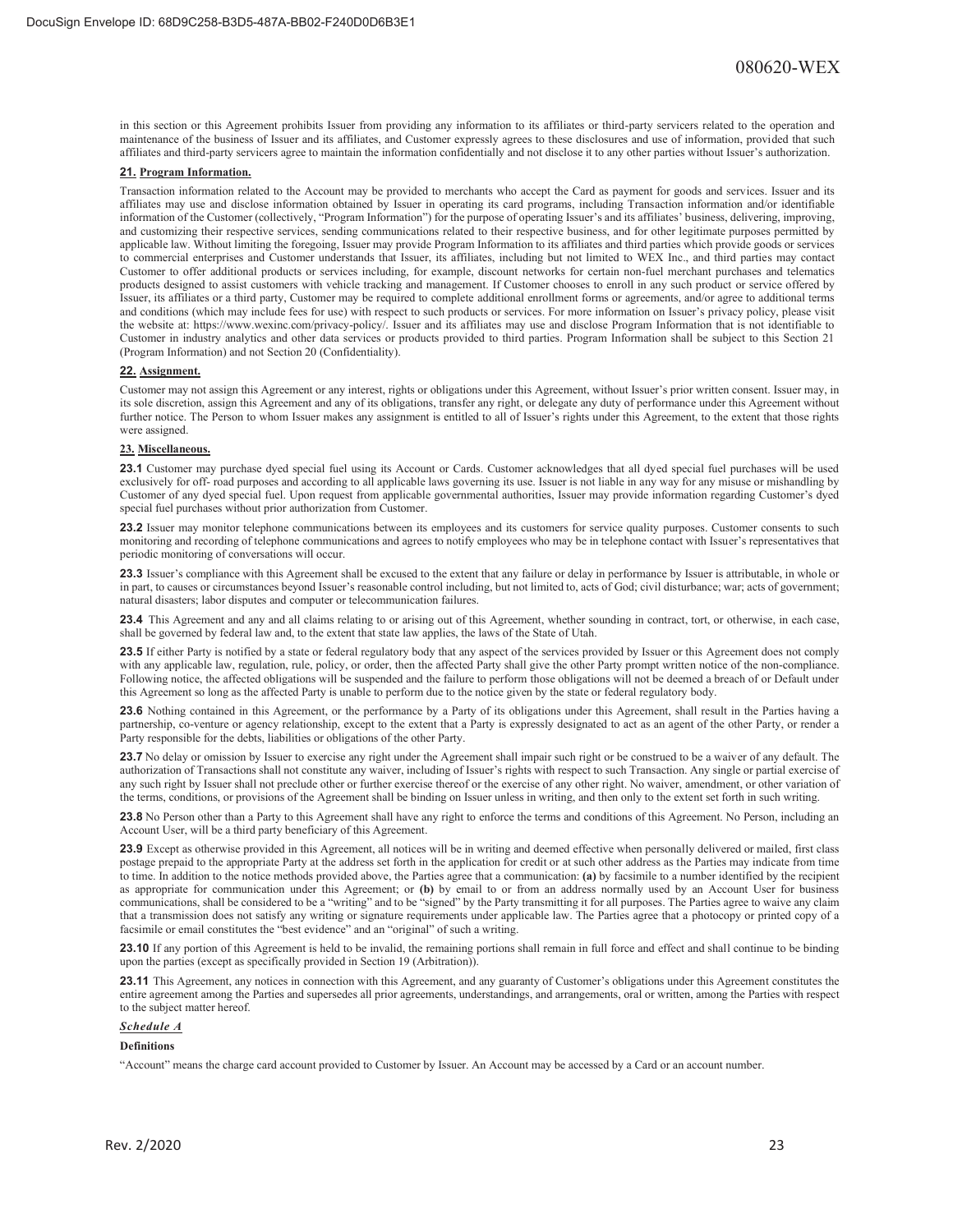in this section or this Agreement prohibits Issuer from providing any information to its affiliates or third-party servicers related to the operation and maintenance of the business of Issuer and its affiliates, and Customer expressly agrees to these disclosures and use of information, provided that such affiliates and third-party servicers agree to maintain the information confidentially and not disclose it to any other parties without Issuer's authorization.

## 21. Program Information.

Transaction information related to the Account may be provided to merchants who accept the Card as payment for goods and services. Issuer and its affiliates may use and disclose information obtained by Issuer in operating its card programs, including Transaction information and/or identifiable information of the Customer (collectively, "Program Information") for the purpose of operating Issuer's and its affiliates' business, delivering, improving, and customizing their respective services, sending communications related to their respective business, and for other legitimate purposes permitted by applicable law. Without limiting the foregoing, Issuer may provide Program Information to its affiliates and third parties which provide goods or services to commercial enterprises and Customer understands that Issuer, its affiliates, including but not limited to WEX Inc., and third parties may contact Customer to offer additional products or services including, for example, discount networks for certain non-fuel merchant purchases and telematics products designed to assist customers with vehicle tracking and management. If Customer chooses to enroll in any such product or service offered by Issuer, its affiliates or a third party, Customer may be required to complete additional enrollment forms or agreements, and/or agree to additional terms and conditions (which may include fees for use) with respect to such products or services. For more information on Issuer's privacy policy, please visit the website at: https://www.wexinc.com/privacy-policy/. Issuer and its affiliates may use and disclose Program Information that is not identifiable to Customer in industry analytics and other data services or products provided to third parties. Program Information shall be subject to this Section 21 (Program Information) and not Section 20 (Confidentiality).

## 22. Assignment.

Customer may not assign this Agreement or any interest, rights or obligations under this Agreement, without Issuer's prior written consent. Issuer may, in its sole discretion, assign this Agreement and any of its obligations, transfer any right, or delegate any duty of performance under this Agreement without further notice. The Person to whom Issuer makes any assignment is entitled to all of Issuer's rights under this Agreement, to the extent that those rights were assigned.

## 23. Miscellaneous.

**23.1** Customer may purchase dyed special fuel using its Account or Cards. Customer acknowledges that all dyed special fuel purchases will be used exclusively for off- road purposes and according to all applicable laws governing its use. Issuer is not liable in any way for any misuse or mishandling by Customer of any dyed special fuel. Upon request from applicable governmental authorities, Issuer may provide information regarding Customer's dyed special fuel purchases without prior authorization from Customer.

**23.2** Issuer may monitor telephone communications between its employees and its customers for service quality purposes. Customer consents to such monitoring and recording of telephone communications and agrees to notify employees who may be in telephone contact with Issuer's representatives that periodic monitoring of conversations will occur.

**23.3** Issuer's compliance with this Agreement shall be excused to the extent that any failure or delay in performance by Issuer is attributable, in whole or in part, to causes or circumstances beyond Issuer's reasonable control including, but not limited to, acts of God; civil disturbance; war; acts of government; natural disasters; labor disputes and computer or telecommunication failures.

**23.4** This Agreement and any and all claims relating to or arising out of this Agreement, whether sounding in contract, tort, or otherwise, in each case, shall be governed by federal law and, to the extent that state law applies, the laws of the State of Utah.

**23.5** If either Party is notified by a state or federal regulatory body that any aspect of the services provided by Issuer or this Agreement does not comply with any applicable law, regulation, rule, policy, or order, then the affected Party shall give the other Party prompt written notice of the non-compliance. Following notice, the affected obligations will be suspended and the failure to perform those obligations will not be deemed a breach of or Default under this Agreement so long as the affected Party is unable to perform due to the notice given by the state or federal regulatory body.

**23.6** Nothing contained in this Agreement, or the performance by a Party of its obligations under this Agreement, shall result in the Parties having a partnership, co-venture or agency relationship, except to the extent that a Party is expressly designated to act as an agent of the other Party, or render a Party responsible for the debts, liabilities or obligations of the other Party.

**23.7** No delay or omission by Issuer to exercise any right under the Agreement shall impair such right or be construed to be a waiver of any default. The authorization of Transactions shall not constitute any waiver, including of Issuer's rights with respect to such Transaction. Any single or partial exercise of any such right by Issuer shall not preclude other or further exercise thereof or the exercise of any other right. No waiver, amendment, or other variation of the terms, conditions, or provisions of the Agreement shall be binding on Issuer unless in writing, and then only to the extent set forth in such writing.

**23.8** No Person other than a Party to this Agreement shall have any right to enforce the terms and conditions of this Agreement. No Person, including an Account User, will be a third party beneficiary of this Agreement.

**23.9** Except as otherwise provided in this Agreement, all notices will be in writing and deemed effective when personally delivered or mailed, first class postage prepaid to the appropriate Party at the address set forth in the application for credit or at such other address as the Parties may indicate from time to time. In addition to the notice methods provided above, the Parties agree that a communication: **(a)** by facsimile to a number identified by the recipient as appropriate for communication under this Agreement; or **(b)** by email to or from an address normally used by an Account User for business communications, shall be considered to be a "writing" and to be "signed" by the Party transmitting it for all purposes. The Parties agree to waive any claim that a transmission does not satisfy any writing or signature requirements under applicable law. The Parties agree that a photocopy or printed copy of a facsimile or email constitutes the "best evidence" and an "original" of such a writing.

**23.10** If any portion of this Agreement is held to be invalid, the remaining portions shall remain in full force and effect and shall continue to be binding upon the parties (except as specifically provided in Section 19 (Arbitration)).

**23.11** This Agreement, any notices in connection with this Agreement, and any guaranty of Customer's obligations under this Agreement constitutes the entire agreement among the Parties and supersedes all prior agreements, understandings, and arrangements, oral or written, among the Parties with respect to the subject matter hereof.

## *Schedule A*

### Definitions

"Account" means the charge card account provided to Customer by Issuer. An Account may be accessed by a Card or an account number.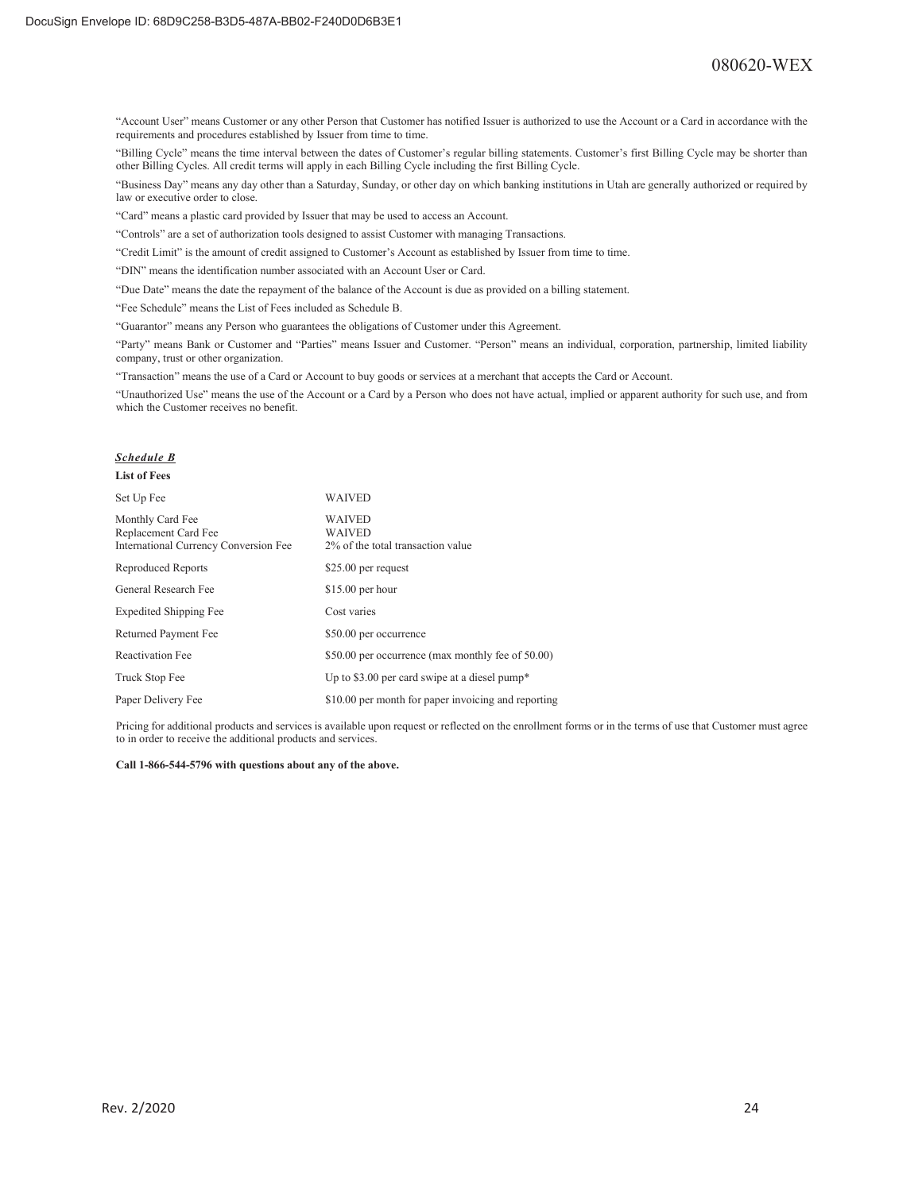"Account User" means Customer or any other Person that Customer has notified Issuer is authorized to use the Account or a Card in accordance with the requirements and procedures established by Issuer from time to time.

"Billing Cycle" means the time interval between the dates of Customer's regular billing statements. Customer's first Billing Cycle may be shorter than other Billing Cycles. All credit terms will apply in each Billing Cycle including the first Billing Cycle.

"Business Day" means any day other than a Saturday, Sunday, or other day on which banking institutions in Utah are generally authorized or required by law or executive order to close.

"Card" means a plastic card provided by Issuer that may be used to access an Account.

"Controls" are a set of authorization tools designed to assist Customer with managing Transactions.

"Credit Limit" is the amount of credit assigned to Customer's Account as established by Issuer from time to time.

"DIN" means the identification number associated with an Account User or Card.

"Due Date" means the date the repayment of the balance of the Account is due as provided on a billing statement.

"Fee Schedule" means the List of Fees included as Schedule B.

"Guarantor" means any Person who guarantees the obligations of Customer under this Agreement.

"Party" means Bank or Customer and "Parties" means Issuer and Customer. "Person" means an individual, corporation, partnership, limited liability company, trust or other organization.

"Transaction" means the use of a Card or Account to buy goods or services at a merchant that accepts the Card or Account.

"Unauthorized Use" means the use of the Account or a Card by a Person who does not have actual, implied or apparent authority for such use, and from which the Customer receives no benefit.

***Schedule B***

**List of Fees**

| | |
|---|---|
| Set Up Fee | WAIVED |
| Monthly Card Fee | WAIVED |
| Replacement Card Fee | WAIVED |
| International Currency Conversion Fee | 2% of the total transaction value |
| Reproduced Reports | $25.00 per request |
| General Research Fee | $15.00 per hour |
| Expedited Shipping Fee | Cost varies |
| Returned Payment Fee | $50.00 per occurrence |
| Reactivation Fee | $50.00 per occurrence (max monthly fee of 50.00) |
| Truck Stop Fee | Up to $3.00 per card swipe at a diesel pump* |
| Paper Delivery Fee | $10.00 per month for paper invoicing and reporting |

Pricing for additional products and services is available upon request or reflected on the enrollment forms or in the terms of use that Customer must agree to in order to receive the additional products and services.

**Call 1-866-544-5796 with questions about any of the above.**